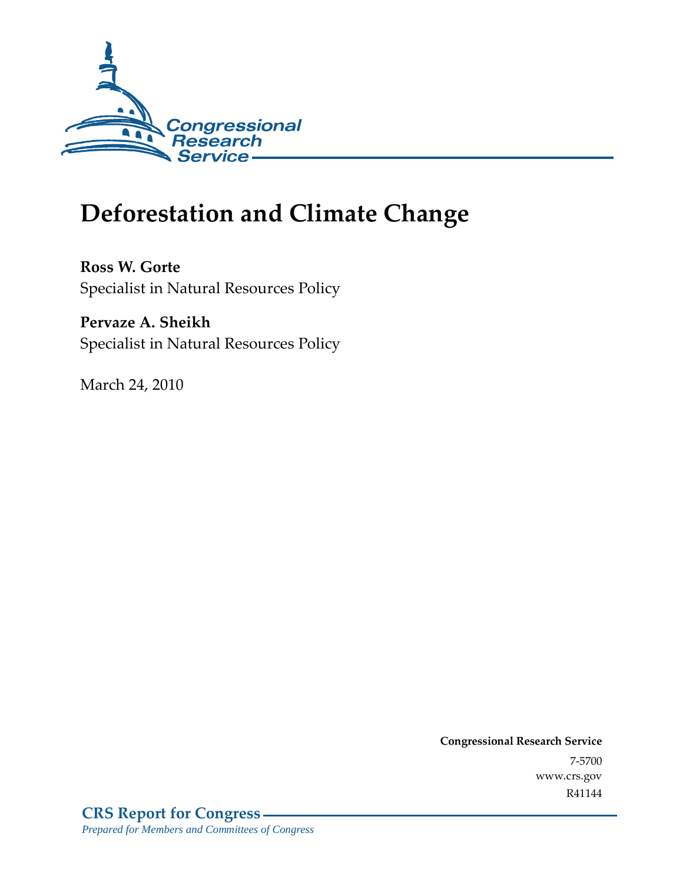# Deforestation and Climate Change

**Ross W. Gorte**
Specialist in Natural Resources Policy

**Pervaze A. Sheikh**
Specialist in Natural Resources Policy

March 24, 2010

**Congressional Research Service**
7-5700
www.crs.gov
R41144

**CRS Report for Congress**
*Prepared for Members and Committees of Congress*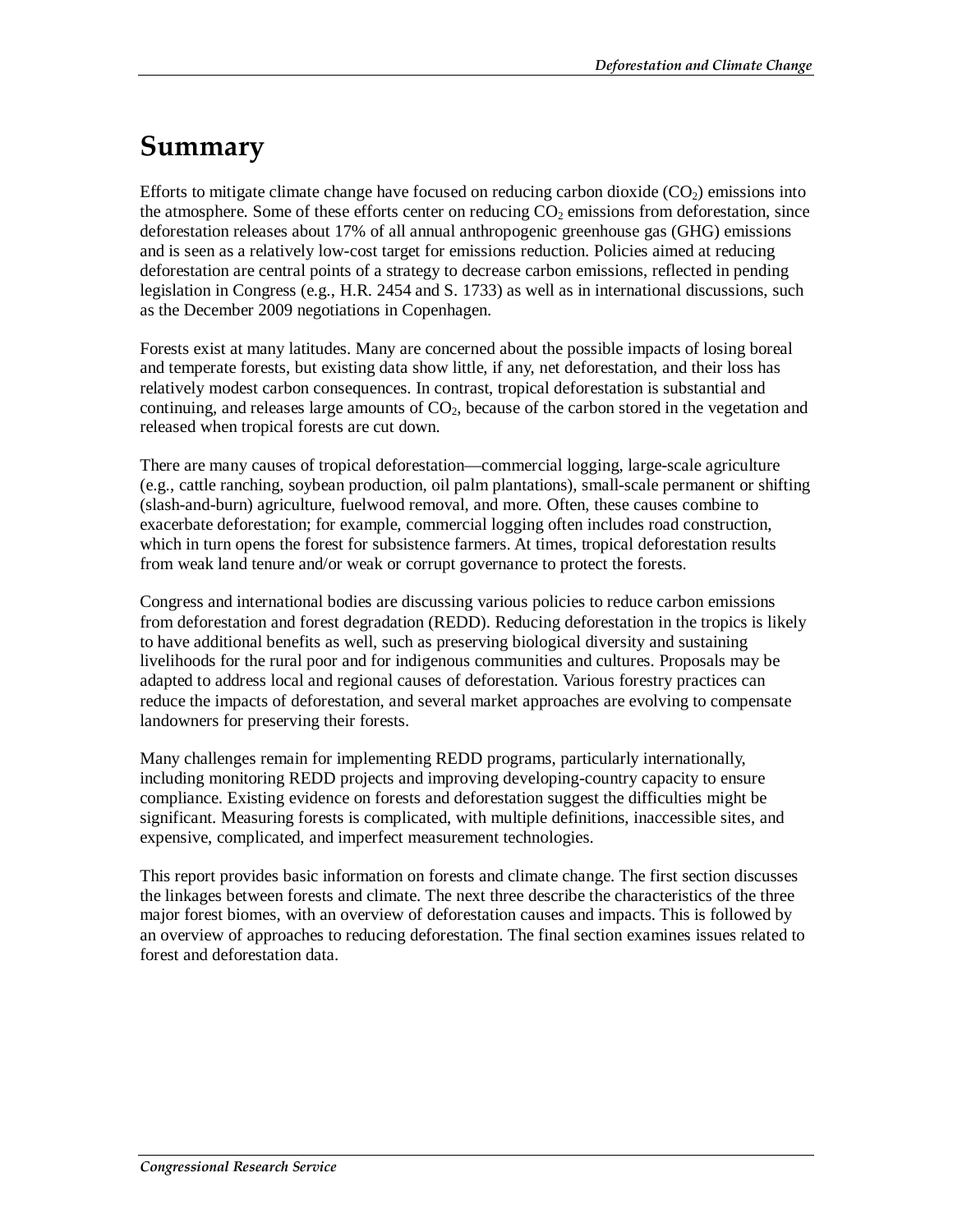# Summary

Efforts to mitigate climate change have focused on reducing carbon dioxide ($CO_2$) emissions into the atmosphere. Some of these efforts center on reducing $CO_2$ emissions from deforestation, since deforestation releases about 17% of all annual anthropogenic greenhouse gas (GHG) emissions and is seen as a relatively low-cost target for emissions reduction. Policies aimed at reducing deforestation are central points of a strategy to decrease carbon emissions, reflected in pending legislation in Congress (e.g., H.R. 2454 and S. 1733) as well as in international discussions, such as the December 2009 negotiations in Copenhagen.

Forests exist at many latitudes. Many are concerned about the possible impacts of losing boreal and temperate forests, but existing data show little, if any, net deforestation, and their loss has relatively modest carbon consequences. In contrast, tropical deforestation is substantial and continuing, and releases large amounts of $CO_2$, because of the carbon stored in the vegetation and released when tropical forests are cut down.

There are many causes of tropical deforestation—commercial logging, large-scale agriculture (e.g., cattle ranching, soybean production, oil palm plantations), small-scale permanent or shifting (slash-and-burn) agriculture, fuelwood removal, and more. Often, these causes combine to exacerbate deforestation; for example, commercial logging often includes road construction, which in turn opens the forest for subsistence farmers. At times, tropical deforestation results from weak land tenure and/or weak or corrupt governance to protect the forests.

Congress and international bodies are discussing various policies to reduce carbon emissions from deforestation and forest degradation (REDD). Reducing deforestation in the tropics is likely to have additional benefits as well, such as preserving biological diversity and sustaining livelihoods for the rural poor and for indigenous communities and cultures. Proposals may be adapted to address local and regional causes of deforestation. Various forestry practices can reduce the impacts of deforestation, and several market approaches are evolving to compensate landowners for preserving their forests.

Many challenges remain for implementing REDD programs, particularly internationally, including monitoring REDD projects and improving developing-country capacity to ensure compliance. Existing evidence on forests and deforestation suggest the difficulties might be significant. Measuring forests is complicated, with multiple definitions, inaccessible sites, and expensive, complicated, and imperfect measurement technologies.

This report provides basic information on forests and climate change. The first section discusses the linkages between forests and climate. The next three describe the characteristics of the three major forest biomes, with an overview of deforestation causes and impacts. This is followed by an overview of approaches to reducing deforestation. The final section examines issues related to forest and deforestation data.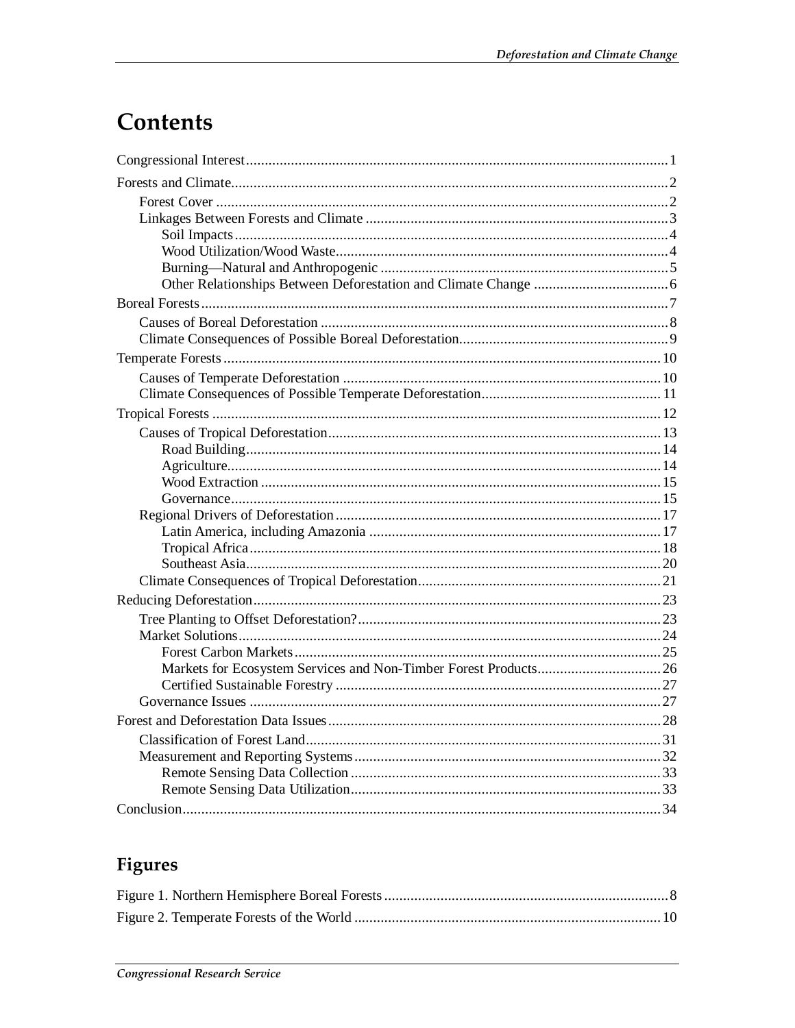# Contents

Congressional Interest ........................................................................................................... 1

Forests and Climate .................................................................................................................. 2

- Forest Cover ........................................................................................................................ 2
- Linkages Between Forests and Climate ................................................................................ 3
  - Soil Impacts ..................................................................................................................... 4
  - Wood Utilization/Wood Waste ......................................................................................... 4
  - Burning—Natural and Anthropogenic ............................................................................... 5
  - Other Relationships Between Deforestation and Climate Change ..................................... 6

Boreal Forests ............................................................................................................................ 7

- Causes of Boreal Deforestation ............................................................................................. 8
- Climate Consequences of Possible Boreal Deforestation ........................................................ 9

Temperate Forests .................................................................................................................... 10

- Causes of Temperate Deforestation ..................................................................................... 10
- Climate Consequences of Possible Temperate Deforestation ................................................ 11

Tropical Forests ....................................................................................................................... 12

- Causes of Tropical Deforestation ......................................................................................... 13
  - Road Building ................................................................................................................ 14
  - Agriculture .................................................................................................................... 14
  - Wood Extraction ............................................................................................................ 15
  - Governance .................................................................................................................... 15
- Regional Drivers of Deforestation ....................................................................................... 17
  - Latin America, including Amazonia ............................................................................... 17
  - Tropical Africa ............................................................................................................... 18
  - Southeast Asia ................................................................................................................ 20
- Climate Consequences of Tropical Deforestation ................................................................. 21

Reducing Deforestation ............................................................................................................ 23

- Tree Planting to Offset Deforestation? ................................................................................. 23
- Market Solutions ................................................................................................................. 24
  - Forest Carbon Markets ................................................................................................... 25
  - Markets for Ecosystem Services and Non-Timber Forest Products ................................. 26
  - Certified Sustainable Forestry ........................................................................................ 27
- Governance Issues .............................................................................................................. 27

Forest and Deforestation Data Issues ........................................................................................ 28

- Classification of Forest Land ............................................................................................... 31
- Measurement and Reporting Systems .................................................................................. 32
  - Remote Sensing Data Collection ..................................................................................... 33
  - Remote Sensing Data Utilization .................................................................................... 33

Conclusion ............................................................................................................................... 34

# Figures

Figure 1. Northern Hemisphere Boreal Forests ............................................................................ 8

Figure 2. Temperate Forests of the World .................................................................................. 10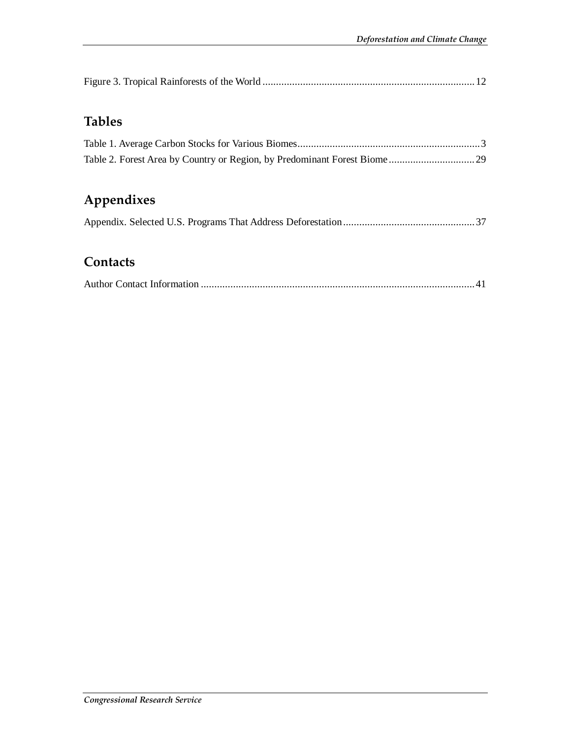Figure 3. Tropical Rainforests of the World ............................................................................... 12

## Tables

Table 1. Average Carbon Stocks for Various Biomes .................................................................... 3

Table 2. Forest Area by Country or Region, by Predominant Forest Biome ................................ 29

## Appendixes

Appendix. Selected U.S. Programs That Address Deforestation ................................................. 37

## Contacts

Author Contact Information ....................................................................................................... 41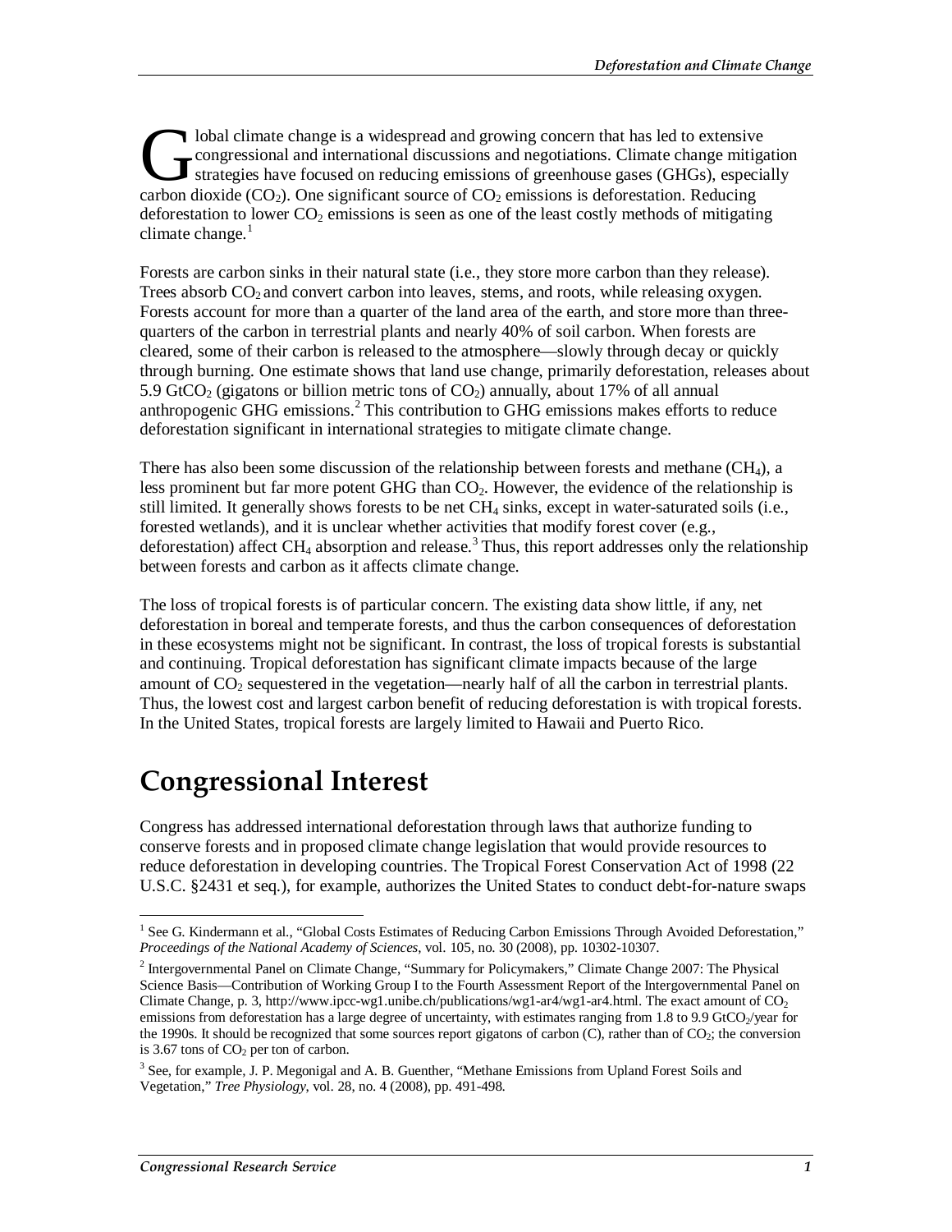Global climate change is a widespread and growing concern that has led to extensive congressional and international discussions and negotiations. Climate change mitigation strategies have focused on reducing emissions of greenhouse gases (GHGs), especially carbon dioxide ($CO_2$). One significant source of $CO_2$ emissions is deforestation. Reducing deforestation to lower $CO_2$ emissions is seen as one of the least costly methods of mitigating climate change.[1]

Forests are carbon sinks in their natural state (i.e., they store more carbon than they release). Trees absorb $CO_2$ and convert carbon into leaves, stems, and roots, while releasing oxygen. Forests account for more than a quarter of the land area of the earth, and store more than three-quarters of the carbon in terrestrial plants and nearly 40% of soil carbon. When forests are cleared, some of their carbon is released to the atmosphere—slowly through decay or quickly through burning. One estimate shows that land use change, primarily deforestation, releases about 5.9 $GtCO_2$ (gigatons or billion metric tons of $CO_2$) annually, about 17% of all annual anthropogenic GHG emissions.[2] This contribution to GHG emissions makes efforts to reduce deforestation significant in international strategies to mitigate climate change.

There has also been some discussion of the relationship between forests and methane ($CH_4$), a less prominent but far more potent GHG than $CO_2$. However, the evidence of the relationship is still limited. It generally shows forests to be net $CH_4$ sinks, except in water-saturated soils (i.e., forested wetlands), and it is unclear whether activities that modify forest cover (e.g., deforestation) affect $CH_4$ absorption and release.[3] Thus, this report addresses only the relationship between forests and carbon as it affects climate change.

The loss of tropical forests is of particular concern. The existing data show little, if any, net deforestation in boreal and temperate forests, and thus the carbon consequences of deforestation in these ecosystems might not be significant. In contrast, the loss of tropical forests is substantial and continuing. Tropical deforestation has significant climate impacts because of the large amount of $CO_2$ sequestered in the vegetation—nearly half of all the carbon in terrestrial plants. Thus, the lowest cost and largest carbon benefit of reducing deforestation is with tropical forests. In the United States, tropical forests are largely limited to Hawaii and Puerto Rico.

# Congressional Interest

Congress has addressed international deforestation through laws that authorize funding to conserve forests and in proposed climate change legislation that would provide resources to reduce deforestation in developing countries. The Tropical Forest Conservation Act of 1998 (22 U.S.C. §2431 et seq.), for example, authorizes the United States to conduct debt-for-nature swaps

---

[1] See G. Kindermann et al., "Global Costs Estimates of Reducing Carbon Emissions Through Avoided Deforestation," *Proceedings of the National Academy of Sciences*, vol. 105, no. 30 (2008), pp. 10302-10307.

[2] Intergovernmental Panel on Climate Change, "Summary for Policymakers," Climate Change 2007: The Physical Science Basis—Contribution of Working Group I to the Fourth Assessment Report of the Intergovernmental Panel on Climate Change, p. 3, http://www.ipcc-wg1.unibe.ch/publications/wg1-ar4/wg1-ar4.html. The exact amount of $CO_2$ emissions from deforestation has a large degree of uncertainty, with estimates ranging from 1.8 to 9.9 $GtCO_2$/year for the 1990s. It should be recognized that some sources report gigatons of carbon (C), rather than of $CO_2$; the conversion is 3.67 tons of $CO_2$ per ton of carbon.

[3] See, for example, J. P. Megonigal and A. B. Guenther, "Methane Emissions from Upland Forest Soils and Vegetation," *Tree Physiology*, vol. 28, no. 4 (2008), pp. 491-498.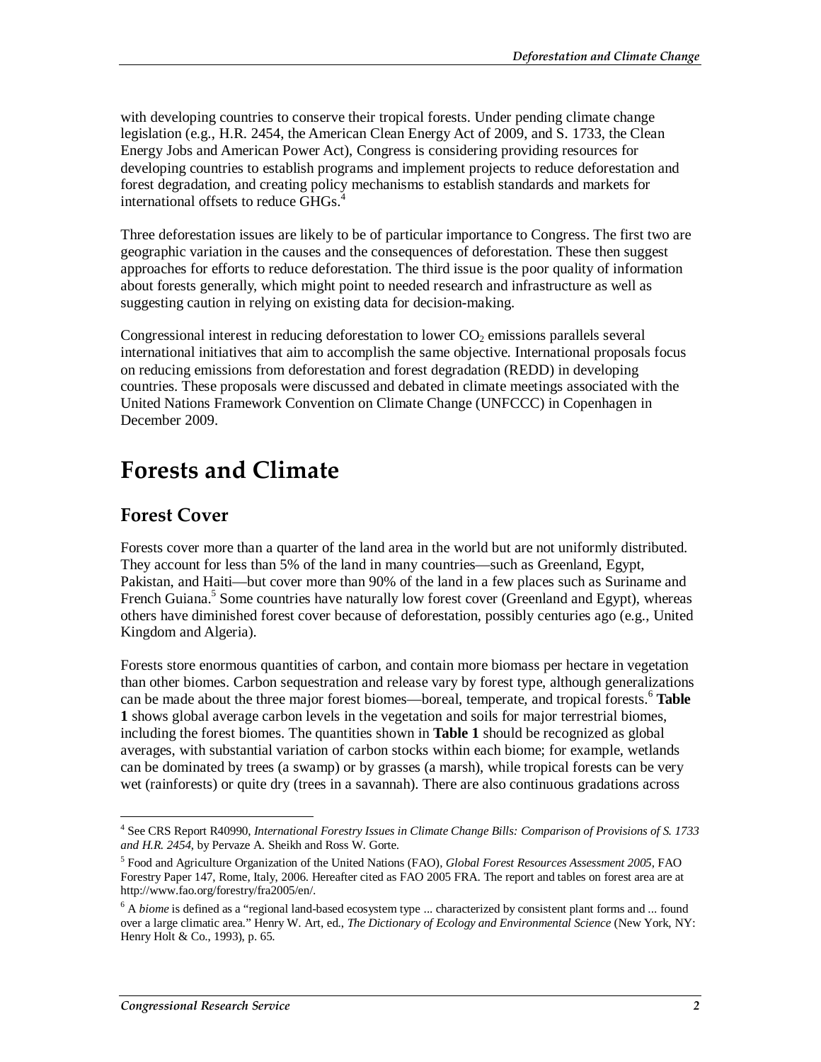with developing countries to conserve their tropical forests. Under pending climate change legislation (e.g., H.R. 2454, the American Clean Energy Act of 2009, and S. 1733, the Clean Energy Jobs and American Power Act), Congress is considering providing resources for developing countries to establish programs and implement projects to reduce deforestation and forest degradation, and creating policy mechanisms to establish standards and markets for international offsets to reduce GHGs.[4]

Three deforestation issues are likely to be of particular importance to Congress. The first two are geographic variation in the causes and the consequences of deforestation. These then suggest approaches for efforts to reduce deforestation. The third issue is the poor quality of information about forests generally, which might point to needed research and infrastructure as well as suggesting caution in relying on existing data for decision-making.

Congressional interest in reducing deforestation to lower $CO_2$ emissions parallels several international initiatives that aim to accomplish the same objective. International proposals focus on reducing emissions from deforestation and forest degradation (REDD) in developing countries. These proposals were discussed and debated in climate meetings associated with the United Nations Framework Convention on Climate Change (UNFCCC) in Copenhagen in December 2009.

# Forests and Climate

## Forest Cover

Forests cover more than a quarter of the land area in the world but are not uniformly distributed. They account for less than 5% of the land in many countries—such as Greenland, Egypt, Pakistan, and Haiti—but cover more than 90% of the land in a few places such as Suriname and French Guiana.[5] Some countries have naturally low forest cover (Greenland and Egypt), whereas others have diminished forest cover because of deforestation, possibly centuries ago (e.g., United Kingdom and Algeria).

Forests store enormous quantities of carbon, and contain more biomass per hectare in vegetation than other biomes. Carbon sequestration and release vary by forest type, although generalizations can be made about the three major forest biomes—boreal, temperate, and tropical forests.[6] **Table 1** shows global average carbon levels in the vegetation and soils for major terrestrial biomes, including the forest biomes. The quantities shown in **Table 1** should be recognized as global averages, with substantial variation of carbon stocks within each biome; for example, wetlands can be dominated by trees (a swamp) or by grasses (a marsh), while tropical forests can be very wet (rainforests) or quite dry (trees in a savannah). There are also continuous gradations across

---

[4] See CRS Report R40990, *International Forestry Issues in Climate Change Bills: Comparison of Provisions of S. 1733 and H.R. 2454*, by Pervaze A. Sheikh and Ross W. Gorte.

[5] Food and Agriculture Organization of the United Nations (FAO), *Global Forest Resources Assessment 2005*, FAO Forestry Paper 147, Rome, Italy, 2006. Hereafter cited as FAO 2005 FRA. The report and tables on forest area are at http://www.fao.org/forestry/fra2005/en/.

[6] A *biome* is defined as a "regional land-based ecosystem type ... characterized by consistent plant forms and ... found over a large climatic area." Henry W. Art, ed., *The Dictionary of Ecology and Environmental Science* (New York, NY: Henry Holt & Co., 1993), p. 65.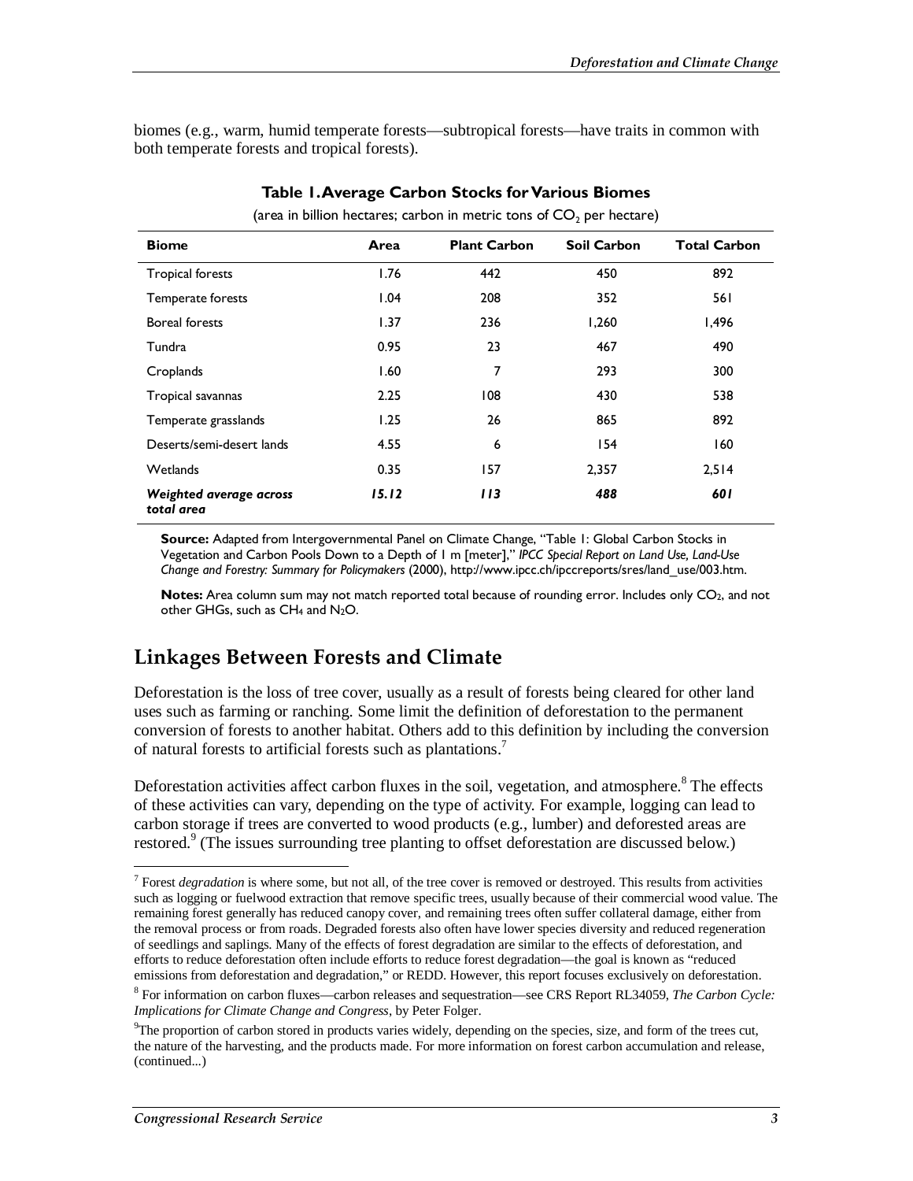biomes (e.g., warm, humid temperate forests—subtropical forests—have traits in common with both temperate forests and tropical forests).

**Table 1. Average Carbon Stocks for Various Biomes**

(area in billion hectares; carbon in metric tons of $CO_2$ per hectare)

| Biome | Area | Plant Carbon | Soil Carbon | Total Carbon |
|---|---|---|---|---|
| Tropical forests | 1.76 | 442 | 450 | 892 |
| Temperate forests | 1.04 | 208 | 352 | 561 |
| Boreal forests | 1.37 | 236 | 1,260 | 1,496 |
| Tundra | 0.95 | 23 | 467 | 490 |
| Croplands | 1.60 | 7 | 293 | 300 |
| Tropical savannas | 2.25 | 108 | 430 | 538 |
| Temperate grasslands | 1.25 | 26 | 865 | 892 |
| Deserts/semi-desert lands | 4.55 | 6 | 154 | 160 |
| Wetlands | 0.35 | 157 | 2,357 | 2,514 |
| ***Weighted average across total area*** | ***15.12*** | ***113*** | ***488*** | ***601*** |

**Source:** Adapted from Intergovernmental Panel on Climate Change, "Table 1: Global Carbon Stocks in Vegetation and Carbon Pools Down to a Depth of 1 m [meter]," *IPCC Special Report on Land Use, Land-Use Change and Forestry: Summary for Policymakers* (2000), http://www.ipcc.ch/ipccreports/sres/land_use/003.htm.

**Notes:** Area column sum may not match reported total because of rounding error. Includes only $CO_2$, and not other GHGs, such as $CH_4$ and $N_2O$.

## Linkages Between Forests and Climate

Deforestation is the loss of tree cover, usually as a result of forests being cleared for other land uses such as farming or ranching. Some limit the definition of deforestation to the permanent conversion of forests to another habitat. Others add to this definition by including the conversion of natural forests to artificial forests such as plantations.[7]

Deforestation activities affect carbon fluxes in the soil, vegetation, and atmosphere.[8] The effects of these activities can vary, depending on the type of activity. For example, logging can lead to carbon storage if trees are converted to wood products (e.g., lumber) and deforested areas are restored.[9] (The issues surrounding tree planting to offset deforestation are discussed below.)

---

[7] Forest *degradation* is where some, but not all, of the tree cover is removed or destroyed. This results from activities such as logging or fuelwood extraction that remove specific trees, usually because of their commercial wood value. The remaining forest generally has reduced canopy cover, and remaining trees often suffer collateral damage, either from the removal process or from roads. Degraded forests also often have lower species diversity and reduced regeneration of seedlings and saplings. Many of the effects of forest degradation are similar to the effects of deforestation, and efforts to reduce deforestation often include efforts to reduce forest degradation—the goal is known as "reduced emissions from deforestation and degradation," or REDD. However, this report focuses exclusively on deforestation.

[8] For information on carbon fluxes—carbon releases and sequestration—see CRS Report RL34059, *The Carbon Cycle: Implications for Climate Change and Congress*, by Peter Folger.

[9] The proportion of carbon stored in products varies widely, depending on the species, size, and form of the trees cut, the nature of the harvesting, and the products made. For more information on forest carbon accumulation and release, (continued...)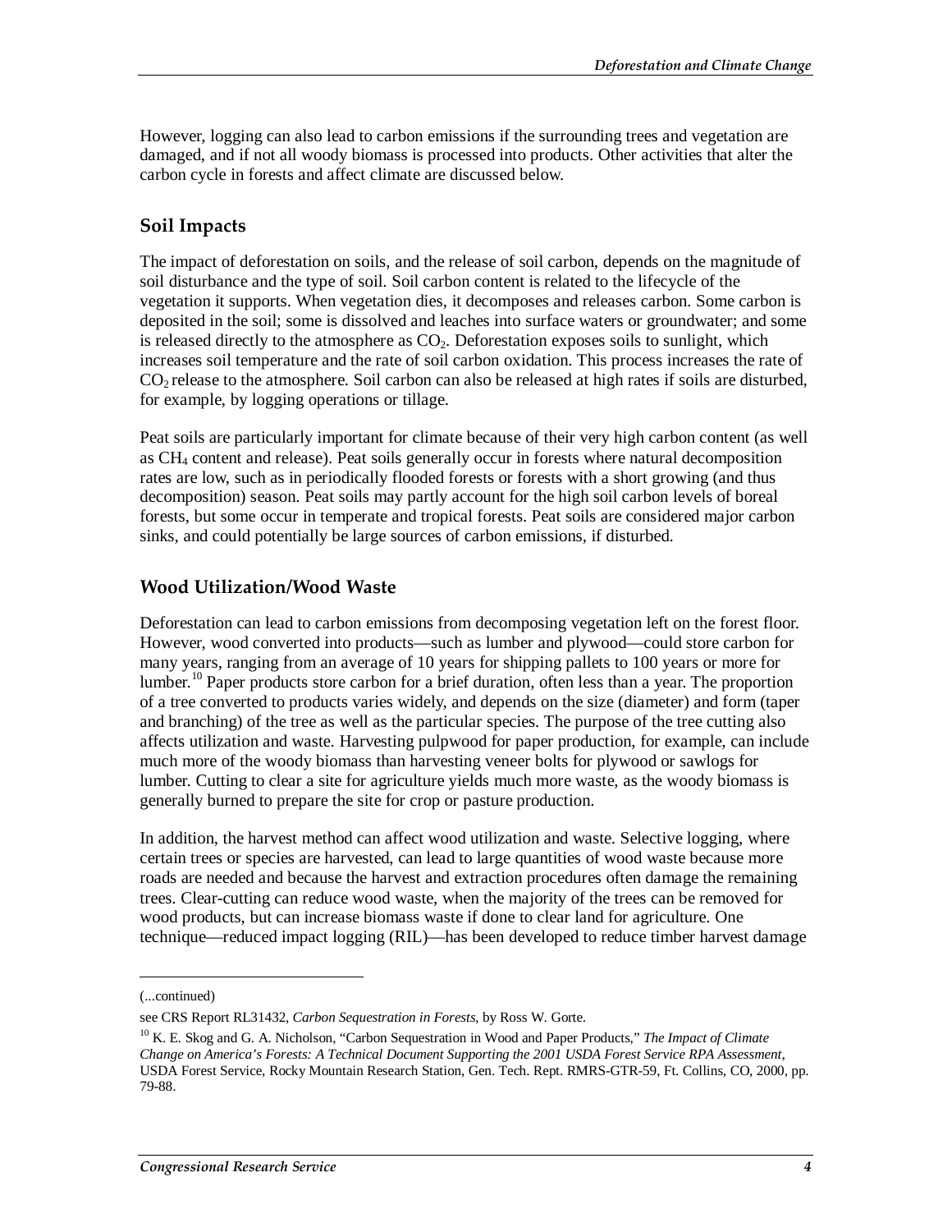However, logging can also lead to carbon emissions if the surrounding trees and vegetation are damaged, and if not all woody biomass is processed into products. Other activities that alter the carbon cycle in forests and affect climate are discussed below.

## Soil Impacts

The impact of deforestation on soils, and the release of soil carbon, depends on the magnitude of soil disturbance and the type of soil. Soil carbon content is related to the lifecycle of the vegetation it supports. When vegetation dies, it decomposes and releases carbon. Some carbon is deposited in the soil; some is dissolved and leaches into surface waters or groundwater; and some is released directly to the atmosphere as $CO_2$. Deforestation exposes soils to sunlight, which increases soil temperature and the rate of soil carbon oxidation. This process increases the rate of $CO_2$ release to the atmosphere. Soil carbon can also be released at high rates if soils are disturbed, for example, by logging operations or tillage.

Peat soils are particularly important for climate because of their very high carbon content (as well as $CH_4$ content and release). Peat soils generally occur in forests where natural decomposition rates are low, such as in periodically flooded forests or forests with a short growing (and thus decomposition) season. Peat soils may partly account for the high soil carbon levels of boreal forests, but some occur in temperate and tropical forests. Peat soils are considered major carbon sinks, and could potentially be large sources of carbon emissions, if disturbed.

## Wood Utilization/Wood Waste

Deforestation can lead to carbon emissions from decomposing vegetation left on the forest floor. However, wood converted into products—such as lumber and plywood—could store carbon for many years, ranging from an average of 10 years for shipping pallets to 100 years or more for lumber.[10] Paper products store carbon for a brief duration, often less than a year. The proportion of a tree converted to products varies widely, and depends on the size (diameter) and form (taper and branching) of the tree as well as the particular species. The purpose of the tree cutting also affects utilization and waste. Harvesting pulpwood for paper production, for example, can include much more of the woody biomass than harvesting veneer bolts for plywood or sawlogs for lumber. Cutting to clear a site for agriculture yields much more waste, as the woody biomass is generally burned to prepare the site for crop or pasture production.

In addition, the harvest method can affect wood utilization and waste. Selective logging, where certain trees or species are harvested, can lead to large quantities of wood waste because more roads are needed and because the harvest and extraction procedures often damage the remaining trees. Clear-cutting can reduce wood waste, when the majority of the trees can be removed for wood products, but can increase biomass waste if done to clear land for agriculture. One technique—reduced impact logging (RIL)—has been developed to reduce timber harvest damage

---

(...continued)

see CRS Report RL31432, *Carbon Sequestration in Forests*, by Ross W. Gorte.

[10] K. E. Skog and G. A. Nicholson, "Carbon Sequestration in Wood and Paper Products," *The Impact of Climate Change on America's Forests: A Technical Document Supporting the 2001 USDA Forest Service RPA Assessment*, USDA Forest Service, Rocky Mountain Research Station, Gen. Tech. Rept. RMRS-GTR-59, Ft. Collins, CO, 2000, pp. 79-88.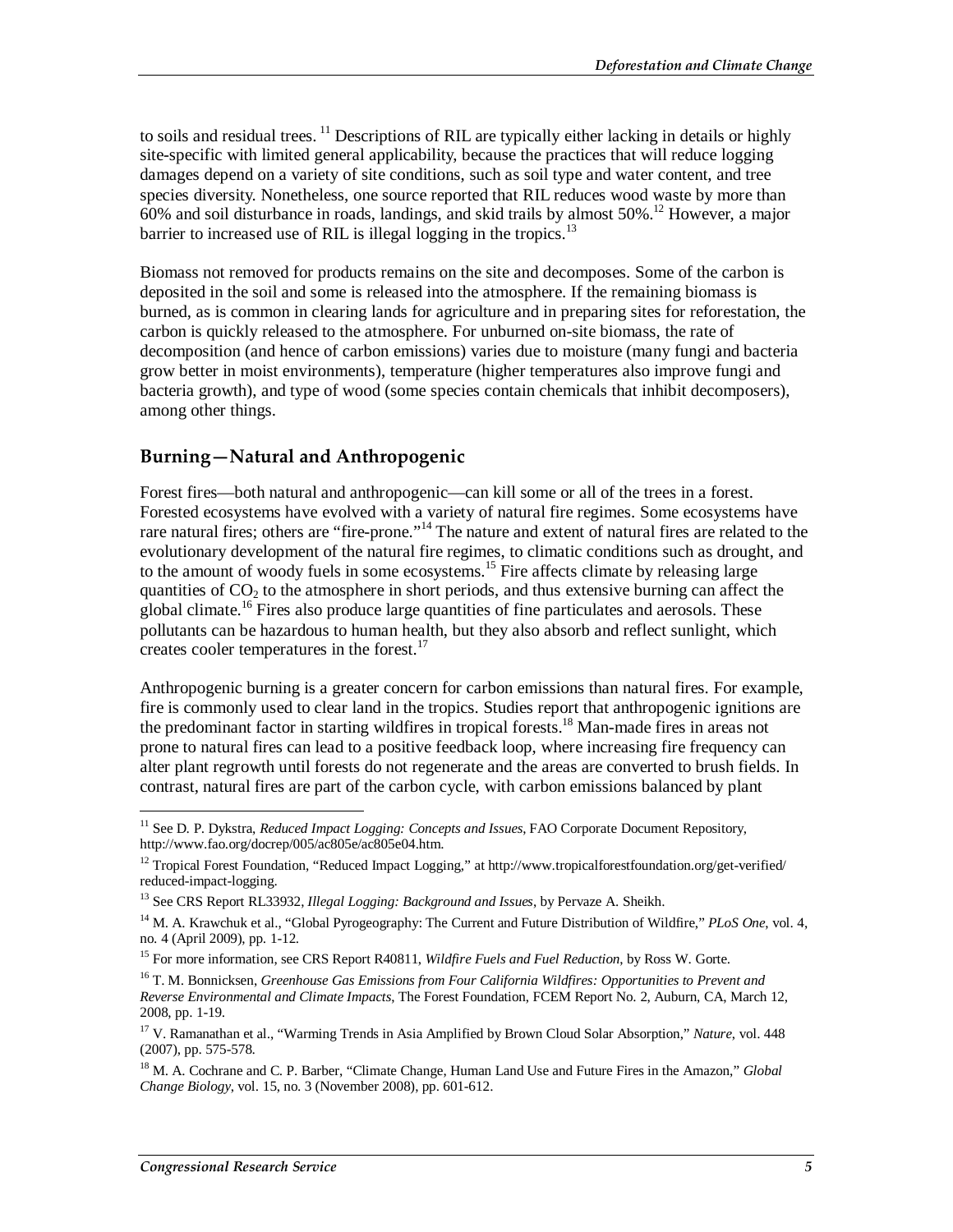to soils and residual trees.[11] Descriptions of RIL are typically either lacking in details or highly site-specific with limited general applicability, because the practices that will reduce logging damages depend on a variety of site conditions, such as soil type and water content, and tree species diversity. Nonetheless, one source reported that RIL reduces wood waste by more than 60% and soil disturbance in roads, landings, and skid trails by almost 50%.[12] However, a major barrier to increased use of RIL is illegal logging in the tropics.[13]

Biomass not removed for products remains on the site and decomposes. Some of the carbon is deposited in the soil and some is released into the atmosphere. If the remaining biomass is burned, as is common in clearing lands for agriculture and in preparing sites for reforestation, the carbon is quickly released to the atmosphere. For unburned on-site biomass, the rate of decomposition (and hence of carbon emissions) varies due to moisture (many fungi and bacteria grow better in moist environments), temperature (higher temperatures also improve fungi and bacteria growth), and type of wood (some species contain chemicals that inhibit decomposers), among other things.

## Burning—Natural and Anthropogenic

Forest fires—both natural and anthropogenic—can kill some or all of the trees in a forest. Forested ecosystems have evolved with a variety of natural fire regimes. Some ecosystems have rare natural fires; others are "fire-prone."[14] The nature and extent of natural fires are related to the evolutionary development of the natural fire regimes, to climatic conditions such as drought, and to the amount of woody fuels in some ecosystems.[15] Fire affects climate by releasing large quantities of $CO_2$ to the atmosphere in short periods, and thus extensive burning can affect the global climate.[16] Fires also produce large quantities of fine particulates and aerosols. These pollutants can be hazardous to human health, but they also absorb and reflect sunlight, which creates cooler temperatures in the forest.[17]

Anthropogenic burning is a greater concern for carbon emissions than natural fires. For example, fire is commonly used to clear land in the tropics. Studies report that anthropogenic ignitions are the predominant factor in starting wildfires in tropical forests.[18] Man-made fires in areas not prone to natural fires can lead to a positive feedback loop, where increasing fire frequency can alter plant regrowth until forests do not regenerate and the areas are converted to brush fields. In contrast, natural fires are part of the carbon cycle, with carbon emissions balanced by plant

---

[11] See D. P. Dykstra, *Reduced Impact Logging: Concepts and Issues*, FAO Corporate Document Repository, http://www.fao.org/docrep/005/ac805e/ac805e04.htm.

[12] Tropical Forest Foundation, "Reduced Impact Logging," at http://www.tropicalforestfoundation.org/get-verified/reduced-impact-logging.

[13] See CRS Report RL33932, *Illegal Logging: Background and Issues*, by Pervaze A. Sheikh.

[14] M. A. Krawchuk et al., "Global Pyrogeography: The Current and Future Distribution of Wildfire," *PLoS One*, vol. 4, no. 4 (April 2009), pp. 1-12.

[15] For more information, see CRS Report R40811, *Wildfire Fuels and Fuel Reduction*, by Ross W. Gorte.

[16] T. M. Bonnicksen, *Greenhouse Gas Emissions from Four California Wildfires: Opportunities to Prevent and Reverse Environmental and Climate Impacts*, The Forest Foundation, FCEM Report No. 2, Auburn, CA, March 12, 2008, pp. 1-19.

[17] V. Ramanathan et al., "Warming Trends in Asia Amplified by Brown Cloud Solar Absorption," *Nature*, vol. 448 (2007), pp. 575-578.

[18] M. A. Cochrane and C. P. Barber, "Climate Change, Human Land Use and Future Fires in the Amazon," *Global Change Biology*, vol. 15, no. 3 (November 2008), pp. 601-612.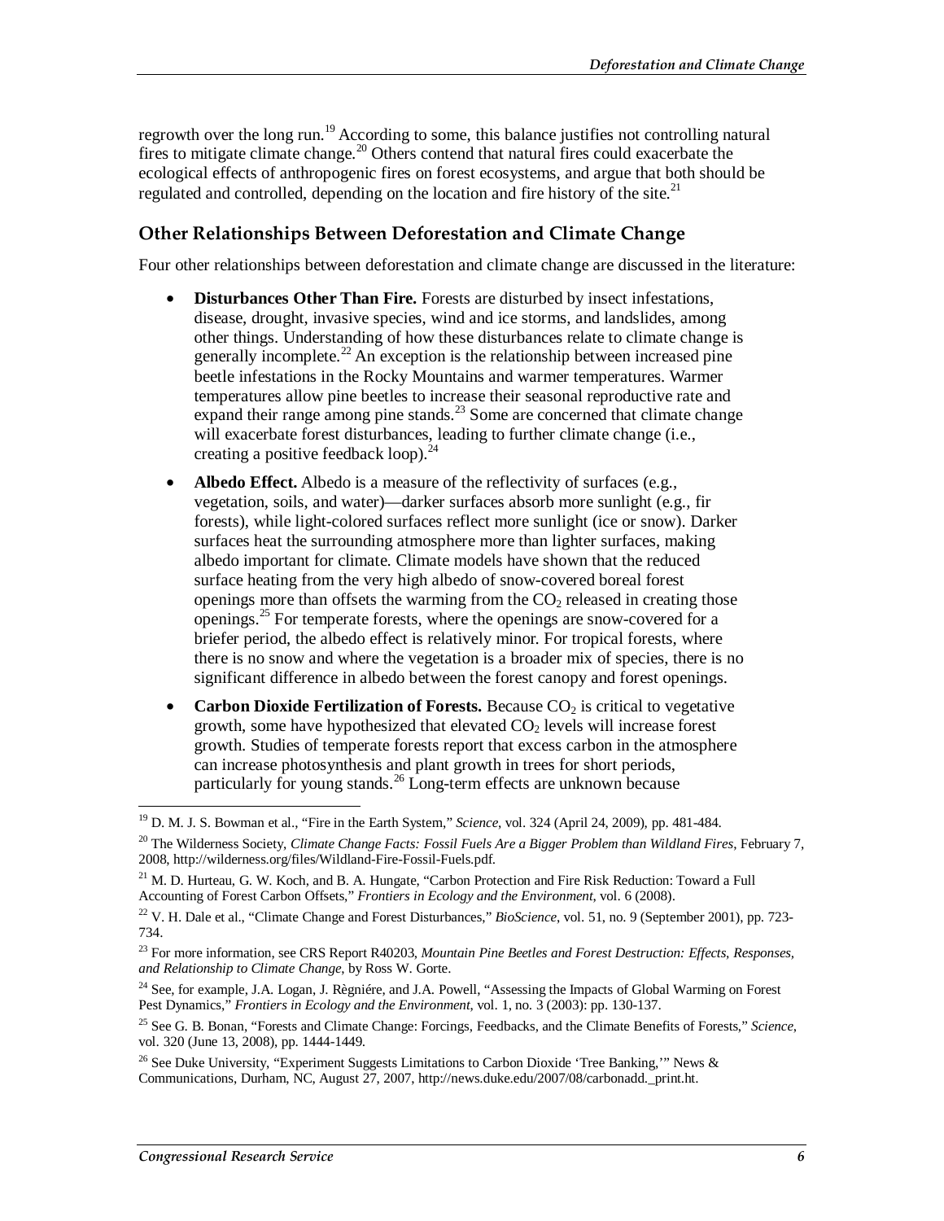regrowth over the long run.[19] According to some, this balance justifies not controlling natural fires to mitigate climate change.[20] Others contend that natural fires could exacerbate the ecological effects of anthropogenic fires on forest ecosystems, and argue that both should be regulated and controlled, depending on the location and fire history of the site.[21]

## Other Relationships Between Deforestation and Climate Change

Four other relationships between deforestation and climate change are discussed in the literature:

- **Disturbances Other Than Fire.** Forests are disturbed by insect infestations, disease, drought, invasive species, wind and ice storms, and landslides, among other things. Understanding of how these disturbances relate to climate change is generally incomplete.[22] An exception is the relationship between increased pine beetle infestations in the Rocky Mountains and warmer temperatures. Warmer temperatures allow pine beetles to increase their seasonal reproductive rate and expand their range among pine stands.[23] Some are concerned that climate change will exacerbate forest disturbances, leading to further climate change (i.e., creating a positive feedback loop).[24]
- **Albedo Effect.** Albedo is a measure of the reflectivity of surfaces (e.g., vegetation, soils, and water)—darker surfaces absorb more sunlight (e.g., fir forests), while light-colored surfaces reflect more sunlight (ice or snow). Darker surfaces heat the surrounding atmosphere more than lighter surfaces, making albedo important for climate. Climate models have shown that the reduced surface heating from the very high albedo of snow-covered boreal forest openings more than offsets the warming from the $CO_2$ released in creating those openings.[25] For temperate forests, where the openings are snow-covered for a briefer period, the albedo effect is relatively minor. For tropical forests, where there is no snow and where the vegetation is a broader mix of species, there is no significant difference in albedo between the forest canopy and forest openings.
- **Carbon Dioxide Fertilization of Forests.** Because $CO_2$ is critical to vegetative growth, some have hypothesized that elevated $CO_2$ levels will increase forest growth. Studies of temperate forests report that excess carbon in the atmosphere can increase photosynthesis and plant growth in trees for short periods, particularly for young stands.[26] Long-term effects are unknown because

---

[19] D. M. J. S. Bowman et al., "Fire in the Earth System," *Science*, vol. 324 (April 24, 2009), pp. 481-484.

[20] The Wilderness Society, *Climate Change Facts: Fossil Fuels Are a Bigger Problem than Wildland Fires*, February 7, 2008, http://wilderness.org/files/Wildland-Fire-Fossil-Fuels.pdf.

[21] M. D. Hurteau, G. W. Koch, and B. A. Hungate, "Carbon Protection and Fire Risk Reduction: Toward a Full Accounting of Forest Carbon Offsets," *Frontiers in Ecology and the Environment*, vol. 6 (2008).

[22] V. H. Dale et al., "Climate Change and Forest Disturbances," *BioScience*, vol. 51, no. 9 (September 2001), pp. 723-734.

[23] For more information, see CRS Report R40203, *Mountain Pine Beetles and Forest Destruction: Effects, Responses, and Relationship to Climate Change*, by Ross W. Gorte.

[24] See, for example, J.A. Logan, J. Règniére, and J.A. Powell, "Assessing the Impacts of Global Warming on Forest Pest Dynamics," *Frontiers in Ecology and the Environment*, vol. 1, no. 3 (2003): pp. 130-137.

[25] See G. B. Bonan, "Forests and Climate Change: Forcings, Feedbacks, and the Climate Benefits of Forests," *Science*, vol. 320 (June 13, 2008), pp. 1444-1449.

[26] See Duke University, "Experiment Suggests Limitations to Carbon Dioxide 'Tree Banking,'" News & Communications, Durham, NC, August 27, 2007, http://news.duke.edu/2007/08/carbonadd._print.ht.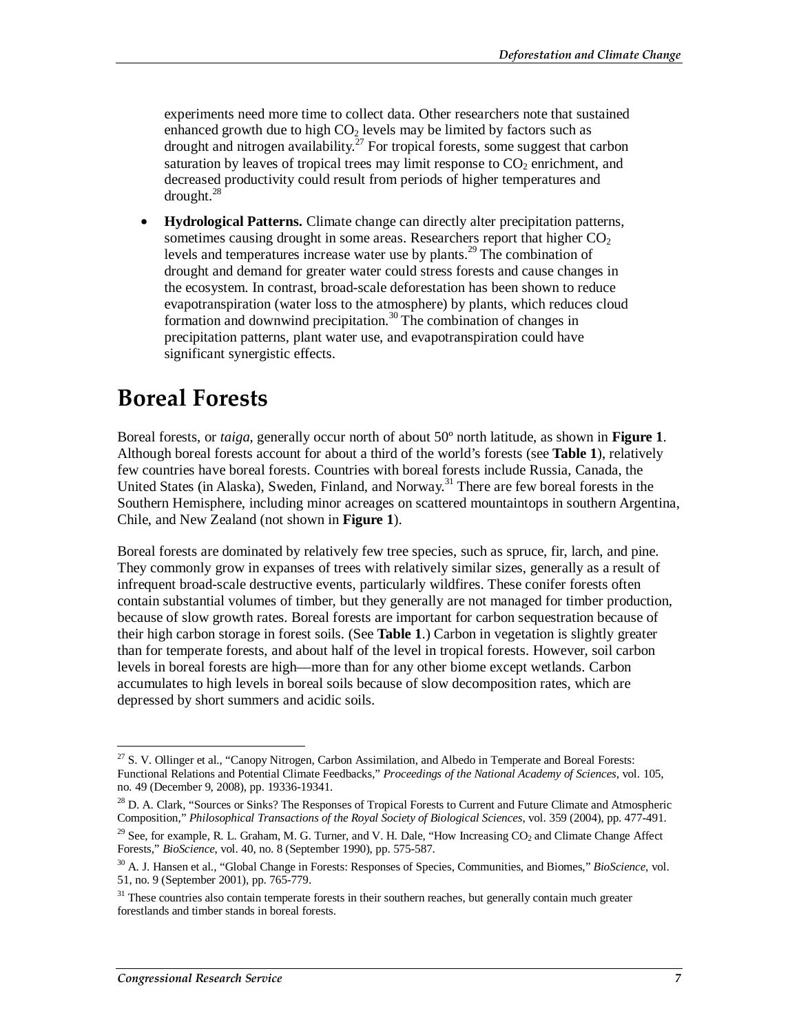experiments need more time to collect data. Other researchers note that sustained enhanced growth due to high $CO_2$ levels may be limited by factors such as drought and nitrogen availability.[27] For tropical forests, some suggest that carbon saturation by leaves of tropical trees may limit response to $CO_2$ enrichment, and decreased productivity could result from periods of higher temperatures and drought.[28]

- **Hydrological Patterns.** Climate change can directly alter precipitation patterns, sometimes causing drought in some areas. Researchers report that higher $CO_2$ levels and temperatures increase water use by plants.[29] The combination of drought and demand for greater water could stress forests and cause changes in the ecosystem. In contrast, broad-scale deforestation has been shown to reduce evapotranspiration (water loss to the atmosphere) by plants, which reduces cloud formation and downwind precipitation.[30] The combination of changes in precipitation patterns, plant water use, and evapotranspiration could have significant synergistic effects.

# Boreal Forests

Boreal forests, or *taiga*, generally occur north of about 50º north latitude, as shown in **Figure 1**. Although boreal forests account for about a third of the world's forests (see **Table 1**), relatively few countries have boreal forests. Countries with boreal forests include Russia, Canada, the United States (in Alaska), Sweden, Finland, and Norway.[31] There are few boreal forests in the Southern Hemisphere, including minor acreages on scattered mountaintops in southern Argentina, Chile, and New Zealand (not shown in **Figure 1**).

Boreal forests are dominated by relatively few tree species, such as spruce, fir, larch, and pine. They commonly grow in expanses of trees with relatively similar sizes, generally as a result of infrequent broad-scale destructive events, particularly wildfires. These conifer forests often contain substantial volumes of timber, but they generally are not managed for timber production, because of slow growth rates. Boreal forests are important for carbon sequestration because of their high carbon storage in forest soils. (See **Table 1**.) Carbon in vegetation is slightly greater than for temperate forests, and about half of the level in tropical forests. However, soil carbon levels in boreal forests are high—more than for any other biome except wetlands. Carbon accumulates to high levels in boreal soils because of slow decomposition rates, which are depressed by short summers and acidic soils.

---

[27] S. V. Ollinger et al., "Canopy Nitrogen, Carbon Assimilation, and Albedo in Temperate and Boreal Forests: Functional Relations and Potential Climate Feedbacks," *Proceedings of the National Academy of Sciences*, vol. 105, no. 49 (December 9, 2008), pp. 19336-19341.

[28] D. A. Clark, "Sources or Sinks? The Responses of Tropical Forests to Current and Future Climate and Atmospheric Composition," *Philosophical Transactions of the Royal Society of Biological Sciences*, vol. 359 (2004), pp. 477-491.

[29] See, for example, R. L. Graham, M. G. Turner, and V. H. Dale, "How Increasing $CO_2$ and Climate Change Affect Forests," *BioScience*, vol. 40, no. 8 (September 1990), pp. 575-587.

[30] A. J. Hansen et al., "Global Change in Forests: Responses of Species, Communities, and Biomes," *BioScience*, vol. 51, no. 9 (September 2001), pp. 765-779.

[31] These countries also contain temperate forests in their southern reaches, but generally contain much greater forestlands and timber stands in boreal forests.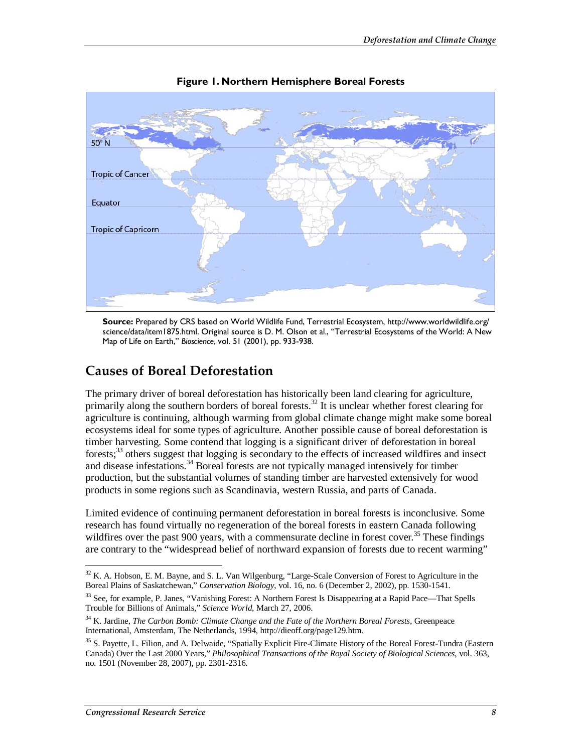**Figure 1. Northern Hemisphere Boreal Forests**

**Source:** Prepared by CRS based on World Wildlife Fund, Terrestrial Ecosystem, http://www.worldwildlife.org/science/data/item1875.html. Original source is D. M. Olson et al., "Terrestrial Ecosystems of the World: A New Map of Life on Earth," *Bioscience*, vol. 51 (2001), pp. 933-938.

## Causes of Boreal Deforestation

The primary driver of boreal deforestation has historically been land clearing for agriculture, primarily along the southern borders of boreal forests.[32] It is unclear whether forest clearing for agriculture is continuing, although warming from global climate change might make some boreal ecosystems ideal for some types of agriculture. Another possible cause of boreal deforestation is timber harvesting. Some contend that logging is a significant driver of deforestation in boreal forests;[33] others suggest that logging is secondary to the effects of increased wildfires and insect and disease infestations.[34] Boreal forests are not typically managed intensively for timber production, but the substantial volumes of standing timber are harvested extensively for wood products in some regions such as Scandinavia, western Russia, and parts of Canada.

Limited evidence of continuing permanent deforestation in boreal forests is inconclusive. Some research has found virtually no regeneration of the boreal forests in eastern Canada following wildfires over the past 900 years, with a commensurate decline in forest cover.[35] These findings are contrary to the "widespread belief of northward expansion of forests due to recent warming"

---

[32] K. A. Hobson, E. M. Bayne, and S. L. Van Wilgenburg, "Large-Scale Conversion of Forest to Agriculture in the Boreal Plains of Saskatchewan," *Conservation Biology*, vol. 16, no. 6 (December 2, 2002), pp. 1530-1541.

[33] See, for example, P. Janes, "Vanishing Forest: A Northern Forest Is Disappearing at a Rapid Pace—That Spells Trouble for Billions of Animals," *Science World*, March 27, 2006.

[34] K. Jardine, *The Carbon Bomb: Climate Change and the Fate of the Northern Boreal Forests*, Greenpeace International, Amsterdam, The Netherlands, 1994, http://dieoff.org/page129.htm.

[35] S. Payette, L. Filion, and A. Delwaide, "Spatially Explicit Fire-Climate History of the Boreal Forest-Tundra (Eastern Canada) Over the Last 2000 Years," *Philosophical Transactions of the Royal Society of Biological Sciences*, vol. 363, no. 1501 (November 28, 2007), pp. 2301-2316.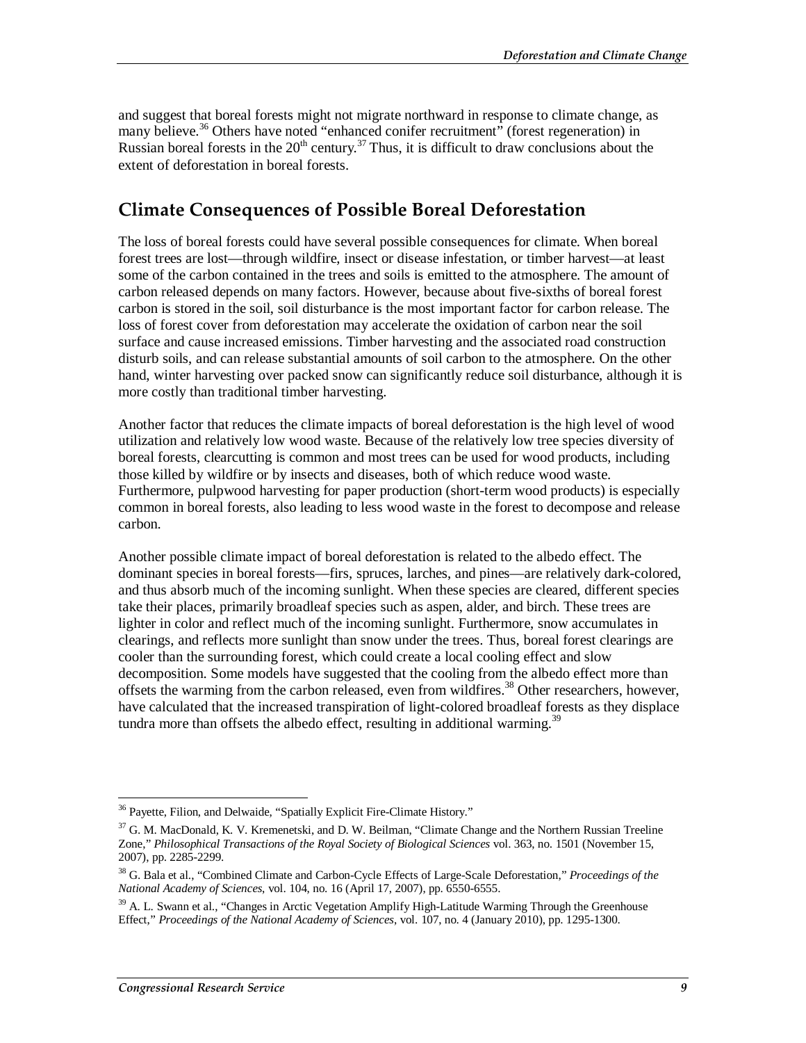and suggest that boreal forests might not migrate northward in response to climate change, as many believe.[36] Others have noted "enhanced conifer recruitment" (forest regeneration) in Russian boreal forests in the 20th century.[37] Thus, it is difficult to draw conclusions about the extent of deforestation in boreal forests.

## Climate Consequences of Possible Boreal Deforestation

The loss of boreal forests could have several possible consequences for climate. When boreal forest trees are lost—through wildfire, insect or disease infestation, or timber harvest—at least some of the carbon contained in the trees and soils is emitted to the atmosphere. The amount of carbon released depends on many factors. However, because about five-sixths of boreal forest carbon is stored in the soil, soil disturbance is the most important factor for carbon release. The loss of forest cover from deforestation may accelerate the oxidation of carbon near the soil surface and cause increased emissions. Timber harvesting and the associated road construction disturb soils, and can release substantial amounts of soil carbon to the atmosphere. On the other hand, winter harvesting over packed snow can significantly reduce soil disturbance, although it is more costly than traditional timber harvesting.

Another factor that reduces the climate impacts of boreal deforestation is the high level of wood utilization and relatively low wood waste. Because of the relatively low tree species diversity of boreal forests, clearcutting is common and most trees can be used for wood products, including those killed by wildfire or by insects and diseases, both of which reduce wood waste. Furthermore, pulpwood harvesting for paper production (short-term wood products) is especially common in boreal forests, also leading to less wood waste in the forest to decompose and release carbon.

Another possible climate impact of boreal deforestation is related to the albedo effect. The dominant species in boreal forests—firs, spruces, larches, and pines—are relatively dark-colored, and thus absorb much of the incoming sunlight. When these species are cleared, different species take their places, primarily broadleaf species such as aspen, alder, and birch. These trees are lighter in color and reflect much of the incoming sunlight. Furthermore, snow accumulates in clearings, and reflects more sunlight than snow under the trees. Thus, boreal forest clearings are cooler than the surrounding forest, which could create a local cooling effect and slow decomposition. Some models have suggested that the cooling from the albedo effect more than offsets the warming from the carbon released, even from wildfires.[38] Other researchers, however, have calculated that the increased transpiration of light-colored broadleaf forests as they displace tundra more than offsets the albedo effect, resulting in additional warming.[39]

---

[36] Payette, Filion, and Delwaide, "Spatially Explicit Fire-Climate History."

[37] G. M. MacDonald, K. V. Kremenetski, and D. W. Beilman, "Climate Change and the Northern Russian Treeline Zone," *Philosophical Transactions of the Royal Society of Biological Sciences* vol. 363, no. 1501 (November 15, 2007), pp. 2285-2299.

[38] G. Bala et al., "Combined Climate and Carbon-Cycle Effects of Large-Scale Deforestation," *Proceedings of the National Academy of Sciences*, vol. 104, no. 16 (April 17, 2007), pp. 6550-6555.

[39] A. L. Swann et al., "Changes in Arctic Vegetation Amplify High-Latitude Warming Through the Greenhouse Effect," *Proceedings of the National Academy of Sciences*, vol. 107, no. 4 (January 2010), pp. 1295-1300.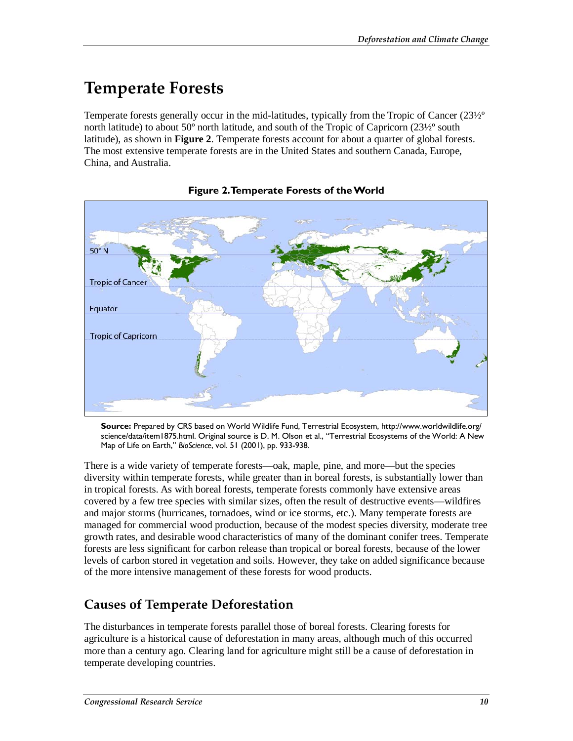# Temperate Forests

Temperate forests generally occur in the mid-latitudes, typically from the Tropic of Cancer (23½º north latitude) to about 50º north latitude, and south of the Tropic of Capricorn (23½º south latitude), as shown in **Figure 2**. Temperate forests account for about a quarter of global forests. The most extensive temperate forests are in the United States and southern Canada, Europe, China, and Australia.

**Figure 2. Temperate Forests of the World**

**Source:** Prepared by CRS based on World Wildlife Fund, Terrestrial Ecosystem, http://www.worldwildlife.org/science/data/item1875.html. Original source is D. M. Olson et al., "Terrestrial Ecosystems of the World: A New Map of Life on Earth," *BioScience*, vol. 51 (2001), pp. 933-938.

There is a wide variety of temperate forests—oak, maple, pine, and more—but the species diversity within temperate forests, while greater than in boreal forests, is substantially lower than in tropical forests. As with boreal forests, temperate forests commonly have extensive areas covered by a few tree species with similar sizes, often the result of destructive events—wildfires and major storms (hurricanes, tornadoes, wind or ice storms, etc.). Many temperate forests are managed for commercial wood production, because of the modest species diversity, moderate tree growth rates, and desirable wood characteristics of many of the dominant conifer trees. Temperate forests are less significant for carbon release than tropical or boreal forests, because of the lower levels of carbon stored in vegetation and soils. However, they take on added significance because of the more intensive management of these forests for wood products.

## Causes of Temperate Deforestation

The disturbances in temperate forests parallel those of boreal forests. Clearing forests for agriculture is a historical cause of deforestation in many areas, although much of this occurred more than a century ago. Clearing land for agriculture might still be a cause of deforestation in temperate developing countries.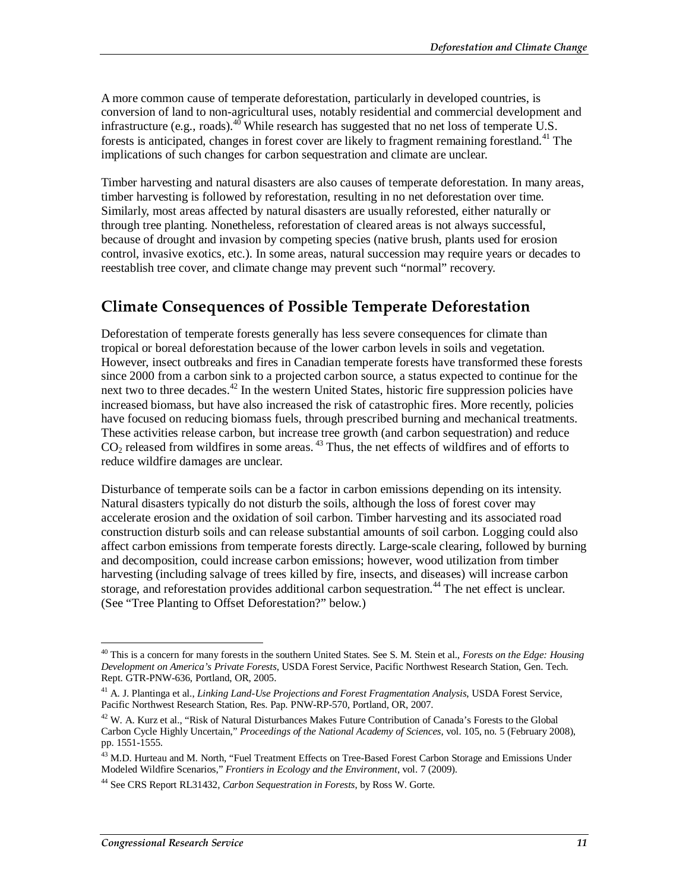A more common cause of temperate deforestation, particularly in developed countries, is conversion of land to non-agricultural uses, notably residential and commercial development and infrastructure (e.g., roads).[40] While research has suggested that no net loss of temperate U.S. forests is anticipated, changes in forest cover are likely to fragment remaining forestland.[41] The implications of such changes for carbon sequestration and climate are unclear.

Timber harvesting and natural disasters are also causes of temperate deforestation. In many areas, timber harvesting is followed by reforestation, resulting in no net deforestation over time. Similarly, most areas affected by natural disasters are usually reforested, either naturally or through tree planting. Nonetheless, reforestation of cleared areas is not always successful, because of drought and invasion by competing species (native brush, plants used for erosion control, invasive exotics, etc.). In some areas, natural succession may require years or decades to reestablish tree cover, and climate change may prevent such "normal" recovery.

## Climate Consequences of Possible Temperate Deforestation

Deforestation of temperate forests generally has less severe consequences for climate than tropical or boreal deforestation because of the lower carbon levels in soils and vegetation. However, insect outbreaks and fires in Canadian temperate forests have transformed these forests since 2000 from a carbon sink to a projected carbon source, a status expected to continue for the next two to three decades.[42] In the western United States, historic fire suppression policies have increased biomass, but have also increased the risk of catastrophic fires. More recently, policies have focused on reducing biomass fuels, through prescribed burning and mechanical treatments. These activities release carbon, but increase tree growth (and carbon sequestration) and reduce $CO_2$ released from wildfires in some areas.[43] Thus, the net effects of wildfires and of efforts to reduce wildfire damages are unclear.

Disturbance of temperate soils can be a factor in carbon emissions depending on its intensity. Natural disasters typically do not disturb the soils, although the loss of forest cover may accelerate erosion and the oxidation of soil carbon. Timber harvesting and its associated road construction disturb soils and can release substantial amounts of soil carbon. Logging could also affect carbon emissions from temperate forests directly. Large-scale clearing, followed by burning and decomposition, could increase carbon emissions; however, wood utilization from timber harvesting (including salvage of trees killed by fire, insects, and diseases) will increase carbon storage, and reforestation provides additional carbon sequestration.[44] The net effect is unclear. (See "Tree Planting to Offset Deforestation?" below.)

---

[40] This is a concern for many forests in the southern United States. See S. M. Stein et al., *Forests on the Edge: Housing Development on America's Private Forests*, USDA Forest Service, Pacific Northwest Research Station, Gen. Tech. Rept. GTR-PNW-636, Portland, OR, 2005.

[41] A. J. Plantinga et al., *Linking Land-Use Projections and Forest Fragmentation Analysis*, USDA Forest Service, Pacific Northwest Research Station, Res. Pap. PNW-RP-570, Portland, OR, 2007.

[42] W. A. Kurz et al., "Risk of Natural Disturbances Makes Future Contribution of Canada's Forests to the Global Carbon Cycle Highly Uncertain," *Proceedings of the National Academy of Sciences*, vol. 105, no. 5 (February 2008), pp. 1551-1555.

[43] M.D. Hurteau and M. North, "Fuel Treatment Effects on Tree-Based Forest Carbon Storage and Emissions Under Modeled Wildfire Scenarios," *Frontiers in Ecology and the Environment*, vol. 7 (2009).

[44] See CRS Report RL31432, *Carbon Sequestration in Forests*, by Ross W. Gorte.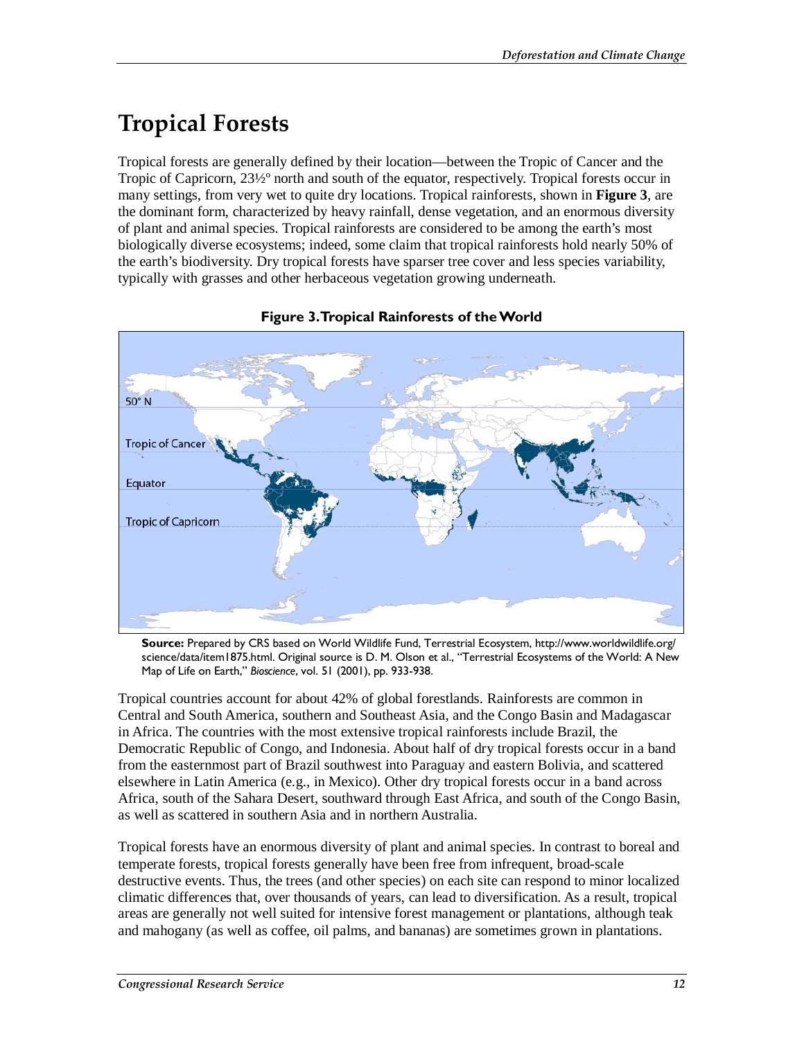# Tropical Forests

Tropical forests are generally defined by their location—between the Tropic of Cancer and the Tropic of Capricorn, 23½° north and south of the equator, respectively. Tropical forests occur in many settings, from very wet to quite dry locations. Tropical rainforests, shown in **Figure 3**, are the dominant form, characterized by heavy rainfall, dense vegetation, and an enormous diversity of plant and animal species. Tropical rainforests are considered to be among the earth's most biologically diverse ecosystems; indeed, some claim that tropical rainforests hold nearly 50% of the earth's biodiversity. Dry tropical forests have sparser tree cover and less species variability, typically with grasses and other herbaceous vegetation growing underneath.

**Figure 3. Tropical Rainforests of the World**

**Source:** Prepared by CRS based on World Wildlife Fund, Terrestrial Ecosystem, http://www.worldwildlife.org/science/data/item1875.html. Original source is D. M. Olson et al., "Terrestrial Ecosystems of the World: A New Map of Life on Earth," *Bioscience*, vol. 51 (2001), pp. 933-938.

Tropical countries account for about 42% of global forestlands. Rainforests are common in Central and South America, southern and Southeast Asia, and the Congo Basin and Madagascar in Africa. The countries with the most extensive tropical rainforests include Brazil, the Democratic Republic of Congo, and Indonesia. About half of dry tropical forests occur in a band from the easternmost part of Brazil southwest into Paraguay and eastern Bolivia, and scattered elsewhere in Latin America (e.g., in Mexico). Other dry tropical forests occur in a band across Africa, south of the Sahara Desert, southward through East Africa, and south of the Congo Basin, as well as scattered in southern Asia and in northern Australia.

Tropical forests have an enormous diversity of plant and animal species. In contrast to boreal and temperate forests, tropical forests generally have been free from infrequent, broad-scale destructive events. Thus, the trees (and other species) on each site can respond to minor localized climatic differences that, over thousands of years, can lead to diversification. As a result, tropical areas are generally not well suited for intensive forest management or plantations, although teak and mahogany (as well as coffee, oil palms, and bananas) are sometimes grown in plantations.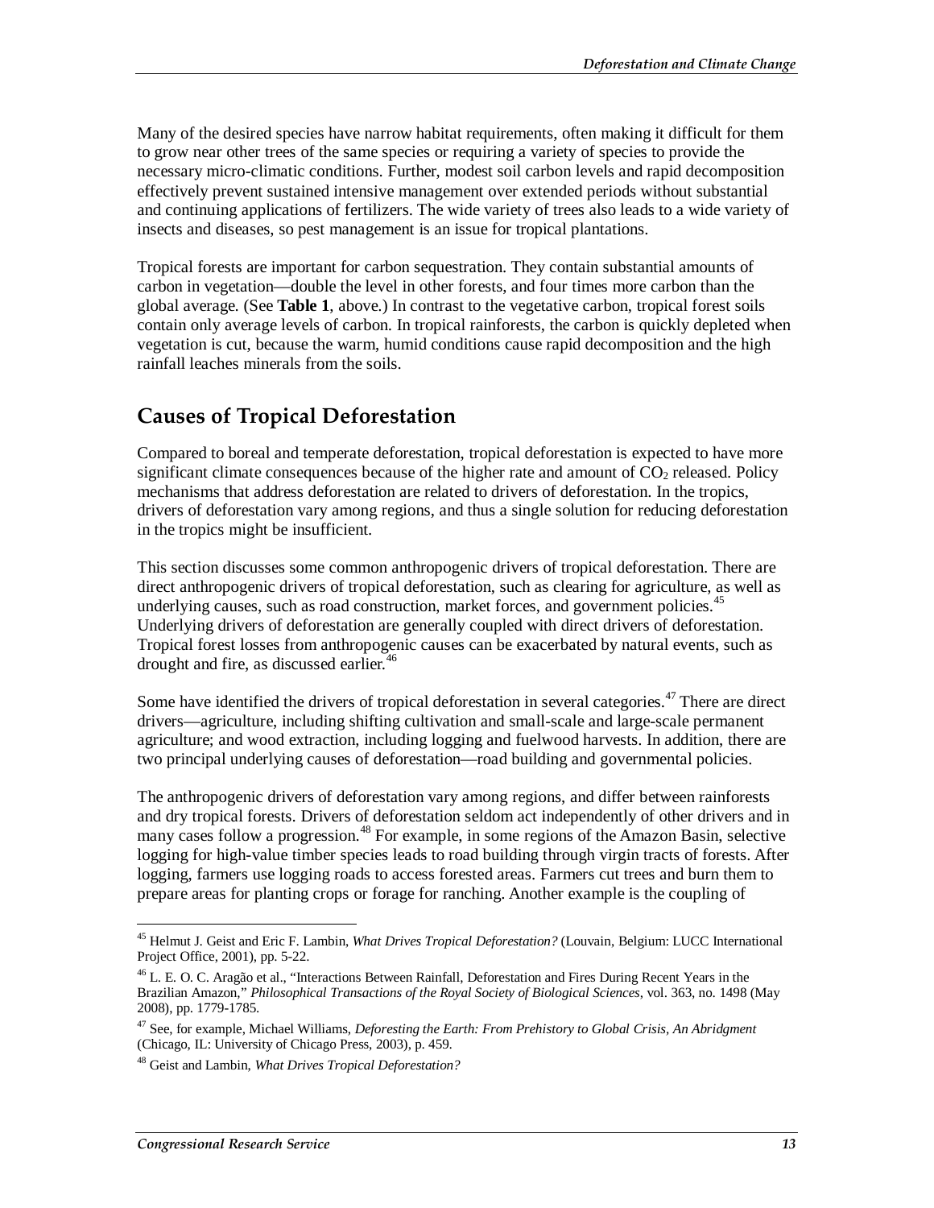Many of the desired species have narrow habitat requirements, often making it difficult for them to grow near other trees of the same species or requiring a variety of species to provide the necessary micro-climatic conditions. Further, modest soil carbon levels and rapid decomposition effectively prevent sustained intensive management over extended periods without substantial and continuing applications of fertilizers. The wide variety of trees also leads to a wide variety of insects and diseases, so pest management is an issue for tropical plantations.

Tropical forests are important for carbon sequestration. They contain substantial amounts of carbon in vegetation—double the level in other forests, and four times more carbon than the global average. (See **Table 1**, above.) In contrast to the vegetative carbon, tropical forest soils contain only average levels of carbon. In tropical rainforests, the carbon is quickly depleted when vegetation is cut, because the warm, humid conditions cause rapid decomposition and the high rainfall leaches minerals from the soils.

## Causes of Tropical Deforestation

Compared to boreal and temperate deforestation, tropical deforestation is expected to have more significant climate consequences because of the higher rate and amount of $CO_2$ released. Policy mechanisms that address deforestation are related to drivers of deforestation. In the tropics, drivers of deforestation vary among regions, and thus a single solution for reducing deforestation in the tropics might be insufficient.

This section discusses some common anthropogenic drivers of tropical deforestation. There are direct anthropogenic drivers of tropical deforestation, such as clearing for agriculture, as well as underlying causes, such as road construction, market forces, and government policies.[45] Underlying drivers of deforestation are generally coupled with direct drivers of deforestation. Tropical forest losses from anthropogenic causes can be exacerbated by natural events, such as drought and fire, as discussed earlier.[46]

Some have identified the drivers of tropical deforestation in several categories.[47] There are direct drivers—agriculture, including shifting cultivation and small-scale and large-scale permanent agriculture; and wood extraction, including logging and fuelwood harvests. In addition, there are two principal underlying causes of deforestation—road building and governmental policies.

The anthropogenic drivers of deforestation vary among regions, and differ between rainforests and dry tropical forests. Drivers of deforestation seldom act independently of other drivers and in many cases follow a progression.[48] For example, in some regions of the Amazon Basin, selective logging for high-value timber species leads to road building through virgin tracts of forests. After logging, farmers use logging roads to access forested areas. Farmers cut trees and burn them to prepare areas for planting crops or forage for ranching. Another example is the coupling of

---

[45] Helmut J. Geist and Eric F. Lambin, *What Drives Tropical Deforestation?* (Louvain, Belgium: LUCC International Project Office, 2001), pp. 5-22.

[46] L. E. O. C. Aragão et al., "Interactions Between Rainfall, Deforestation and Fires During Recent Years in the Brazilian Amazon," *Philosophical Transactions of the Royal Society of Biological Sciences*, vol. 363, no. 1498 (May 2008), pp. 1779-1785.

[47] See, for example, Michael Williams, *Deforesting the Earth: From Prehistory to Global Crisis, An Abridgment* (Chicago, IL: University of Chicago Press, 2003), p. 459.

[48] Geist and Lambin, *What Drives Tropical Deforestation?*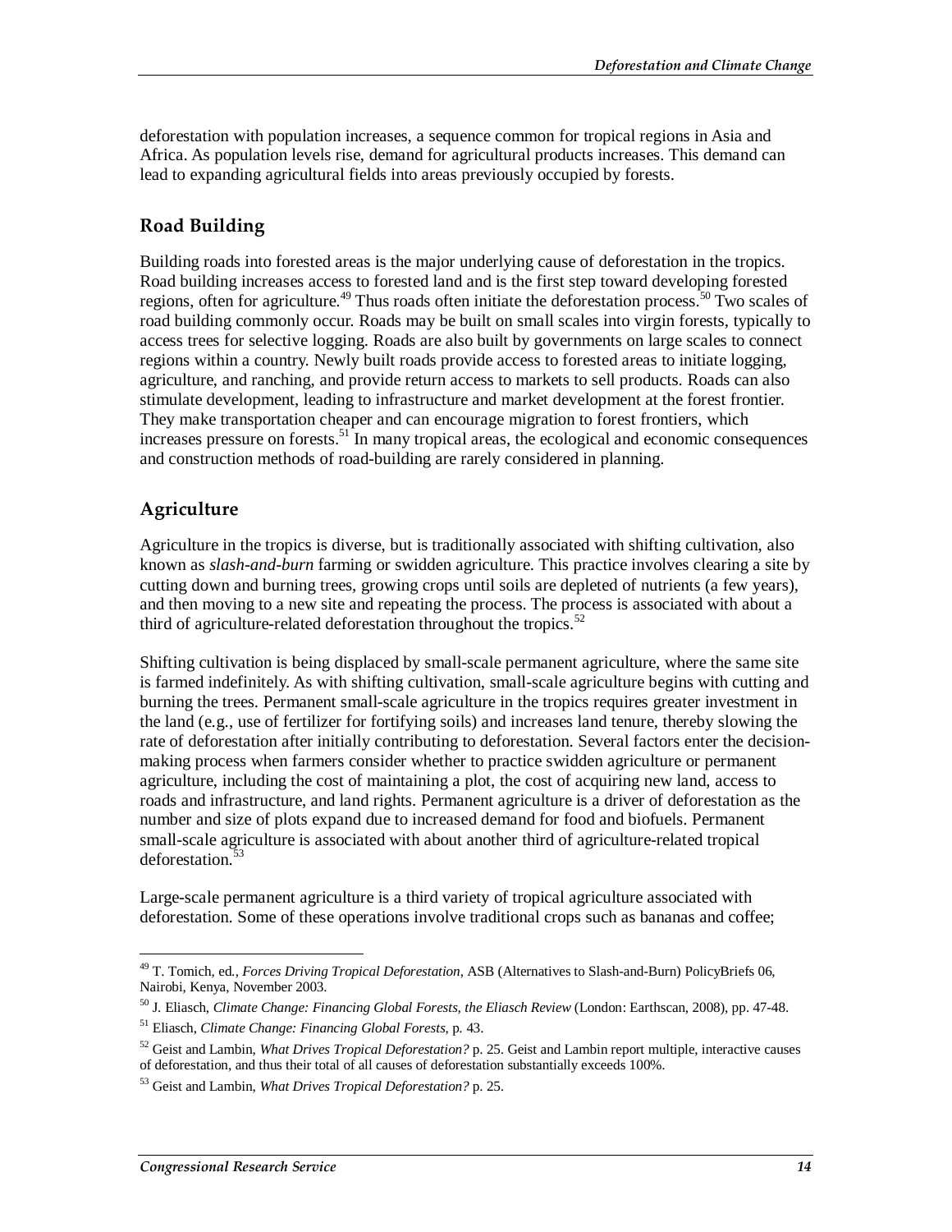deforestation with population increases, a sequence common for tropical regions in Asia and Africa. As population levels rise, demand for agricultural products increases. This demand can lead to expanding agricultural fields into areas previously occupied by forests.

## Road Building

Building roads into forested areas is the major underlying cause of deforestation in the tropics. Road building increases access to forested land and is the first step toward developing forested regions, often for agriculture.[49] Thus roads often initiate the deforestation process.[50] Two scales of road building commonly occur. Roads may be built on small scales into virgin forests, typically to access trees for selective logging. Roads are also built by governments on large scales to connect regions within a country. Newly built roads provide access to forested areas to initiate logging, agriculture, and ranching, and provide return access to markets to sell products. Roads can also stimulate development, leading to infrastructure and market development at the forest frontier. They make transportation cheaper and can encourage migration to forest frontiers, which increases pressure on forests.[51] In many tropical areas, the ecological and economic consequences and construction methods of road-building are rarely considered in planning.

## Agriculture

Agriculture in the tropics is diverse, but is traditionally associated with shifting cultivation, also known as *slash-and-burn* farming or swidden agriculture. This practice involves clearing a site by cutting down and burning trees, growing crops until soils are depleted of nutrients (a few years), and then moving to a new site and repeating the process. The process is associated with about a third of agriculture-related deforestation throughout the tropics.[52]

Shifting cultivation is being displaced by small-scale permanent agriculture, where the same site is farmed indefinitely. As with shifting cultivation, small-scale agriculture begins with cutting and burning the trees. Permanent small-scale agriculture in the tropics requires greater investment in the land (e.g., use of fertilizer for fortifying soils) and increases land tenure, thereby slowing the rate of deforestation after initially contributing to deforestation. Several factors enter the decision-making process when farmers consider whether to practice swidden agriculture or permanent agriculture, including the cost of maintaining a plot, the cost of acquiring new land, access to roads and infrastructure, and land rights. Permanent agriculture is a driver of deforestation as the number and size of plots expand due to increased demand for food and biofuels. Permanent small-scale agriculture is associated with about another third of agriculture-related tropical deforestation.[53]

Large-scale permanent agriculture is a third variety of tropical agriculture associated with deforestation. Some of these operations involve traditional crops such as bananas and coffee;

---

[49] T. Tomich, ed., *Forces Driving Tropical Deforestation*, ASB (Alternatives to Slash-and-Burn) PolicyBriefs 06, Nairobi, Kenya, November 2003.

[50] J. Eliasch, *Climate Change: Financing Global Forests, the Eliasch Review* (London: Earthscan, 2008), pp. 47-48.

[51] Eliasch, *Climate Change: Financing Global Forests*, p. 43.

[52] Geist and Lambin, *What Drives Tropical Deforestation?* p. 25. Geist and Lambin report multiple, interactive causes of deforestation, and thus their total of all causes of deforestation substantially exceeds 100%.

[53] Geist and Lambin, *What Drives Tropical Deforestation?* p. 25.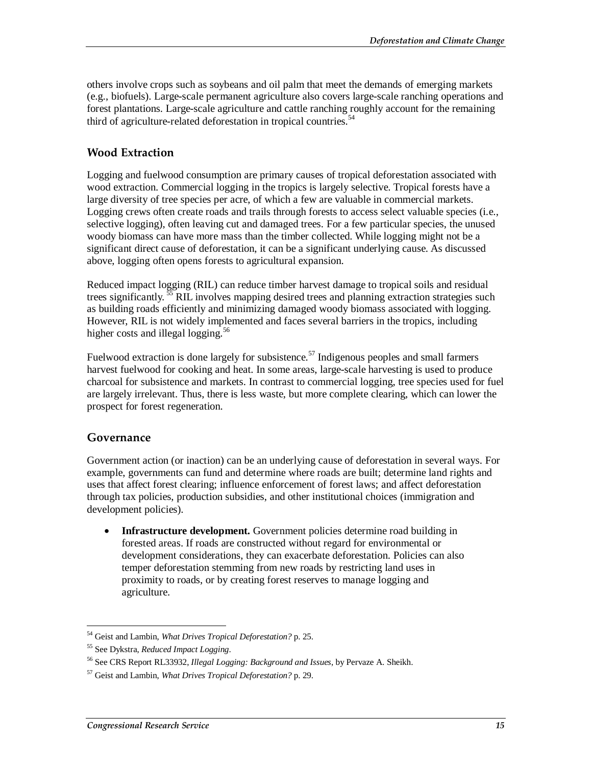others involve crops such as soybeans and oil palm that meet the demands of emerging markets (e.g., biofuels). Large-scale permanent agriculture also covers large-scale ranching operations and forest plantations. Large-scale agriculture and cattle ranching roughly account for the remaining third of agriculture-related deforestation in tropical countries.[54]

### Wood Extraction

Logging and fuelwood consumption are primary causes of tropical deforestation associated with wood extraction. Commercial logging in the tropics is largely selective. Tropical forests have a large diversity of tree species per acre, of which a few are valuable in commercial markets. Logging crews often create roads and trails through forests to access select valuable species (i.e., selective logging), often leaving cut and damaged trees. For a few particular species, the unused woody biomass can have more mass than the timber collected. While logging might not be a significant direct cause of deforestation, it can be a significant underlying cause. As discussed above, logging often opens forests to agricultural expansion.

Reduced impact logging (RIL) can reduce timber harvest damage to tropical soils and residual trees significantly.[55] RIL involves mapping desired trees and planning extraction strategies such as building roads efficiently and minimizing damaged woody biomass associated with logging. However, RIL is not widely implemented and faces several barriers in the tropics, including higher costs and illegal logging.[56]

Fuelwood extraction is done largely for subsistence.[57] Indigenous peoples and small farmers harvest fuelwood for cooking and heat. In some areas, large-scale harvesting is used to produce charcoal for subsistence and markets. In contrast to commercial logging, tree species used for fuel are largely irrelevant. Thus, there is less waste, but more complete clearing, which can lower the prospect for forest regeneration.

### Governance

Government action (or inaction) can be an underlying cause of deforestation in several ways. For example, governments can fund and determine where roads are built; determine land rights and uses that affect forest clearing; influence enforcement of forest laws; and affect deforestation through tax policies, production subsidies, and other institutional choices (immigration and development policies).

- **Infrastructure development.** Government policies determine road building in forested areas. If roads are constructed without regard for environmental or development considerations, they can exacerbate deforestation. Policies can also temper deforestation stemming from new roads by restricting land uses in proximity to roads, or by creating forest reserves to manage logging and agriculture.

---

[54] Geist and Lambin, *What Drives Tropical Deforestation?* p. 25.

[55] See Dykstra, *Reduced Impact Logging*.

[56] See CRS Report RL33932, *Illegal Logging: Background and Issues*, by Pervaze A. Sheikh.

[57] Geist and Lambin, *What Drives Tropical Deforestation?* p. 29.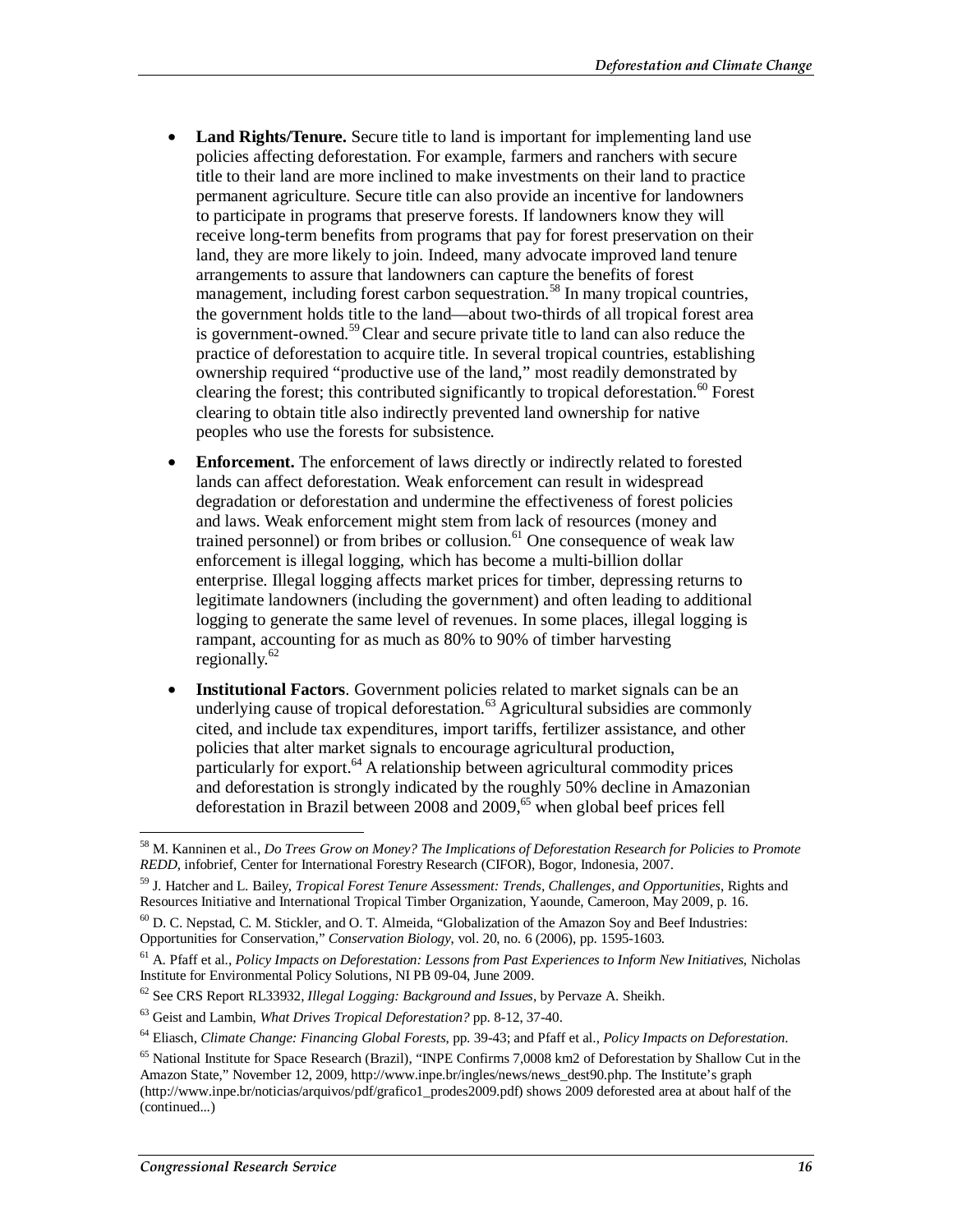- **Land Rights/Tenure.** Secure title to land is important for implementing land use policies affecting deforestation. For example, farmers and ranchers with secure title to their land are more inclined to make investments on their land to practice permanent agriculture. Secure title can also provide an incentive for landowners to participate in programs that preserve forests. If landowners know they will receive long-term benefits from programs that pay for forest preservation on their land, they are more likely to join. Indeed, many advocate improved land tenure arrangements to assure that landowners can capture the benefits of forest management, including forest carbon sequestration.[58] In many tropical countries, the government holds title to the land—about two-thirds of all tropical forest area is government-owned.[59] Clear and secure private title to land can also reduce the practice of deforestation to acquire title. In several tropical countries, establishing ownership required "productive use of the land," most readily demonstrated by clearing the forest; this contributed significantly to tropical deforestation.[60] Forest clearing to obtain title also indirectly prevented land ownership for native peoples who use the forests for subsistence.

- **Enforcement.** The enforcement of laws directly or indirectly related to forested lands can affect deforestation. Weak enforcement can result in widespread degradation or deforestation and undermine the effectiveness of forest policies and laws. Weak enforcement might stem from lack of resources (money and trained personnel) or from bribes or collusion.[61] One consequence of weak law enforcement is illegal logging, which has become a multi-billion dollar enterprise. Illegal logging affects market prices for timber, depressing returns to legitimate landowners (including the government) and often leading to additional logging to generate the same level of revenues. In some places, illegal logging is rampant, accounting for as much as 80% to 90% of timber harvesting regionally.[62]

- **Institutional Factors**. Government policies related to market signals can be an underlying cause of tropical deforestation.[63] Agricultural subsidies are commonly cited, and include tax expenditures, import tariffs, fertilizer assistance, and other policies that alter market signals to encourage agricultural production, particularly for export.[64] A relationship between agricultural commodity prices and deforestation is strongly indicated by the roughly 50% decline in Amazonian deforestation in Brazil between 2008 and 2009,[65] when global beef prices fell

---

[58] M. Kanninen et al., *Do Trees Grow on Money? The Implications of Deforestation Research for Policies to Promote REDD*, infobrief, Center for International Forestry Research (CIFOR), Bogor, Indonesia, 2007.

[59] J. Hatcher and L. Bailey, *Tropical Forest Tenure Assessment: Trends, Challenges, and Opportunities*, Rights and Resources Initiative and International Tropical Timber Organization, Yaounde, Cameroon, May 2009, p. 16.

[60] D. C. Nepstad, C. M. Stickler, and O. T. Almeida, "Globalization of the Amazon Soy and Beef Industries: Opportunities for Conservation," *Conservation Biology*, vol. 20, no. 6 (2006), pp. 1595-1603.

[61] A. Pfaff et al., *Policy Impacts on Deforestation: Lessons from Past Experiences to Inform New Initiatives*, Nicholas Institute for Environmental Policy Solutions, NI PB 09-04, June 2009.

[62] See CRS Report RL33932, *Illegal Logging: Background and Issues*, by Pervaze A. Sheikh.

[63] Geist and Lambin, *What Drives Tropical Deforestation?* pp. 8-12, 37-40.

[64] Eliasch, *Climate Change: Financing Global Forests*, pp. 39-43; and Pfaff et al., *Policy Impacts on Deforestation*.

[65] National Institute for Space Research (Brazil), "INPE Confirms 7,0008 km2 of Deforestation by Shallow Cut in the Amazon State," November 12, 2009, http://www.inpe.br/ingles/news/news_dest90.php. The Institute's graph (http://www.inpe.br/noticias/arquivos/pdf/grafico1_prodes2009.pdf) shows 2009 deforested area at about half of the (continued...)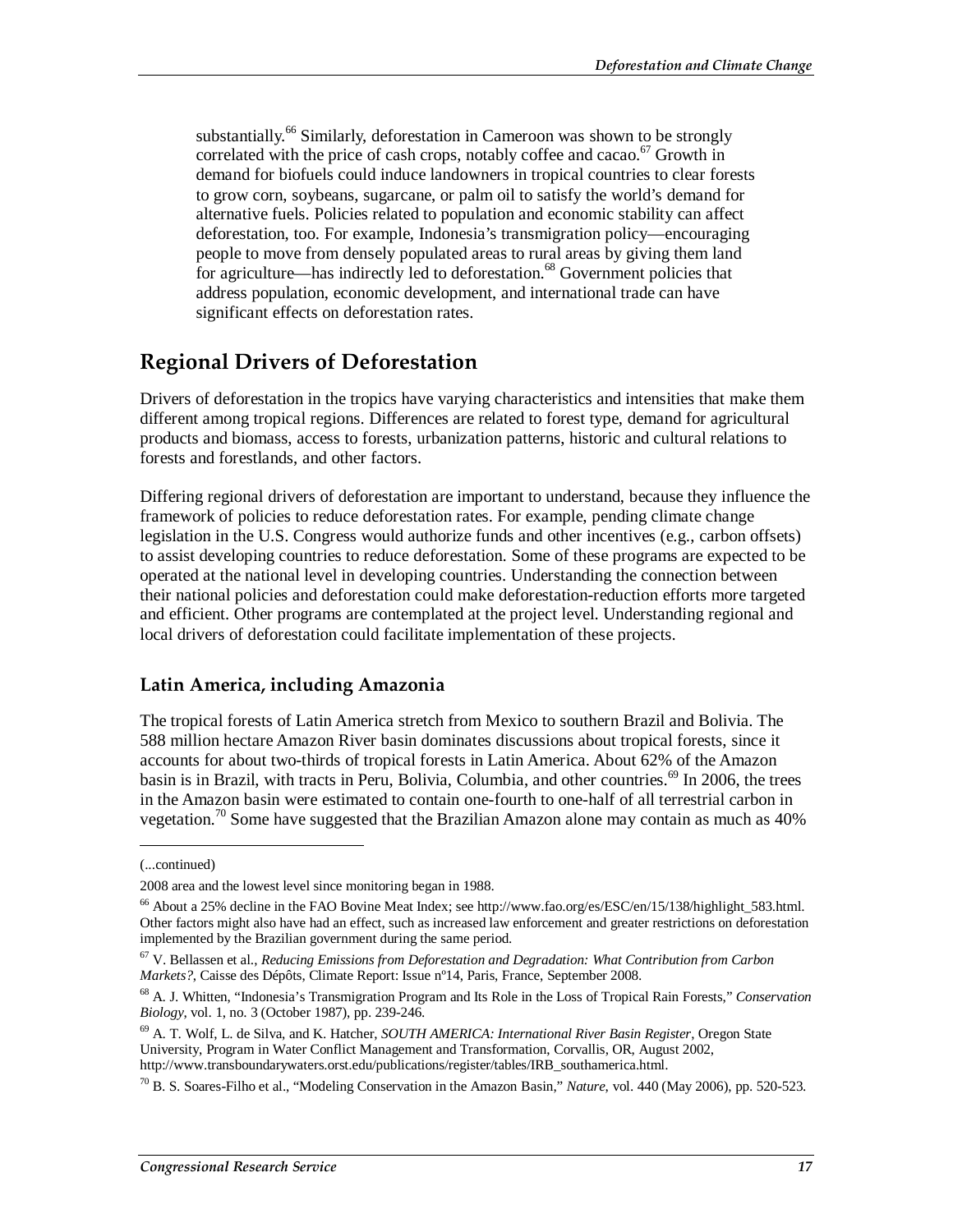substantially.[66] Similarly, deforestation in Cameroon was shown to be strongly correlated with the price of cash crops, notably coffee and cacao.[67] Growth in demand for biofuels could induce landowners in tropical countries to clear forests to grow corn, soybeans, sugarcane, or palm oil to satisfy the world's demand for alternative fuels. Policies related to population and economic stability can affect deforestation, too. For example, Indonesia's transmigration policy—encouraging people to move from densely populated areas to rural areas by giving them land for agriculture—has indirectly led to deforestation.[68] Government policies that address population, economic development, and international trade can have significant effects on deforestation rates.

## Regional Drivers of Deforestation

Drivers of deforestation in the tropics have varying characteristics and intensities that make them different among tropical regions. Differences are related to forest type, demand for agricultural products and biomass, access to forests, urbanization patterns, historic and cultural relations to forests and forestlands, and other factors.

Differing regional drivers of deforestation are important to understand, because they influence the framework of policies to reduce deforestation rates. For example, pending climate change legislation in the U.S. Congress would authorize funds and other incentives (e.g., carbon offsets) to assist developing countries to reduce deforestation. Some of these programs are expected to be operated at the national level in developing countries. Understanding the connection between their national policies and deforestation could make deforestation-reduction efforts more targeted and efficient. Other programs are contemplated at the project level. Understanding regional and local drivers of deforestation could facilitate implementation of these projects.

### Latin America, including Amazonia

The tropical forests of Latin America stretch from Mexico to southern Brazil and Bolivia. The 588 million hectare Amazon River basin dominates discussions about tropical forests, since it accounts for about two-thirds of tropical forests in Latin America. About 62% of the Amazon basin is in Brazil, with tracts in Peru, Bolivia, Columbia, and other countries.[69] In 2006, the trees in the Amazon basin were estimated to contain one-fourth to one-half of all terrestrial carbon in vegetation.[70] Some have suggested that the Brazilian Amazon alone may contain as much as 40%

---

(...continued)

2008 area and the lowest level since monitoring began in 1988.

[66] About a 25% decline in the FAO Bovine Meat Index; see http://www.fao.org/es/ESC/en/15/138/highlight_583.html. Other factors might also have had an effect, such as increased law enforcement and greater restrictions on deforestation implemented by the Brazilian government during the same period.

[67] V. Bellassen et al., *Reducing Emissions from Deforestation and Degradation: What Contribution from Carbon Markets?*, Caisse des Dépôts, Climate Report: Issue nº14, Paris, France, September 2008.

[68] A. J. Whitten, "Indonesia's Transmigration Program and Its Role in the Loss of Tropical Rain Forests," *Conservation Biology*, vol. 1, no. 3 (October 1987), pp. 239-246.

[69] A. T. Wolf, L. de Silva, and K. Hatcher, *SOUTH AMERICA: International River Basin Register*, Oregon State University, Program in Water Conflict Management and Transformation, Corvallis, OR, August 2002, http://www.transboundarywaters.orst.edu/publications/register/tables/IRB_southamerica.html.

[70] B. S. Soares-Filho et al., "Modeling Conservation in the Amazon Basin," *Nature*, vol. 440 (May 2006), pp. 520-523.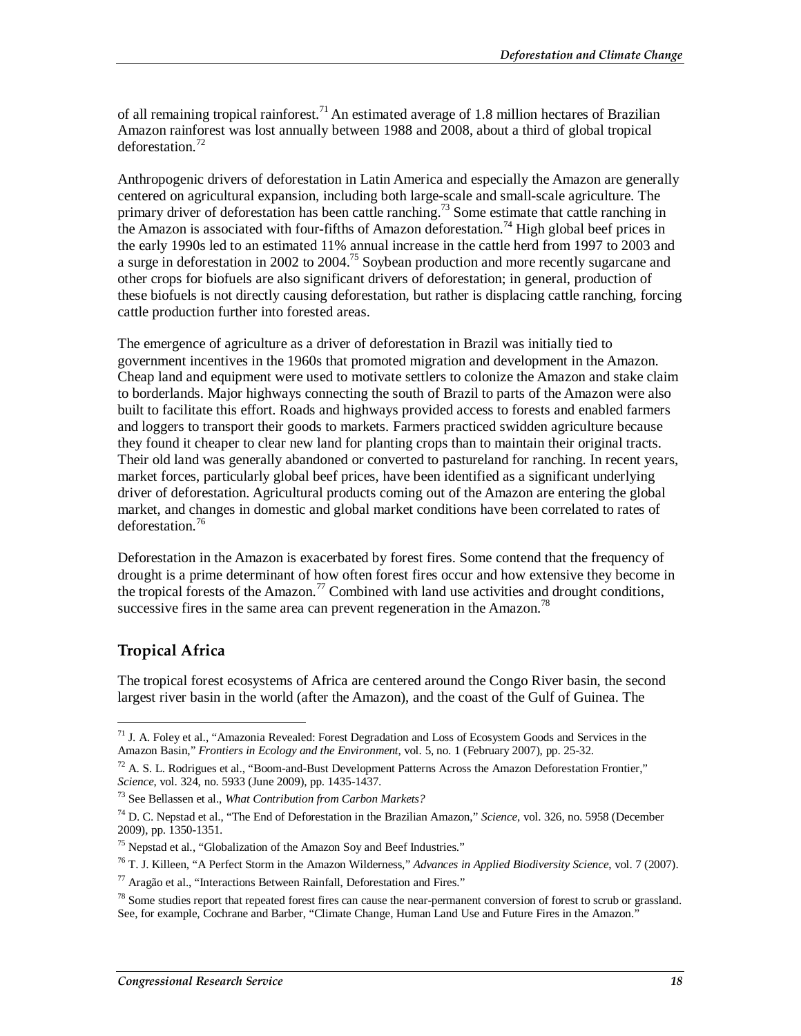of all remaining tropical rainforest.[71] An estimated average of 1.8 million hectares of Brazilian Amazon rainforest was lost annually between 1988 and 2008, about a third of global tropical deforestation.[72]

Anthropogenic drivers of deforestation in Latin America and especially the Amazon are generally centered on agricultural expansion, including both large-scale and small-scale agriculture. The primary driver of deforestation has been cattle ranching.[73] Some estimate that cattle ranching in the Amazon is associated with four-fifths of Amazon deforestation.[74] High global beef prices in the early 1990s led to an estimated 11% annual increase in the cattle herd from 1997 to 2003 and a surge in deforestation in 2002 to 2004.[75] Soybean production and more recently sugarcane and other crops for biofuels are also significant drivers of deforestation; in general, production of these biofuels is not directly causing deforestation, but rather is displacing cattle ranching, forcing cattle production further into forested areas.

The emergence of agriculture as a driver of deforestation in Brazil was initially tied to government incentives in the 1960s that promoted migration and development in the Amazon. Cheap land and equipment were used to motivate settlers to colonize the Amazon and stake claim to borderlands. Major highways connecting the south of Brazil to parts of the Amazon were also built to facilitate this effort. Roads and highways provided access to forests and enabled farmers and loggers to transport their goods to markets. Farmers practiced swidden agriculture because they found it cheaper to clear new land for planting crops than to maintain their original tracts. Their old land was generally abandoned or converted to pastureland for ranching. In recent years, market forces, particularly global beef prices, have been identified as a significant underlying driver of deforestation. Agricultural products coming out of the Amazon are entering the global market, and changes in domestic and global market conditions have been correlated to rates of deforestation.[76]

Deforestation in the Amazon is exacerbated by forest fires. Some contend that the frequency of drought is a prime determinant of how often forest fires occur and how extensive they become in the tropical forests of the Amazon.[77] Combined with land use activities and drought conditions, successive fires in the same area can prevent regeneration in the Amazon.[78]

## Tropical Africa

The tropical forest ecosystems of Africa are centered around the Congo River basin, the second largest river basin in the world (after the Amazon), and the coast of the Gulf of Guinea. The

---

[71] J. A. Foley et al., "Amazonia Revealed: Forest Degradation and Loss of Ecosystem Goods and Services in the Amazon Basin," *Frontiers in Ecology and the Environment*, vol. 5, no. 1 (February 2007), pp. 25-32.

[72] A. S. L. Rodrigues et al., "Boom-and-Bust Development Patterns Across the Amazon Deforestation Frontier," *Science*, vol. 324, no. 5933 (June 2009), pp. 1435-1437.

[73] See Bellassen et al., *What Contribution from Carbon Markets?*

[74] D. C. Nepstad et al., "The End of Deforestation in the Brazilian Amazon," *Science*, vol. 326, no. 5958 (December 2009), pp. 1350-1351.

[75] Nepstad et al., "Globalization of the Amazon Soy and Beef Industries."

[76] T. J. Killeen, "A Perfect Storm in the Amazon Wilderness," *Advances in Applied Biodiversity Science*, vol. 7 (2007).

[77] Aragão et al., "Interactions Between Rainfall, Deforestation and Fires."

[78] Some studies report that repeated forest fires can cause the near-permanent conversion of forest to scrub or grassland. See, for example, Cochrane and Barber, "Climate Change, Human Land Use and Future Fires in the Amazon."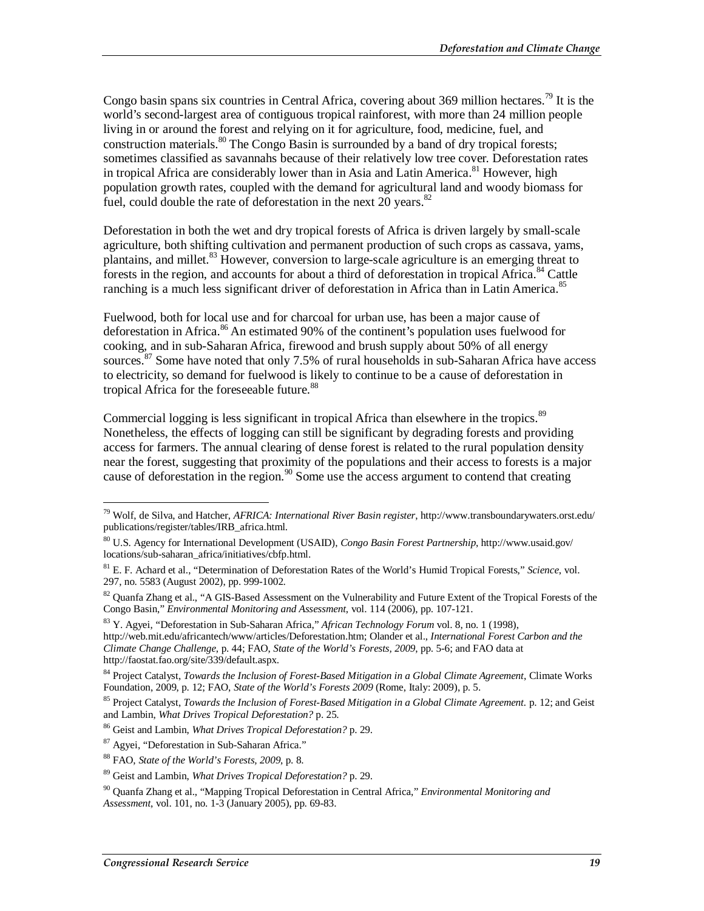Congo basin spans six countries in Central Africa, covering about 369 million hectares.[79] It is the world's second-largest area of contiguous tropical rainforest, with more than 24 million people living in or around the forest and relying on it for agriculture, food, medicine, fuel, and construction materials.[80] The Congo Basin is surrounded by a band of dry tropical forests; sometimes classified as savannahs because of their relatively low tree cover. Deforestation rates in tropical Africa are considerably lower than in Asia and Latin America.[81] However, high population growth rates, coupled with the demand for agricultural land and woody biomass for fuel, could double the rate of deforestation in the next 20 years.[82]

Deforestation in both the wet and dry tropical forests of Africa is driven largely by small-scale agriculture, both shifting cultivation and permanent production of such crops as cassava, yams, plantains, and millet.[83] However, conversion to large-scale agriculture is an emerging threat to forests in the region, and accounts for about a third of deforestation in tropical Africa.[84] Cattle ranching is a much less significant driver of deforestation in Africa than in Latin America.[85]

Fuelwood, both for local use and for charcoal for urban use, has been a major cause of deforestation in Africa.[86] An estimated 90% of the continent's population uses fuelwood for cooking, and in sub-Saharan Africa, firewood and brush supply about 50% of all energy sources.[87] Some have noted that only 7.5% of rural households in sub-Saharan Africa have access to electricity, so demand for fuelwood is likely to continue to be a cause of deforestation in tropical Africa for the foreseeable future.[88]

Commercial logging is less significant in tropical Africa than elsewhere in the tropics.[89] Nonetheless, the effects of logging can still be significant by degrading forests and providing access for farmers. The annual clearing of dense forest is related to the rural population density near the forest, suggesting that proximity of the populations and their access to forests is a major cause of deforestation in the region.[90] Some use the access argument to contend that creating

---

[79] Wolf, de Silva, and Hatcher, *AFRICA: International River Basin register*, http://www.transboundarywaters.orst.edu/publications/register/tables/IRB_africa.html.

[80] U.S. Agency for International Development (USAID), *Congo Basin Forest Partnership*, http://www.usaid.gov/locations/sub-saharan_africa/initiatives/cbfp.html.

[81] E. F. Achard et al., "Determination of Deforestation Rates of the World's Humid Tropical Forests," *Science*, vol. 297, no. 5583 (August 2002), pp. 999-1002.

[82] Quanfa Zhang et al., "A GIS-Based Assessment on the Vulnerability and Future Extent of the Tropical Forests of the Congo Basin," *Environmental Monitoring and Assessment*, vol. 114 (2006), pp. 107-121.

[83] Y. Agyei, "Deforestation in Sub-Saharan Africa," *African Technology Forum* vol. 8, no. 1 (1998), http://web.mit.edu/africantech/www/articles/Deforestation.htm; Olander et al., *International Forest Carbon and the Climate Change Challenge*, p. 44; FAO, *State of the World's Forests, 2009*, pp. 5-6; and FAO data at http://faostat.fao.org/site/339/default.aspx.

[84] Project Catalyst, *Towards the Inclusion of Forest-Based Mitigation in a Global Climate Agreement*, Climate Works Foundation, 2009, p. 12; FAO, *State of the World's Forests 2009* (Rome, Italy: 2009), p. 5.

[85] Project Catalyst, *Towards the Inclusion of Forest-Based Mitigation in a Global Climate Agreement.* p. 12; and Geist and Lambin, *What Drives Tropical Deforestation?* p. 25.

[86] Geist and Lambin, *What Drives Tropical Deforestation?* p. 29.

[87] Agyei, "Deforestation in Sub-Saharan Africa."

[88] FAO, *State of the World's Forests, 2009*, p. 8.

[89] Geist and Lambin, *What Drives Tropical Deforestation?* p. 29.

[90] Quanfa Zhang et al., "Mapping Tropical Deforestation in Central Africa," *Environmental Monitoring and Assessment*, vol. 101, no. 1-3 (January 2005), pp. 69-83.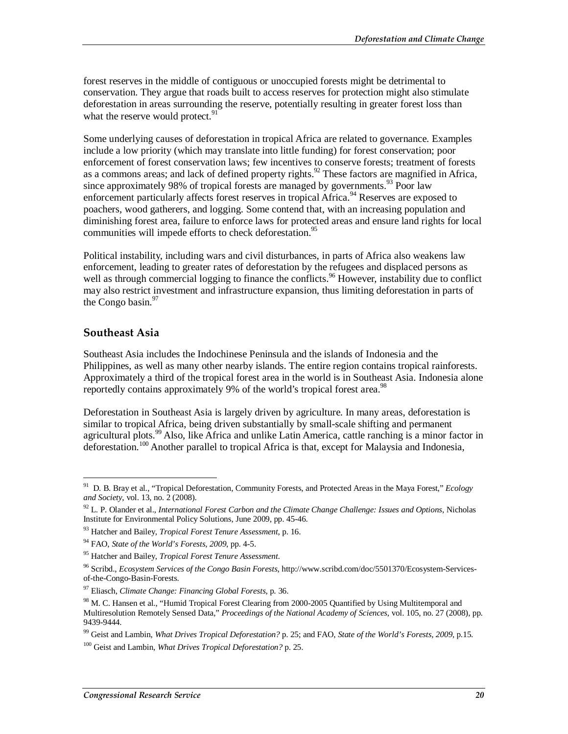forest reserves in the middle of contiguous or unoccupied forests might be detrimental to conservation. They argue that roads built to access reserves for protection might also stimulate deforestation in areas surrounding the reserve, potentially resulting in greater forest loss than what the reserve would protect.[91]

Some underlying causes of deforestation in tropical Africa are related to governance. Examples include a low priority (which may translate into little funding) for forest conservation; poor enforcement of forest conservation laws; few incentives to conserve forests; treatment of forests as a commons areas; and lack of defined property rights.[92] These factors are magnified in Africa, since approximately 98% of tropical forests are managed by governments.[93] Poor law enforcement particularly affects forest reserves in tropical Africa.[94] Reserves are exposed to poachers, wood gatherers, and logging. Some contend that, with an increasing population and diminishing forest area, failure to enforce laws for protected areas and ensure land rights for local communities will impede efforts to check deforestation.[95]

Political instability, including wars and civil disturbances, in parts of Africa also weakens law enforcement, leading to greater rates of deforestation by the refugees and displaced persons as well as through commercial logging to finance the conflicts.[96] However, instability due to conflict may also restrict investment and infrastructure expansion, thus limiting deforestation in parts of the Congo basin.[97]

### Southeast Asia

Southeast Asia includes the Indochinese Peninsula and the islands of Indonesia and the Philippines, as well as many other nearby islands. The entire region contains tropical rainforests. Approximately a third of the tropical forest area in the world is in Southeast Asia. Indonesia alone reportedly contains approximately 9% of the world's tropical forest area.[98]

Deforestation in Southeast Asia is largely driven by agriculture. In many areas, deforestation is similar to tropical Africa, being driven substantially by small-scale shifting and permanent agricultural plots.[99] Also, like Africa and unlike Latin America, cattle ranching is a minor factor in deforestation.[100] Another parallel to tropical Africa is that, except for Malaysia and Indonesia,

---

[91] D. B. Bray et al., "Tropical Deforestation, Community Forests, and Protected Areas in the Maya Forest," *Ecology and Society*, vol. 13, no. 2 (2008).

[92] L. P. Olander et al., *International Forest Carbon and the Climate Change Challenge: Issues and Options*, Nicholas Institute for Environmental Policy Solutions, June 2009, pp. 45-46.

[93] Hatcher and Bailey, *Tropical Forest Tenure Assessment*, p. 16.

[94] FAO, *State of the World's Forests, 2009*, pp. 4-5.

[95] Hatcher and Bailey, *Tropical Forest Tenure Assessment*.

[96] Scribd., *Ecosystem Services of the Congo Basin Forests*, http://www.scribd.com/doc/5501370/Ecosystem-Services-of-the-Congo-Basin-Forests.

[97] Eliasch, *Climate Change: Financing Global Forests*, p. 36.

[98] M. C. Hansen et al., "Humid Tropical Forest Clearing from 2000-2005 Quantified by Using Multitemporal and Multiresolution Remotely Sensed Data," *Proceedings of the National Academy of Sciences*, vol. 105, no. 27 (2008), pp. 9439-9444.

[99] Geist and Lambin, *What Drives Tropical Deforestation?* p. 25; and FAO, *State of the World's Forests, 2009*, p.15.

[100] Geist and Lambin, *What Drives Tropical Deforestation?* p. 25.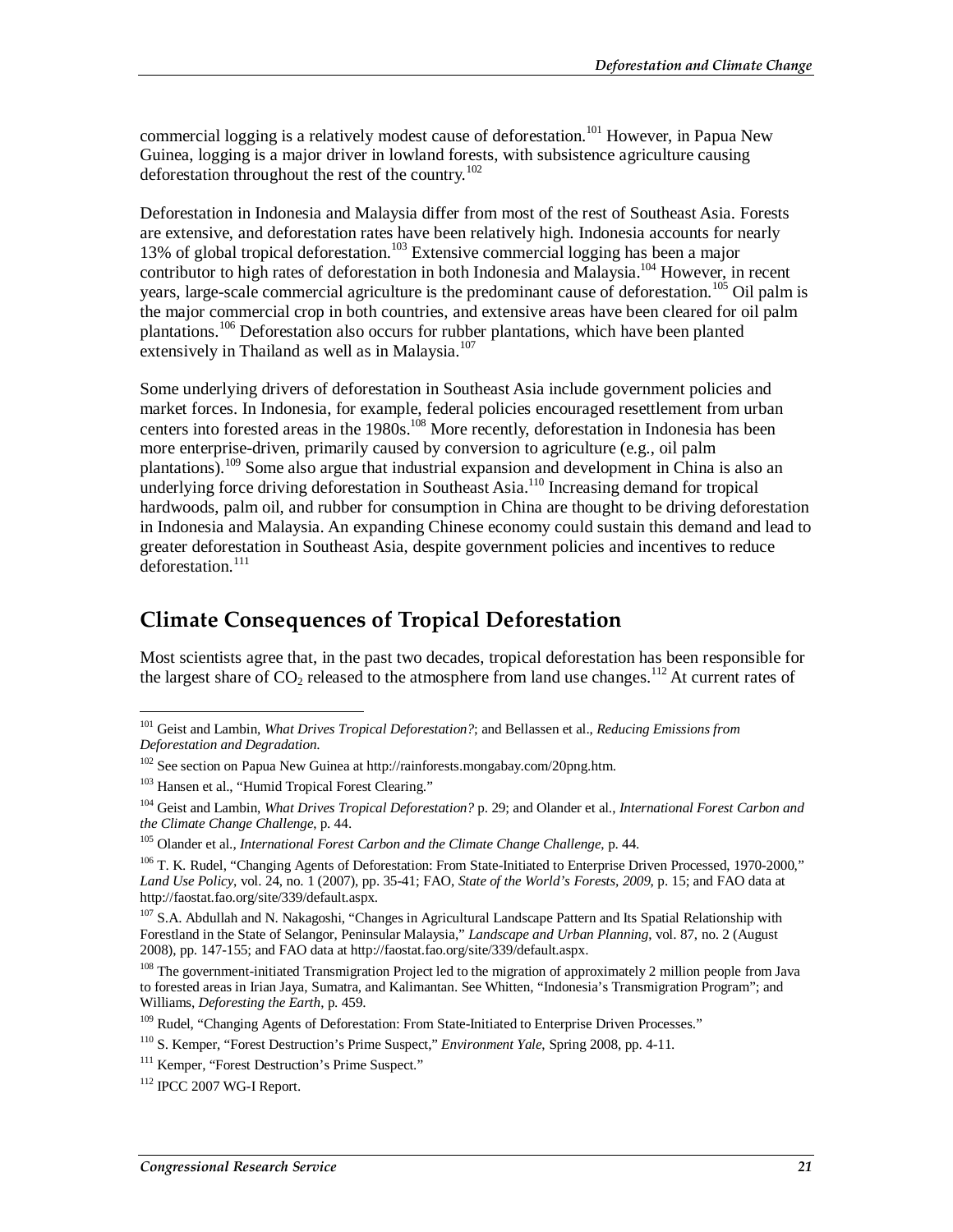commercial logging is a relatively modest cause of deforestation.[101] However, in Papua New Guinea, logging is a major driver in lowland forests, with subsistence agriculture causing deforestation throughout the rest of the country.[102]

Deforestation in Indonesia and Malaysia differ from most of the rest of Southeast Asia. Forests are extensive, and deforestation rates have been relatively high. Indonesia accounts for nearly 13% of global tropical deforestation.[103] Extensive commercial logging has been a major contributor to high rates of deforestation in both Indonesia and Malaysia.[104] However, in recent years, large-scale commercial agriculture is the predominant cause of deforestation.[105] Oil palm is the major commercial crop in both countries, and extensive areas have been cleared for oil palm plantations.[106] Deforestation also occurs for rubber plantations, which have been planted extensively in Thailand as well as in Malaysia.[107]

Some underlying drivers of deforestation in Southeast Asia include government policies and market forces. In Indonesia, for example, federal policies encouraged resettlement from urban centers into forested areas in the 1980s.[108] More recently, deforestation in Indonesia has been more enterprise-driven, primarily caused by conversion to agriculture (e.g., oil palm plantations).[109] Some also argue that industrial expansion and development in China is also an underlying force driving deforestation in Southeast Asia.[110] Increasing demand for tropical hardwoods, palm oil, and rubber for consumption in China are thought to be driving deforestation in Indonesia and Malaysia. An expanding Chinese economy could sustain this demand and lead to greater deforestation in Southeast Asia, despite government policies and incentives to reduce deforestation.[111]

## Climate Consequences of Tropical Deforestation

Most scientists agree that, in the past two decades, tropical deforestation has been responsible for the largest share of $CO_2$ released to the atmosphere from land use changes.[112] At current rates of

---

[101] Geist and Lambin, *What Drives Tropical Deforestation?*; and Bellassen et al., *Reducing Emissions from Deforestation and Degradation*.

[102] See section on Papua New Guinea at http://rainforests.mongabay.com/20png.htm.

[103] Hansen et al., "Humid Tropical Forest Clearing."

[104] Geist and Lambin, *What Drives Tropical Deforestation?* p. 29; and Olander et al., *International Forest Carbon and the Climate Change Challenge*, p. 44.

[105] Olander et al., *International Forest Carbon and the Climate Change Challenge*, p. 44.

[106] T. K. Rudel, "Changing Agents of Deforestation: From State-Initiated to Enterprise Driven Processed, 1970-2000," *Land Use Policy*, vol. 24, no. 1 (2007), pp. 35-41; FAO, *State of the World's Forests, 2009*, p. 15; and FAO data at http://faostat.fao.org/site/339/default.aspx.

[107] S.A. Abdullah and N. Nakagoshi, "Changes in Agricultural Landscape Pattern and Its Spatial Relationship with Forestland in the State of Selangor, Peninsular Malaysia," *Landscape and Urban Planning*, vol. 87, no. 2 (August 2008), pp. 147-155; and FAO data at http://faostat.fao.org/site/339/default.aspx.

[108] The government-initiated Transmigration Project led to the migration of approximately 2 million people from Java to forested areas in Irian Jaya, Sumatra, and Kalimantan. See Whitten, "Indonesia's Transmigration Program"; and Williams, *Deforesting the Earth*, p. 459.

[109] Rudel, "Changing Agents of Deforestation: From State-Initiated to Enterprise Driven Processes."

[110] S. Kemper, "Forest Destruction's Prime Suspect," *Environment Yale*, Spring 2008, pp. 4-11.

[111] Kemper, "Forest Destruction's Prime Suspect."

[112] IPCC 2007 WG-I Report.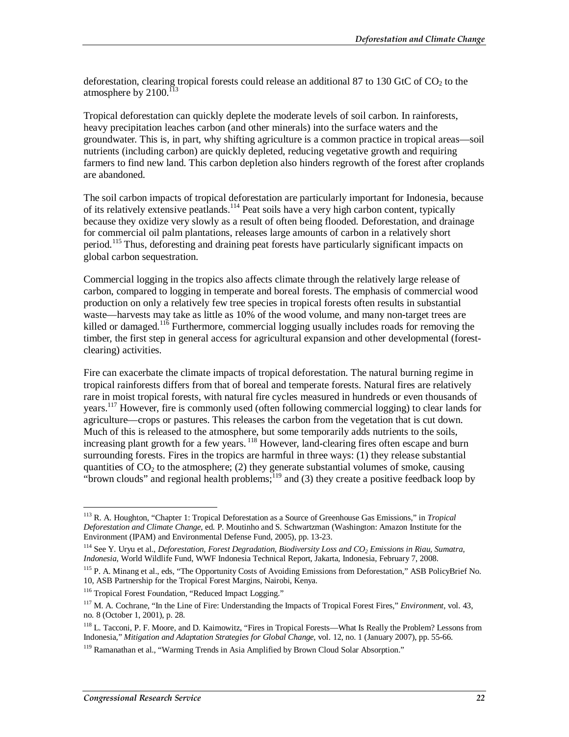deforestation, clearing tropical forests could release an additional 87 to 130 GtC of $CO_2$ to the atmosphere by 2100.[113]

Tropical deforestation can quickly deplete the moderate levels of soil carbon. In rainforests, heavy precipitation leaches carbon (and other minerals) into the surface waters and the groundwater. This is, in part, why shifting agriculture is a common practice in tropical areas—soil nutrients (including carbon) are quickly depleted, reducing vegetative growth and requiring farmers to find new land. This carbon depletion also hinders regrowth of the forest after croplands are abandoned.

The soil carbon impacts of tropical deforestation are particularly important for Indonesia, because of its relatively extensive peatlands.[114] Peat soils have a very high carbon content, typically because they oxidize very slowly as a result of often being flooded. Deforestation, and drainage for commercial oil palm plantations, releases large amounts of carbon in a relatively short period.[115] Thus, deforesting and draining peat forests have particularly significant impacts on global carbon sequestration.

Commercial logging in the tropics also affects climate through the relatively large release of carbon, compared to logging in temperate and boreal forests. The emphasis of commercial wood production on only a relatively few tree species in tropical forests often results in substantial waste—harvests may take as little as 10% of the wood volume, and many non-target trees are killed or damaged.[116] Furthermore, commercial logging usually includes roads for removing the timber, the first step in general access for agricultural expansion and other developmental (forest-clearing) activities.

Fire can exacerbate the climate impacts of tropical deforestation. The natural burning regime in tropical rainforests differs from that of boreal and temperate forests. Natural fires are relatively rare in moist tropical forests, with natural fire cycles measured in hundreds or even thousands of years.[117] However, fire is commonly used (often following commercial logging) to clear lands for agriculture—crops or pastures. This releases the carbon from the vegetation that is cut down. Much of this is released to the atmosphere, but some temporarily adds nutrients to the soils, increasing plant growth for a few years.[118] However, land-clearing fires often escape and burn surrounding forests. Fires in the tropics are harmful in three ways: (1) they release substantial quantities of $CO_2$ to the atmosphere; (2) they generate substantial volumes of smoke, causing "brown clouds" and regional health problems;[119] and (3) they create a positive feedback loop by

---

[113] R. A. Houghton, "Chapter 1: Tropical Deforestation as a Source of Greenhouse Gas Emissions," in *Tropical Deforestation and Climate Change*, ed. P. Moutinho and S. Schwartzman (Washington: Amazon Institute for the Environment (IPAM) and Environmental Defense Fund, 2005), pp. 13-23.

[114] See Y. Uryu et al., *Deforestation, Forest Degradation, Biodiversity Loss and $CO_2$ Emissions in Riau, Sumatra, Indonesia*, World Wildlife Fund, WWF Indonesia Technical Report, Jakarta, Indonesia, February 7, 2008.

[115] P. A. Minang et al., eds, "The Opportunity Costs of Avoiding Emissions from Deforestation," ASB PolicyBrief No. 10, ASB Partnership for the Tropical Forest Margins, Nairobi, Kenya.

[116] Tropical Forest Foundation, "Reduced Impact Logging."

[117] M. A. Cochrane, "In the Line of Fire: Understanding the Impacts of Tropical Forest Fires," *Environment*, vol. 43, no. 8 (October 1, 2001), p. 28.

[118] L. Tacconi, P. F. Moore, and D. Kaimowitz, "Fires in Tropical Forests—What Is Really the Problem? Lessons from Indonesia," *Mitigation and Adaptation Strategies for Global Change*, vol. 12, no. 1 (January 2007), pp. 55-66.

[119] Ramanathan et al., "Warming Trends in Asia Amplified by Brown Cloud Solar Absorption."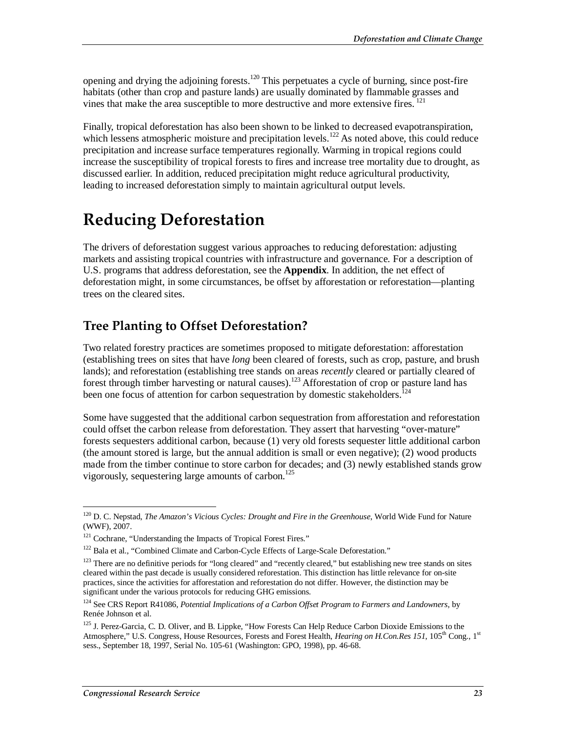opening and drying the adjoining forests.[120] This perpetuates a cycle of burning, since post-fire habitats (other than crop and pasture lands) are usually dominated by flammable grasses and vines that make the area susceptible to more destructive and more extensive fires.[121]

Finally, tropical deforestation has also been shown to be linked to decreased evapotranspiration, which lessens atmospheric moisture and precipitation levels.[122] As noted above, this could reduce precipitation and increase surface temperatures regionally. Warming in tropical regions could increase the susceptibility of tropical forests to fires and increase tree mortality due to drought, as discussed earlier. In addition, reduced precipitation might reduce agricultural productivity, leading to increased deforestation simply to maintain agricultural output levels.

# Reducing Deforestation

The drivers of deforestation suggest various approaches to reducing deforestation: adjusting markets and assisting tropical countries with infrastructure and governance. For a description of U.S. programs that address deforestation, see the **Appendix**. In addition, the net effect of deforestation might, in some circumstances, be offset by afforestation or reforestation—planting trees on the cleared sites.

## Tree Planting to Offset Deforestation?

Two related forestry practices are sometimes proposed to mitigate deforestation: afforestation (establishing trees on sites that have *long* been cleared of forests, such as crop, pasture, and brush lands); and reforestation (establishing tree stands on areas *recently* cleared or partially cleared of forest through timber harvesting or natural causes).[123] Afforestation of crop or pasture land has been one focus of attention for carbon sequestration by domestic stakeholders.[124]

Some have suggested that the additional carbon sequestration from afforestation and reforestation could offset the carbon release from deforestation. They assert that harvesting "over-mature" forests sequesters additional carbon, because (1) very old forests sequester little additional carbon (the amount stored is large, but the annual addition is small or even negative); (2) wood products made from the timber continue to store carbon for decades; and (3) newly established stands grow vigorously, sequestering large amounts of carbon.[125]

---

[120] D. C. Nepstad, *The Amazon's Vicious Cycles: Drought and Fire in the Greenhouse*, World Wide Fund for Nature (WWF), 2007.

[121] Cochrane, "Understanding the Impacts of Tropical Forest Fires."

[122] Bala et al., "Combined Climate and Carbon-Cycle Effects of Large-Scale Deforestation."

[123] There are no definitive periods for "long cleared" and "recently cleared," but establishing new tree stands on sites cleared within the past decade is usually considered reforestation. This distinction has little relevance for on-site practices, since the activities for afforestation and reforestation do not differ. However, the distinction may be significant under the various protocols for reducing GHG emissions.

[124] See CRS Report R41086, *Potential Implications of a Carbon Offset Program to Farmers and Landowners*, by Renée Johnson et al.

[125] J. Perez-Garcia, C. D. Oliver, and B. Lippke, "How Forests Can Help Reduce Carbon Dioxide Emissions to the Atmosphere," U.S. Congress, House Resources, Forests and Forest Health, *Hearing on H.Con.Res 151*, 105th Cong., 1st sess., September 18, 1997, Serial No. 105-61 (Washington: GPO, 1998), pp. 46-68.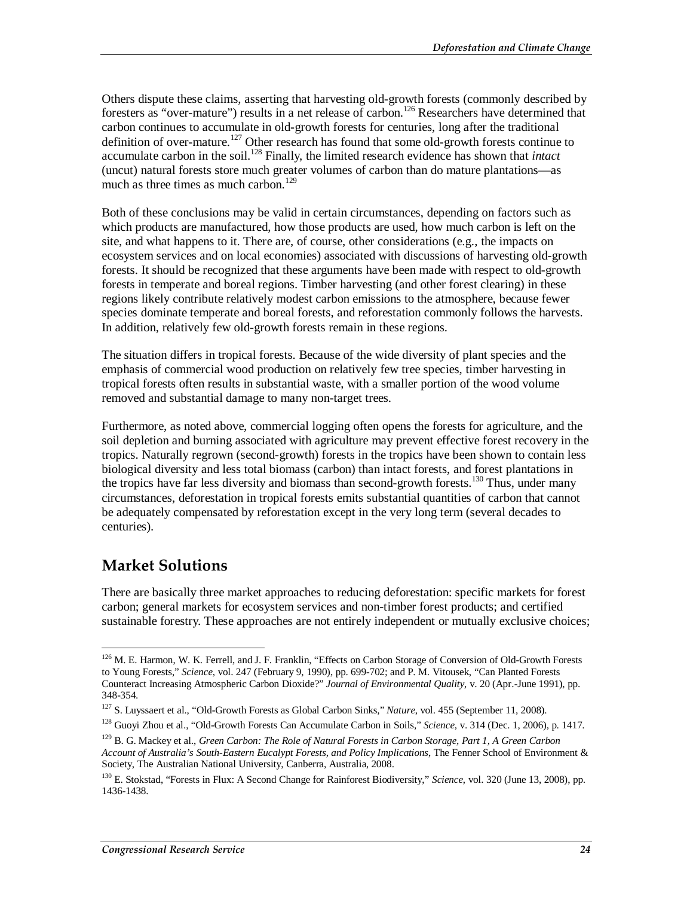Others dispute these claims, asserting that harvesting old-growth forests (commonly described by foresters as "over-mature") results in a net release of carbon.[126] Researchers have determined that carbon continues to accumulate in old-growth forests for centuries, long after the traditional definition of over-mature.[127] Other research has found that some old-growth forests continue to accumulate carbon in the soil.[128] Finally, the limited research evidence has shown that *intact* (uncut) natural forests store much greater volumes of carbon than do mature plantations—as much as three times as much carbon.[129]

Both of these conclusions may be valid in certain circumstances, depending on factors such as which products are manufactured, how those products are used, how much carbon is left on the site, and what happens to it. There are, of course, other considerations (e.g., the impacts on ecosystem services and on local economies) associated with discussions of harvesting old-growth forests. It should be recognized that these arguments have been made with respect to old-growth forests in temperate and boreal regions. Timber harvesting (and other forest clearing) in these regions likely contribute relatively modest carbon emissions to the atmosphere, because fewer species dominate temperate and boreal forests, and reforestation commonly follows the harvests. In addition, relatively few old-growth forests remain in these regions.

The situation differs in tropical forests. Because of the wide diversity of plant species and the emphasis of commercial wood production on relatively few tree species, timber harvesting in tropical forests often results in substantial waste, with a smaller portion of the wood volume removed and substantial damage to many non-target trees.

Furthermore, as noted above, commercial logging often opens the forests for agriculture, and the soil depletion and burning associated with agriculture may prevent effective forest recovery in the tropics. Naturally regrown (second-growth) forests in the tropics have been shown to contain less biological diversity and less total biomass (carbon) than intact forests, and forest plantations in the tropics have far less diversity and biomass than second-growth forests.[130] Thus, under many circumstances, deforestation in tropical forests emits substantial quantities of carbon that cannot be adequately compensated by reforestation except in the very long term (several decades to centuries).

## Market Solutions

There are basically three market approaches to reducing deforestation: specific markets for forest carbon; general markets for ecosystem services and non-timber forest products; and certified sustainable forestry. These approaches are not entirely independent or mutually exclusive choices;

---

[126] M. E. Harmon, W. K. Ferrell, and J. F. Franklin, "Effects on Carbon Storage of Conversion of Old-Growth Forests to Young Forests," *Science*, vol. 247 (February 9, 1990), pp. 699-702; and P. M. Vitousek, "Can Planted Forests Counteract Increasing Atmospheric Carbon Dioxide?" *Journal of Environmental Quality*, v. 20 (Apr.-June 1991), pp. 348-354.

[127] S. Luyssaert et al., "Old-Growth Forests as Global Carbon Sinks," *Nature*, vol. 455 (September 11, 2008).

[128] Guoyi Zhou et al., "Old-Growth Forests Can Accumulate Carbon in Soils," *Science*, v. 314 (Dec. 1, 2006), p. 1417.

[129] B. G. Mackey et al., *Green Carbon: The Role of Natural Forests in Carbon Storage, Part 1, A Green Carbon Account of Australia's South-Eastern Eucalypt Forests, and Policy Implications*, The Fenner School of Environment & Society, The Australian National University, Canberra, Australia, 2008.

[130] E. Stokstad, "Forests in Flux: A Second Change for Rainforest Biodiversity," *Science*, vol. 320 (June 13, 2008), pp. 1436-1438.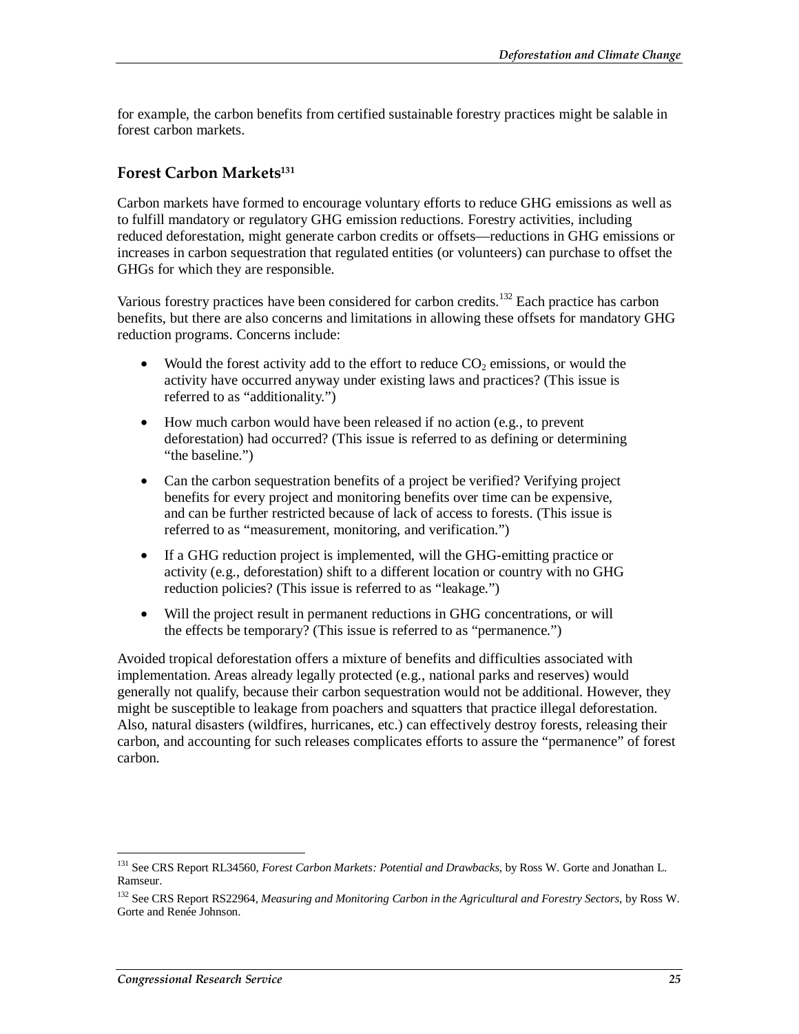for example, the carbon benefits from certified sustainable forestry practices might be salable in forest carbon markets.

## Forest Carbon Markets[131]

Carbon markets have formed to encourage voluntary efforts to reduce GHG emissions as well as to fulfill mandatory or regulatory GHG emission reductions. Forestry activities, including reduced deforestation, might generate carbon credits or offsets—reductions in GHG emissions or increases in carbon sequestration that regulated entities (or volunteers) can purchase to offset the GHGs for which they are responsible.

Various forestry practices have been considered for carbon credits.[132] Each practice has carbon benefits, but there are also concerns and limitations in allowing these offsets for mandatory GHG reduction programs. Concerns include:

- Would the forest activity add to the effort to reduce $CO_2$ emissions, or would the activity have occurred anyway under existing laws and practices? (This issue is referred to as "additionality.")
- How much carbon would have been released if no action (e.g., to prevent deforestation) had occurred? (This issue is referred to as defining or determining "the baseline.")
- Can the carbon sequestration benefits of a project be verified? Verifying project benefits for every project and monitoring benefits over time can be expensive, and can be further restricted because of lack of access to forests. (This issue is referred to as "measurement, monitoring, and verification.")
- If a GHG reduction project is implemented, will the GHG-emitting practice or activity (e.g., deforestation) shift to a different location or country with no GHG reduction policies? (This issue is referred to as "leakage.")
- Will the project result in permanent reductions in GHG concentrations, or will the effects be temporary? (This issue is referred to as "permanence.")

Avoided tropical deforestation offers a mixture of benefits and difficulties associated with implementation. Areas already legally protected (e.g., national parks and reserves) would generally not qualify, because their carbon sequestration would not be additional. However, they might be susceptible to leakage from poachers and squatters that practice illegal deforestation. Also, natural disasters (wildfires, hurricanes, etc.) can effectively destroy forests, releasing their carbon, and accounting for such releases complicates efforts to assure the "permanence" of forest carbon.

---

[131] See CRS Report RL34560, *Forest Carbon Markets: Potential and Drawbacks*, by Ross W. Gorte and Jonathan L. Ramseur.

[132] See CRS Report RS22964, *Measuring and Monitoring Carbon in the Agricultural and Forestry Sectors*, by Ross W. Gorte and Renée Johnson.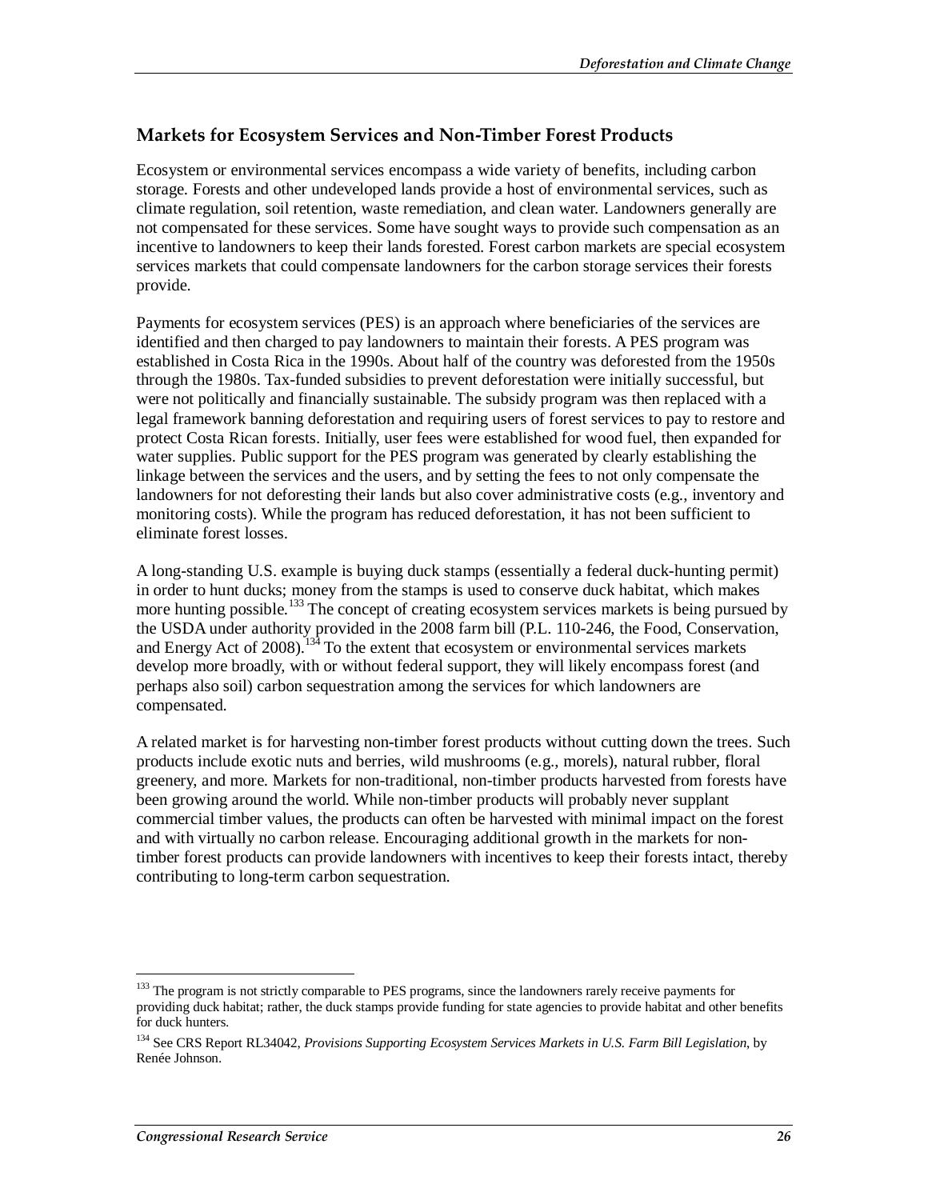## Markets for Ecosystem Services and Non-Timber Forest Products

Ecosystem or environmental services encompass a wide variety of benefits, including carbon storage. Forests and other undeveloped lands provide a host of environmental services, such as climate regulation, soil retention, waste remediation, and clean water. Landowners generally are not compensated for these services. Some have sought ways to provide such compensation as an incentive to landowners to keep their lands forested. Forest carbon markets are special ecosystem services markets that could compensate landowners for the carbon storage services their forests provide.

Payments for ecosystem services (PES) is an approach where beneficiaries of the services are identified and then charged to pay landowners to maintain their forests. A PES program was established in Costa Rica in the 1990s. About half of the country was deforested from the 1950s through the 1980s. Tax-funded subsidies to prevent deforestation were initially successful, but were not politically and financially sustainable. The subsidy program was then replaced with a legal framework banning deforestation and requiring users of forest services to pay to restore and protect Costa Rican forests. Initially, user fees were established for wood fuel, then expanded for water supplies. Public support for the PES program was generated by clearly establishing the linkage between the services and the users, and by setting the fees to not only compensate the landowners for not deforesting their lands but also cover administrative costs (e.g., inventory and monitoring costs). While the program has reduced deforestation, it has not been sufficient to eliminate forest losses.

A long-standing U.S. example is buying duck stamps (essentially a federal duck-hunting permit) in order to hunt ducks; money from the stamps is used to conserve duck habitat, which makes more hunting possible.[133] The concept of creating ecosystem services markets is being pursued by the USDA under authority provided in the 2008 farm bill (P.L. 110-246, the Food, Conservation, and Energy Act of 2008).[134] To the extent that ecosystem or environmental services markets develop more broadly, with or without federal support, they will likely encompass forest (and perhaps also soil) carbon sequestration among the services for which landowners are compensated.

A related market is for harvesting non-timber forest products without cutting down the trees. Such products include exotic nuts and berries, wild mushrooms (e.g., morels), natural rubber, floral greenery, and more. Markets for non-traditional, non-timber products harvested from forests have been growing around the world. While non-timber products will probably never supplant commercial timber values, the products can often be harvested with minimal impact on the forest and with virtually no carbon release. Encouraging additional growth in the markets for non-timber forest products can provide landowners with incentives to keep their forests intact, thereby contributing to long-term carbon sequestration.

---

[133] The program is not strictly comparable to PES programs, since the landowners rarely receive payments for providing duck habitat; rather, the duck stamps provide funding for state agencies to provide habitat and other benefits for duck hunters.

[134] See CRS Report RL34042, *Provisions Supporting Ecosystem Services Markets in U.S. Farm Bill Legislation*, by Renée Johnson.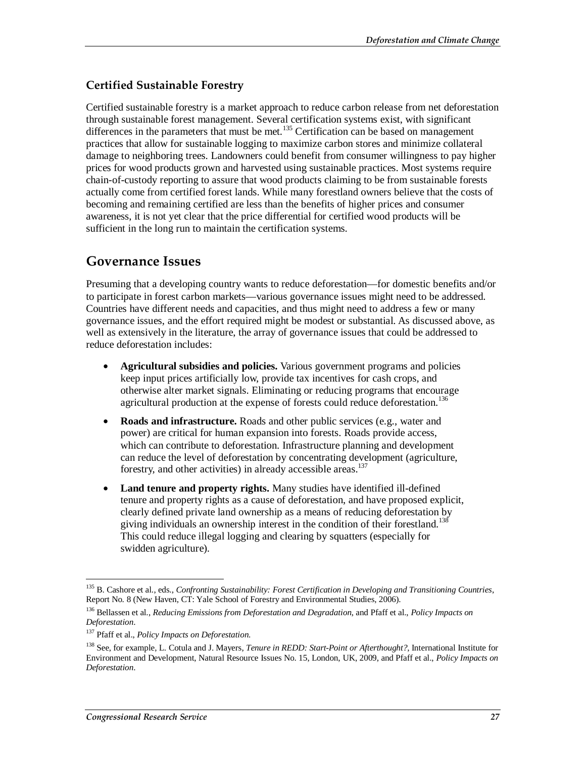### Certified Sustainable Forestry

Certified sustainable forestry is a market approach to reduce carbon release from net deforestation through sustainable forest management. Several certification systems exist, with significant differences in the parameters that must be met.[135] Certification can be based on management practices that allow for sustainable logging to maximize carbon stores and minimize collateral damage to neighboring trees. Landowners could benefit from consumer willingness to pay higher prices for wood products grown and harvested using sustainable practices. Most systems require chain-of-custody reporting to assure that wood products claiming to be from sustainable forests actually come from certified forest lands. While many forestland owners believe that the costs of becoming and remaining certified are less than the benefits of higher prices and consumer awareness, it is not yet clear that the price differential for certified wood products will be sufficient in the long run to maintain the certification systems.

## Governance Issues

Presuming that a developing country wants to reduce deforestation—for domestic benefits and/or to participate in forest carbon markets—various governance issues might need to be addressed. Countries have different needs and capacities, and thus might need to address a few or many governance issues, and the effort required might be modest or substantial. As discussed above, as well as extensively in the literature, the array of governance issues that could be addressed to reduce deforestation includes:

- **Agricultural subsidies and policies.** Various government programs and policies keep input prices artificially low, provide tax incentives for cash crops, and otherwise alter market signals. Eliminating or reducing programs that encourage agricultural production at the expense of forests could reduce deforestation.[136]
- **Roads and infrastructure.** Roads and other public services (e.g., water and power) are critical for human expansion into forests. Roads provide access, which can contribute to deforestation. Infrastructure planning and development can reduce the level of deforestation by concentrating development (agriculture, forestry, and other activities) in already accessible areas.[137]
- **Land tenure and property rights.** Many studies have identified ill-defined tenure and property rights as a cause of deforestation, and have proposed explicit, clearly defined private land ownership as a means of reducing deforestation by giving individuals an ownership interest in the condition of their forestland.[138] This could reduce illegal logging and clearing by squatters (especially for swidden agriculture).

---

[135] B. Cashore et al., eds., *Confronting Sustainability: Forest Certification in Developing and Transitioning Countries*, Report No. 8 (New Haven, CT: Yale School of Forestry and Environmental Studies, 2006).

[136] Bellassen et al., *Reducing Emissions from Deforestation and Degradation*, and Pfaff et al., *Policy Impacts on Deforestation*.

[137] Pfaff et al., *Policy Impacts on Deforestation*.

[138] See, for example, L. Cotula and J. Mayers, *Tenure in REDD: Start-Point or Afterthought?*, International Institute for Environment and Development, Natural Resource Issues No. 15, London, UK, 2009, and Pfaff et al., *Policy Impacts on Deforestation*.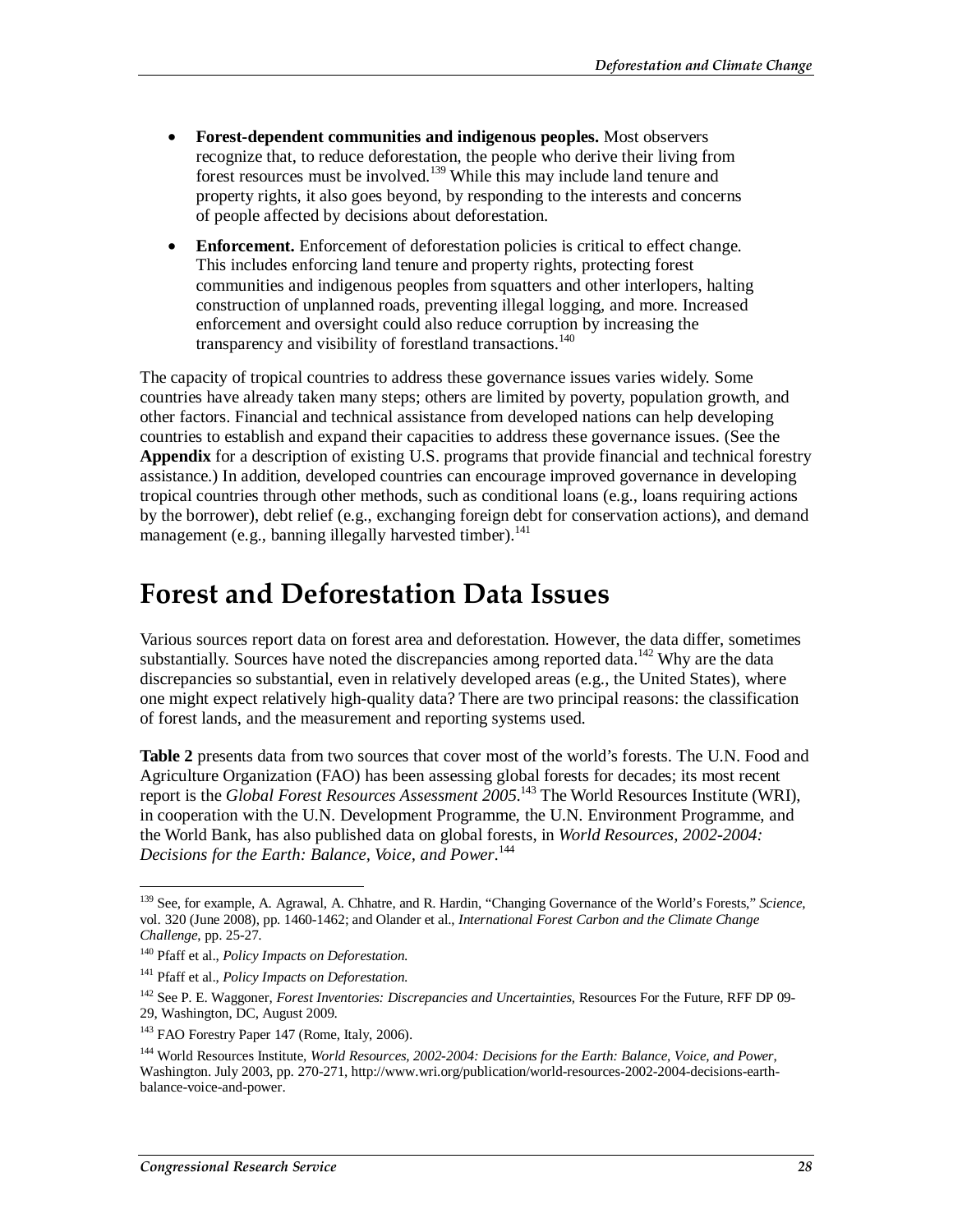- **Forest-dependent communities and indigenous peoples.** Most observers recognize that, to reduce deforestation, the people who derive their living from forest resources must be involved.[139] While this may include land tenure and property rights, it also goes beyond, by responding to the interests and concerns of people affected by decisions about deforestation.
- **Enforcement.** Enforcement of deforestation policies is critical to effect change. This includes enforcing land tenure and property rights, protecting forest communities and indigenous peoples from squatters and other interlopers, halting construction of unplanned roads, preventing illegal logging, and more. Increased enforcement and oversight could also reduce corruption by increasing the transparency and visibility of forestland transactions.[140]

The capacity of tropical countries to address these governance issues varies widely. Some countries have already taken many steps; others are limited by poverty, population growth, and other factors. Financial and technical assistance from developed nations can help developing countries to establish and expand their capacities to address these governance issues. (See the **Appendix** for a description of existing U.S. programs that provide financial and technical forestry assistance.) In addition, developed countries can encourage improved governance in developing tropical countries through other methods, such as conditional loans (e.g., loans requiring actions by the borrower), debt relief (e.g., exchanging foreign debt for conservation actions), and demand management (e.g., banning illegally harvested timber).[141]

# Forest and Deforestation Data Issues

Various sources report data on forest area and deforestation. However, the data differ, sometimes substantially. Sources have noted the discrepancies among reported data.[142] Why are the data discrepancies so substantial, even in relatively developed areas (e.g., the United States), where one might expect relatively high-quality data? There are two principal reasons: the classification of forest lands, and the measurement and reporting systems used.

**Table 2** presents data from two sources that cover most of the world's forests. The U.N. Food and Agriculture Organization (FAO) has been assessing global forests for decades; its most recent report is the *Global Forest Resources Assessment 2005*.[143] The World Resources Institute (WRI), in cooperation with the U.N. Development Programme, the U.N. Environment Programme, and the World Bank, has also published data on global forests, in *World Resources, 2002-2004: Decisions for the Earth: Balance, Voice, and Power*.[144]

---

[139] See, for example, A. Agrawal, A. Chhatre, and R. Hardin, "Changing Governance of the World's Forests," *Science*, vol. 320 (June 2008), pp. 1460-1462; and Olander et al., *International Forest Carbon and the Climate Change Challenge*, pp. 25-27.

[140] Pfaff et al., *Policy Impacts on Deforestation*.

[141] Pfaff et al., *Policy Impacts on Deforestation*.

[142] See P. E. Waggoner, *Forest Inventories: Discrepancies and Uncertainties*, Resources For the Future, RFF DP 09-29, Washington, DC, August 2009.

[143] FAO Forestry Paper 147 (Rome, Italy, 2006).

[144] World Resources Institute, *World Resources, 2002-2004: Decisions for the Earth: Balance, Voice, and Power*, Washington. July 2003, pp. 270-271, http://www.wri.org/publication/world-resources-2002-2004-decisions-earth-balance-voice-and-power.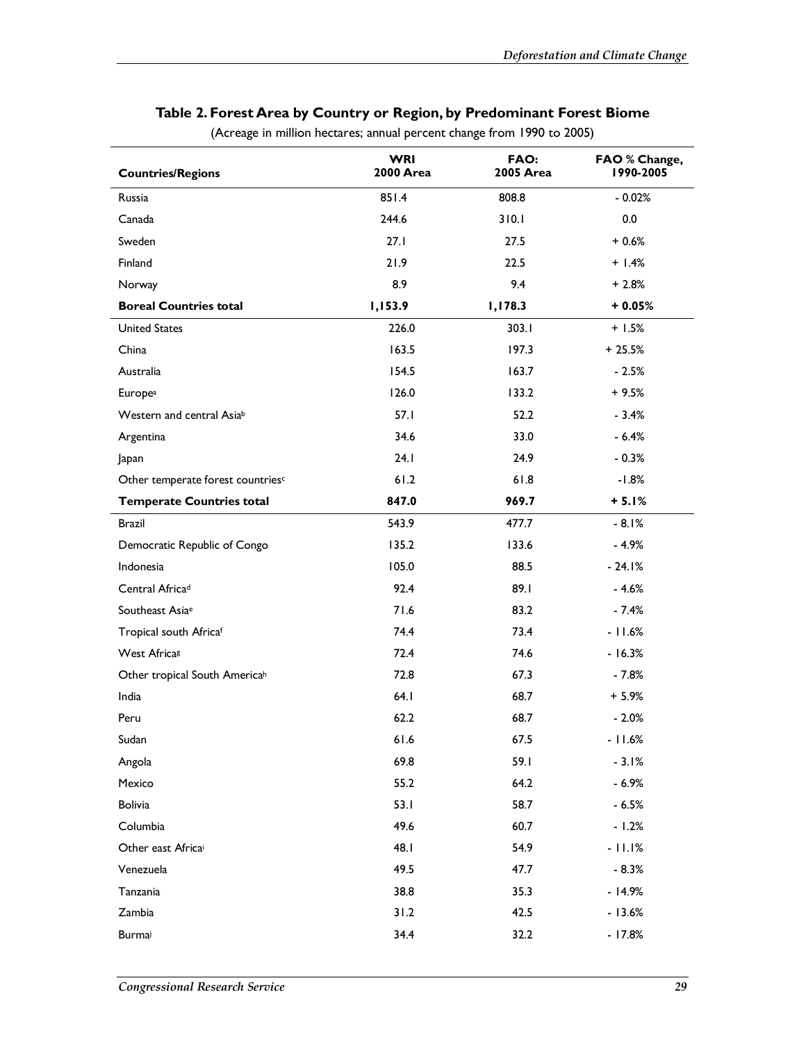## Table 2. Forest Area by Country or Region, by Predominant Forest Biome

(Acreage in million hectares; annual percent change from 1990 to 2005)

| Countries/Regions | WRI 2000 Area | FAO: 2005 Area | FAO % Change, 1990-2005 |
|---|---|---|---|
| Russia | 851.4 | 808.8 | - 0.02% |
| Canada | 244.6 | 310.1 | 0.0 |
| Sweden | 27.1 | 27.5 | + 0.6% |
| Finland | 21.9 | 22.5 | + 1.4% |
| Norway | 8.9 | 9.4 | + 2.8% |
| **Boreal Countries total** | **1,153.9** | **1,178.3** | **+ 0.05%** |
| United States | 226.0 | 303.1 | + 1.5% |
| China | 163.5 | 197.3 | + 25.5% |
| Australia | 154.5 | 163.7 | - 2.5% |
| Europe[a] | 126.0 | 133.2 | + 9.5% |
| Western and central Asia[b] | 57.1 | 52.2 | - 3.4% |
| Argentina | 34.6 | 33.0 | - 6.4% |
| Japan | 24.1 | 24.9 | - 0.3% |
| Other temperate forest countries[c] | 61.2 | 61.8 | -1.8% |
| **Temperate Countries total** | **847.0** | **969.7** | **+ 5.1%** |
| Brazil | 543.9 | 477.7 | - 8.1% |
| Democratic Republic of Congo | 135.2 | 133.6 | - 4.9% |
| Indonesia | 105.0 | 88.5 | - 24.1% |
| Central Africa[d] | 92.4 | 89.1 | - 4.6% |
| Southeast Asia[e] | 71.6 | 83.2 | - 7.4% |
| Tropical south Africa[f] | 74.4 | 73.4 | - 11.6% |
| West Africa[g] | 72.4 | 74.6 | - 16.3% |
| Other tropical South America[h] | 72.8 | 67.3 | - 7.8% |
| India | 64.1 | 68.7 | + 5.9% |
| Peru | 62.2 | 68.7 | - 2.0% |
| Sudan | 61.6 | 67.5 | - 11.6% |
| Angola | 69.8 | 59.1 | - 3.1% |
| Mexico | 55.2 | 64.2 | - 6.9% |
| Bolivia | 53.1 | 58.7 | - 6.5% |
| Columbia | 49.6 | 60.7 | - 1.2% |
| Other east Africa[i] | 48.1 | 54.9 | - 11.1% |
| Venezuela | 49.5 | 47.7 | - 8.3% |
| Tanzania | 38.8 | 35.3 | - 14.9% |
| Zambia | 31.2 | 42.5 | - 13.6% |
| Burma[j] | 34.4 | 32.2 | - 17.8% |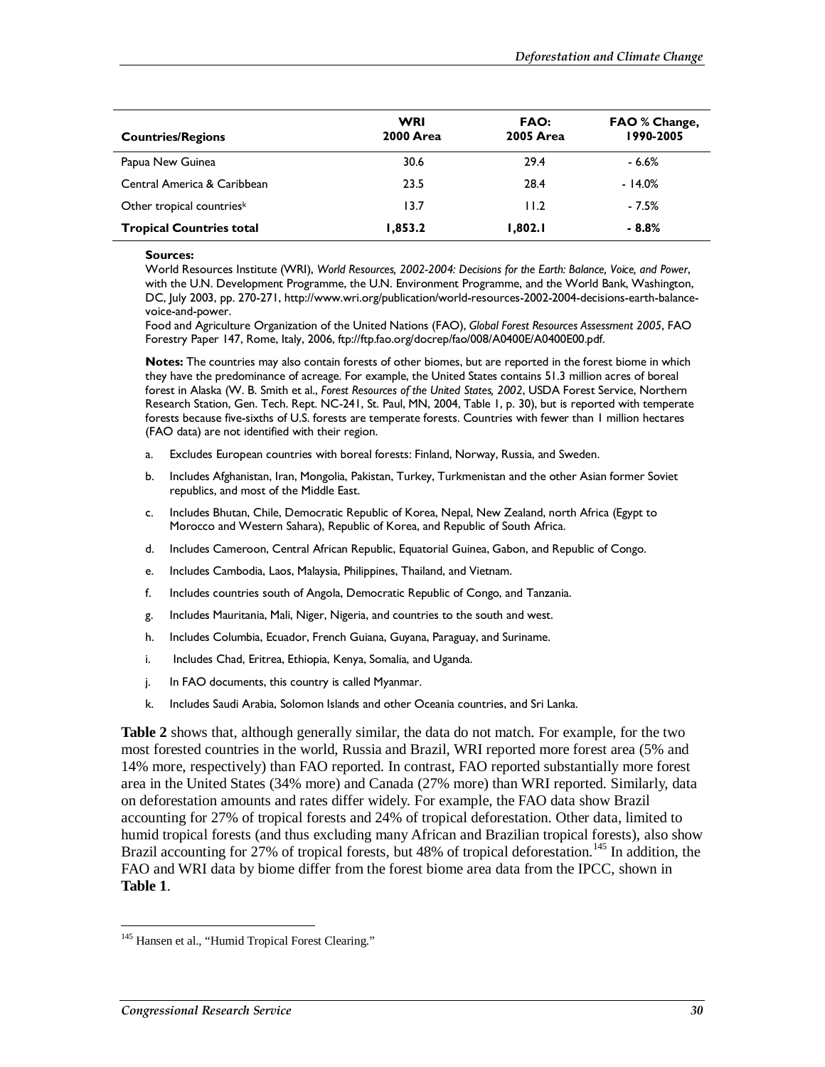| Countries/Regions | WRI 2000 Area | FAO: 2005 Area | FAO % Change, 1990-2005 |
| --- | --- | --- | --- |
| Papua New Guinea | 30.6 | 29.4 | - 6.6% |
| Central America & Caribbean | 23.5 | 28.4 | - 14.0% |
| Other tropical countries[k] | 13.7 | 11.2 | - 7.5% |
| **Tropical Countries total** | **1,853.2** | **1,802.1** | **- 8.8%** |

**Sources:**

World Resources Institute (WRI), *World Resources, 2002-2004: Decisions for the Earth: Balance, Voice, and Power*, with the U.N. Development Programme, the U.N. Environment Programme, and the World Bank, Washington, DC, July 2003, pp. 270-271, http://www.wri.org/publication/world-resources-2002-2004-decisions-earth-balance-voice-and-power.

Food and Agriculture Organization of the United Nations (FAO), *Global Forest Resources Assessment 2005*, FAO Forestry Paper 147, Rome, Italy, 2006, ftp://ftp.fao.org/docrep/fao/008/A0400E/A0400E00.pdf.

**Notes:** The countries may also contain forests of other biomes, but are reported in the forest biome in which they have the predominance of acreage. For example, the United States contains 51.3 million acres of boreal forest in Alaska (W. B. Smith et al., *Forest Resources of the United States, 2002*, USDA Forest Service, Northern Research Station, Gen. Tech. Rept. NC-241, St. Paul, MN, 2004, Table 1, p. 30), but is reported with temperate forests because five-sixths of U.S. forests are temperate forests. Countries with fewer than 1 million hectares (FAO data) are not identified with their region.

a. Excludes European countries with boreal forests: Finland, Norway, Russia, and Sweden.

b. Includes Afghanistan, Iran, Mongolia, Pakistan, Turkey, Turkmenistan and the other Asian former Soviet republics, and most of the Middle East.

c. Includes Bhutan, Chile, Democratic Republic of Korea, Nepal, New Zealand, north Africa (Egypt to Morocco and Western Sahara), Republic of Korea, and Republic of South Africa.

d. Includes Cameroon, Central African Republic, Equatorial Guinea, Gabon, and Republic of Congo.

e. Includes Cambodia, Laos, Malaysia, Philippines, Thailand, and Vietnam.

f. Includes countries south of Angola, Democratic Republic of Congo, and Tanzania.

g. Includes Mauritania, Mali, Niger, Nigeria, and countries to the south and west.

h. Includes Columbia, Ecuador, French Guiana, Guyana, Paraguay, and Suriname.

i. Includes Chad, Eritrea, Ethiopia, Kenya, Somalia, and Uganda.

j. In FAO documents, this country is called Myanmar.

k. Includes Saudi Arabia, Solomon Islands and other Oceania countries, and Sri Lanka.

**Table 2** shows that, although generally similar, the data do not match. For example, for the two most forested countries in the world, Russia and Brazil, WRI reported more forest area (5% and 14% more, respectively) than FAO reported. In contrast, FAO reported substantially more forest area in the United States (34% more) and Canada (27% more) than WRI reported. Similarly, data on deforestation amounts and rates differ widely. For example, the FAO data show Brazil accounting for 27% of tropical forests and 24% of tropical deforestation. Other data, limited to humid tropical forests (and thus excluding many African and Brazilian tropical forests), also show Brazil accounting for 27% of tropical forests, but 48% of tropical deforestation.[145] In addition, the FAO and WRI data by biome differ from the forest biome area data from the IPCC, shown in **Table 1**.

[145] Hansen et al., "Humid Tropical Forest Clearing."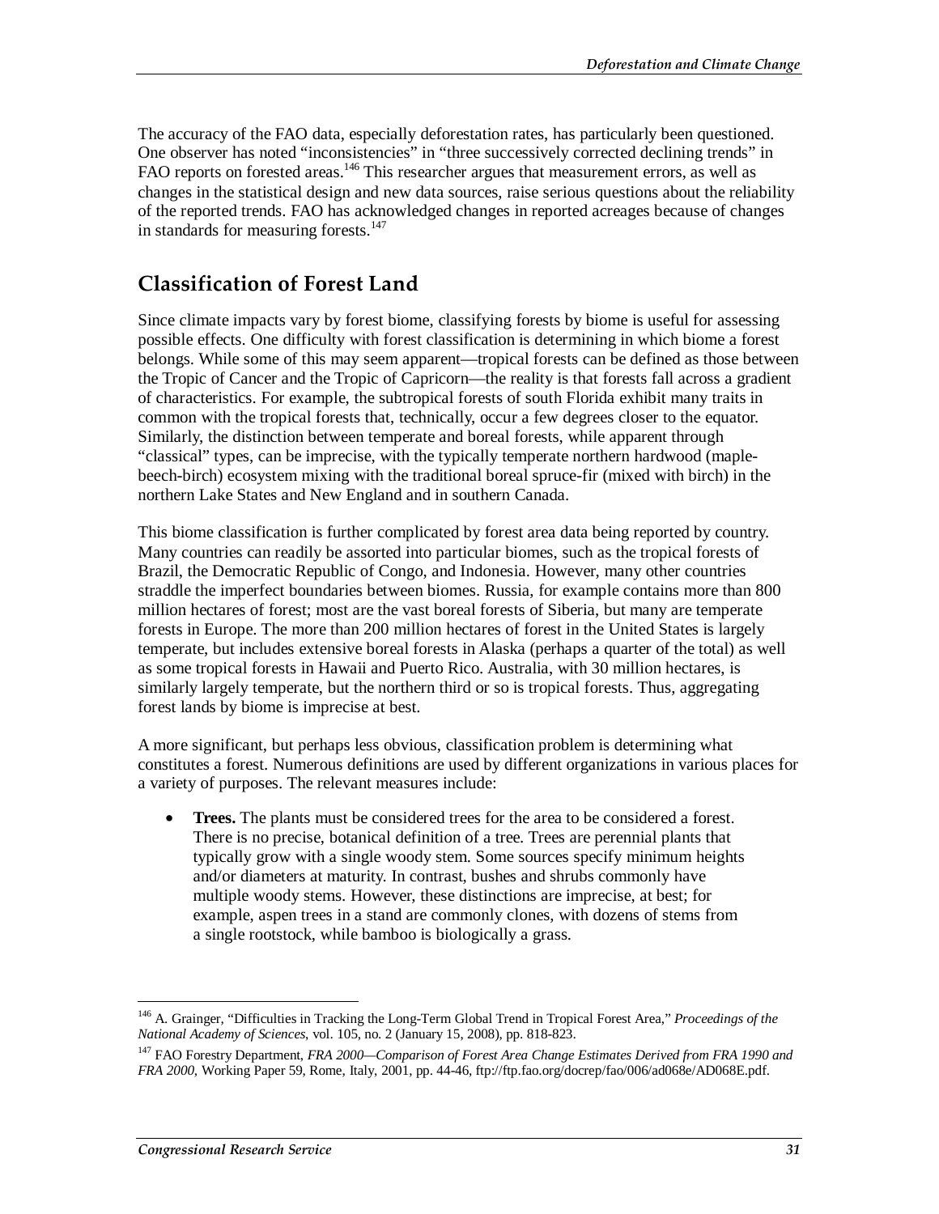The accuracy of the FAO data, especially deforestation rates, has particularly been questioned. One observer has noted "inconsistencies" in "three successively corrected declining trends" in FAO reports on forested areas.[146] This researcher argues that measurement errors, as well as changes in the statistical design and new data sources, raise serious questions about the reliability of the reported trends. FAO has acknowledged changes in reported acreages because of changes in standards for measuring forests.[147]

## Classification of Forest Land

Since climate impacts vary by forest biome, classifying forests by biome is useful for assessing possible effects. One difficulty with forest classification is determining in which biome a forest belongs. While some of this may seem apparent—tropical forests can be defined as those between the Tropic of Cancer and the Tropic of Capricorn—the reality is that forests fall across a gradient of characteristics. For example, the subtropical forests of south Florida exhibit many traits in common with the tropical forests that, technically, occur a few degrees closer to the equator. Similarly, the distinction between temperate and boreal forests, while apparent through "classical" types, can be imprecise, with the typically temperate northern hardwood (maple-beech-birch) ecosystem mixing with the traditional boreal spruce-fir (mixed with birch) in the northern Lake States and New England and in southern Canada.

This biome classification is further complicated by forest area data being reported by country. Many countries can readily be assorted into particular biomes, such as the tropical forests of Brazil, the Democratic Republic of Congo, and Indonesia. However, many other countries straddle the imperfect boundaries between biomes. Russia, for example contains more than 800 million hectares of forest; most are the vast boreal forests of Siberia, but many are temperate forests in Europe. The more than 200 million hectares of forest in the United States is largely temperate, but includes extensive boreal forests in Alaska (perhaps a quarter of the total) as well as some tropical forests in Hawaii and Puerto Rico. Australia, with 30 million hectares, is similarly largely temperate, but the northern third or so is tropical forests. Thus, aggregating forest lands by biome is imprecise at best.

A more significant, but perhaps less obvious, classification problem is determining what constitutes a forest. Numerous definitions are used by different organizations in various places for a variety of purposes. The relevant measures include:

- **Trees.** The plants must be considered trees for the area to be considered a forest. There is no precise, botanical definition of a tree. Trees are perennial plants that typically grow with a single woody stem. Some sources specify minimum heights and/or diameters at maturity. In contrast, bushes and shrubs commonly have multiple woody stems. However, these distinctions are imprecise, at best; for example, aspen trees in a stand are commonly clones, with dozens of stems from a single rootstock, while bamboo is biologically a grass.

---

[146] A. Grainger, "Difficulties in Tracking the Long-Term Global Trend in Tropical Forest Area," *Proceedings of the National Academy of Sciences*, vol. 105, no. 2 (January 15, 2008), pp. 818-823.

[147] FAO Forestry Department, *FRA 2000—Comparison of Forest Area Change Estimates Derived from FRA 1990 and FRA 2000*, Working Paper 59, Rome, Italy, 2001, pp. 44-46, ftp://ftp.fao.org/docrep/fao/006/ad068e/AD068E.pdf.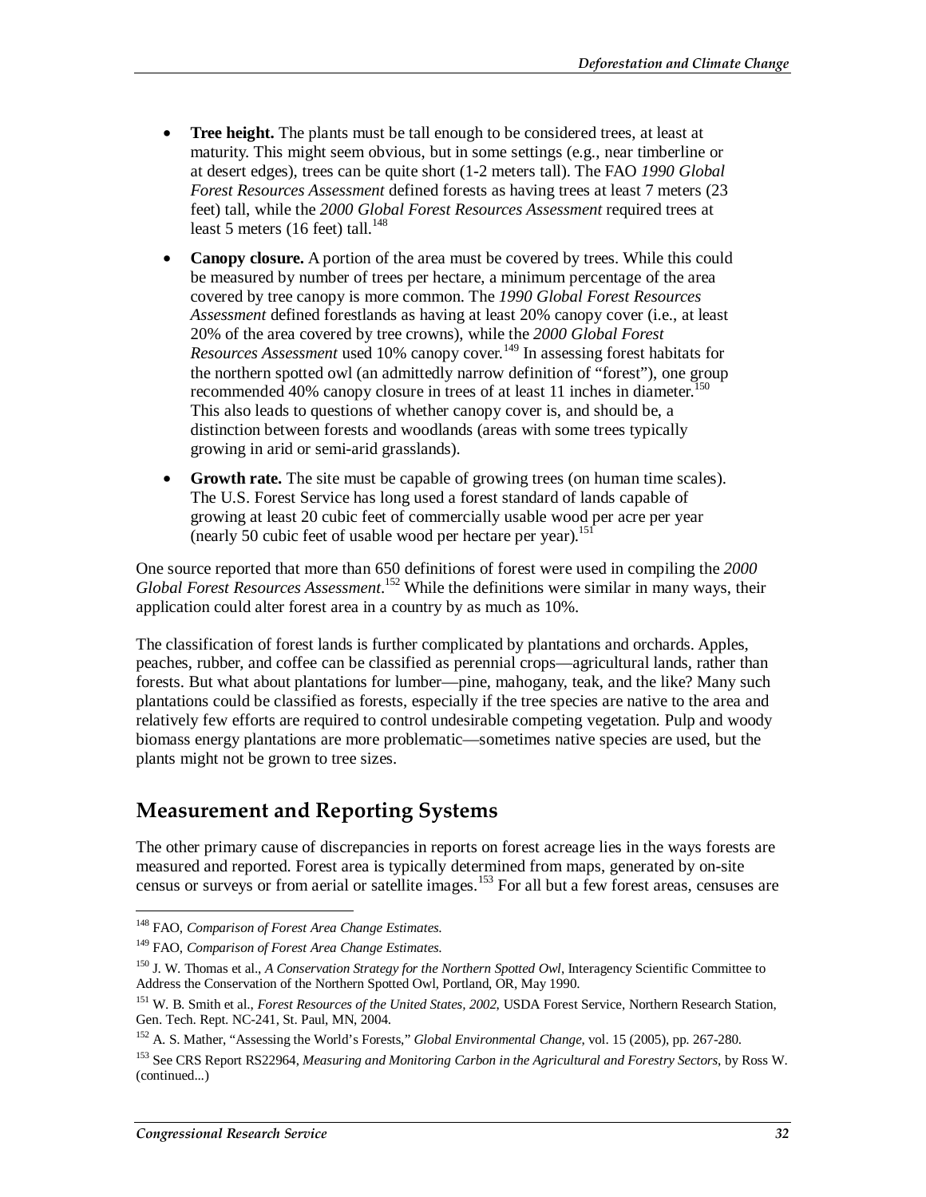- **Tree height.** The plants must be tall enough to be considered trees, at least at maturity. This might seem obvious, but in some settings (e.g., near timberline or at desert edges), trees can be quite short (1-2 meters tall). The FAO *1990 Global Forest Resources Assessment* defined forests as having trees at least 7 meters (23 feet) tall, while the *2000 Global Forest Resources Assessment* required trees at least 5 meters (16 feet) tall.[148]
- **Canopy closure.** A portion of the area must be covered by trees. While this could be measured by number of trees per hectare, a minimum percentage of the area covered by tree canopy is more common. The *1990 Global Forest Resources Assessment* defined forestlands as having at least 20% canopy cover (i.e., at least 20% of the area covered by tree crowns), while the *2000 Global Forest Resources Assessment* used 10% canopy cover.[149] In assessing forest habitats for the northern spotted owl (an admittedly narrow definition of "forest"), one group recommended 40% canopy closure in trees of at least 11 inches in diameter.[150] This also leads to questions of whether canopy cover is, and should be, a distinction between forests and woodlands (areas with some trees typically growing in arid or semi-arid grasslands).
- **Growth rate.** The site must be capable of growing trees (on human time scales). The U.S. Forest Service has long used a forest standard of lands capable of growing at least 20 cubic feet of commercially usable wood per acre per year (nearly 50 cubic feet of usable wood per hectare per year).[151]

One source reported that more than 650 definitions of forest were used in compiling the *2000 Global Forest Resources Assessment*.[152] While the definitions were similar in many ways, their application could alter forest area in a country by as much as 10%.

The classification of forest lands is further complicated by plantations and orchards. Apples, peaches, rubber, and coffee can be classified as perennial crops—agricultural lands, rather than forests. But what about plantations for lumber—pine, mahogany, teak, and the like? Many such plantations could be classified as forests, especially if the tree species are native to the area and relatively few efforts are required to control undesirable competing vegetation. Pulp and woody biomass energy plantations are more problematic—sometimes native species are used, but the plants might not be grown to tree sizes.

## Measurement and Reporting Systems

The other primary cause of discrepancies in reports on forest acreage lies in the ways forests are measured and reported. Forest area is typically determined from maps, generated by on-site census or surveys or from aerial or satellite images.[153] For all but a few forest areas, censuses are

---

[148] FAO, *Comparison of Forest Area Change Estimates.*

[149] FAO, *Comparison of Forest Area Change Estimates.*

[150] J. W. Thomas et al., *A Conservation Strategy for the Northern Spotted Owl*, Interagency Scientific Committee to Address the Conservation of the Northern Spotted Owl, Portland, OR, May 1990.

[151] W. B. Smith et al., *Forest Resources of the United States, 2002,* USDA Forest Service, Northern Research Station, Gen. Tech. Rept. NC-241, St. Paul, MN, 2004.

[152] A. S. Mather, "Assessing the World's Forests," *Global Environmental Change*, vol. 15 (2005), pp. 267-280.

[153] See CRS Report RS22964, *Measuring and Monitoring Carbon in the Agricultural and Forestry Sectors*, by Ross W. (continued...)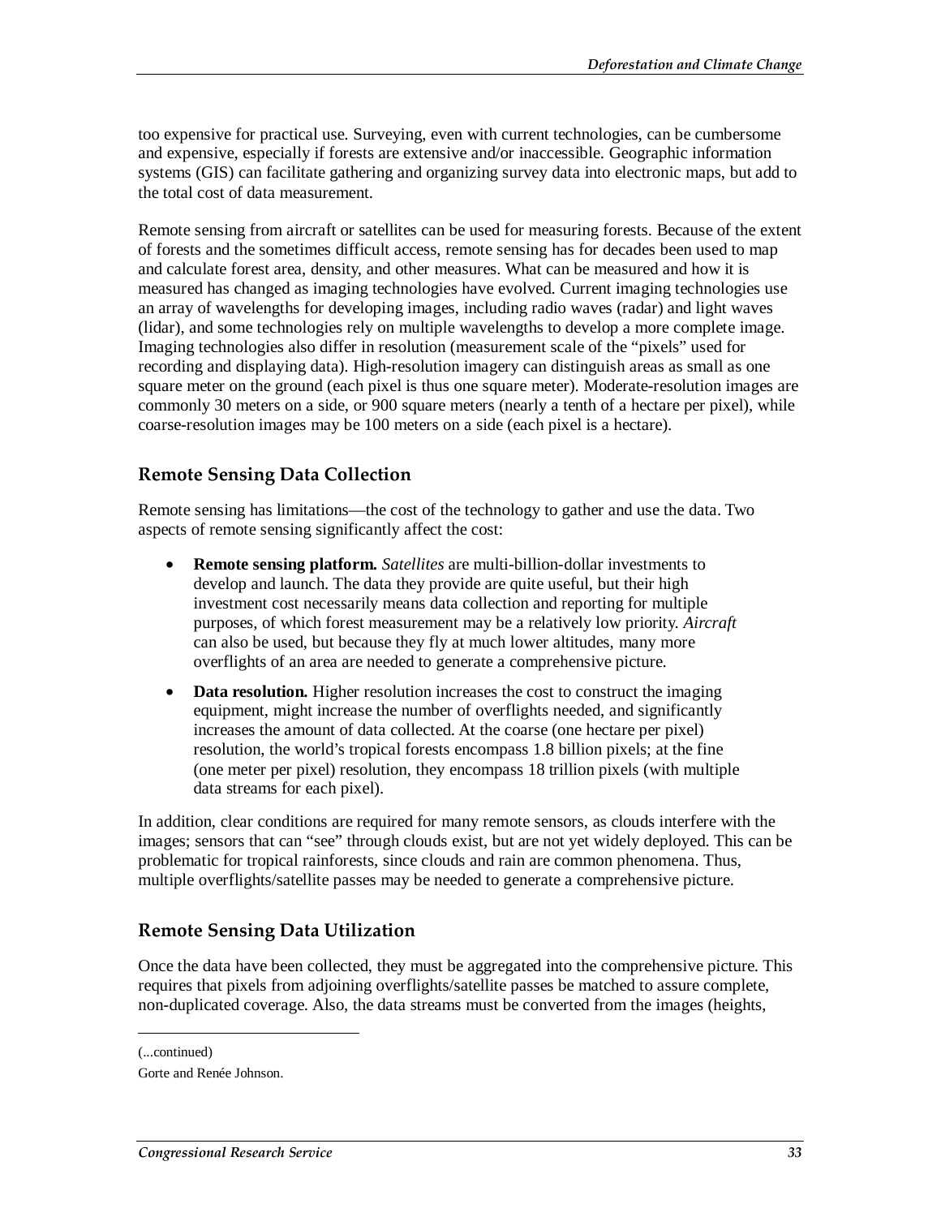too expensive for practical use. Surveying, even with current technologies, can be cumbersome and expensive, especially if forests are extensive and/or inaccessible. Geographic information systems (GIS) can facilitate gathering and organizing survey data into electronic maps, but add to the total cost of data measurement.

Remote sensing from aircraft or satellites can be used for measuring forests. Because of the extent of forests and the sometimes difficult access, remote sensing has for decades been used to map and calculate forest area, density, and other measures. What can be measured and how it is measured has changed as imaging technologies have evolved. Current imaging technologies use an array of wavelengths for developing images, including radio waves (radar) and light waves (lidar), and some technologies rely on multiple wavelengths to develop a more complete image. Imaging technologies also differ in resolution (measurement scale of the "pixels" used for recording and displaying data). High-resolution imagery can distinguish areas as small as one square meter on the ground (each pixel is thus one square meter). Moderate-resolution images are commonly 30 meters on a side, or 900 square meters (nearly a tenth of a hectare per pixel), while coarse-resolution images may be 100 meters on a side (each pixel is a hectare).

## Remote Sensing Data Collection

Remote sensing has limitations—the cost of the technology to gather and use the data. Two aspects of remote sensing significantly affect the cost:

- **Remote sensing platform.** *Satellites* are multi-billion-dollar investments to develop and launch. The data they provide are quite useful, but their high investment cost necessarily means data collection and reporting for multiple purposes, of which forest measurement may be a relatively low priority. *Aircraft* can also be used, but because they fly at much lower altitudes, many more overflights of an area are needed to generate a comprehensive picture.
- **Data resolution.** Higher resolution increases the cost to construct the imaging equipment, might increase the number of overflights needed, and significantly increases the amount of data collected. At the coarse (one hectare per pixel) resolution, the world's tropical forests encompass 1.8 billion pixels; at the fine (one meter per pixel) resolution, they encompass 18 trillion pixels (with multiple data streams for each pixel).

In addition, clear conditions are required for many remote sensors, as clouds interfere with the images; sensors that can "see" through clouds exist, but are not yet widely deployed. This can be problematic for tropical rainforests, since clouds and rain are common phenomena. Thus, multiple overflights/satellite passes may be needed to generate a comprehensive picture.

## Remote Sensing Data Utilization

Once the data have been collected, they must be aggregated into the comprehensive picture. This requires that pixels from adjoining overflights/satellite passes be matched to assure complete, non-duplicated coverage. Also, the data streams must be converted from the images (heights,

(...continued)

Gorte and Renée Johnson.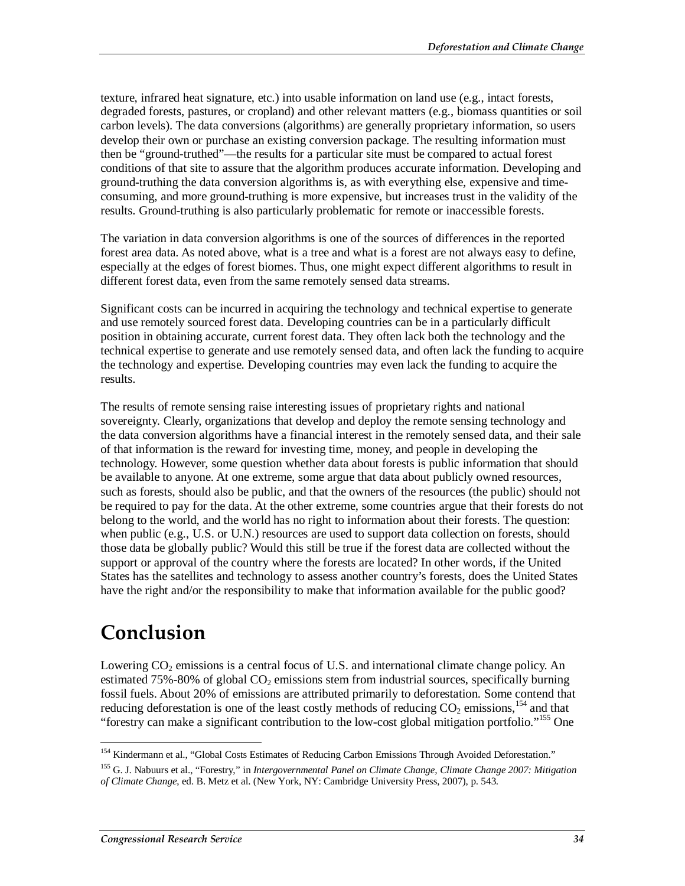texture, infrared heat signature, etc.) into usable information on land use (e.g., intact forests, degraded forests, pastures, or cropland) and other relevant matters (e.g., biomass quantities or soil carbon levels). The data conversions (algorithms) are generally proprietary information, so users develop their own or purchase an existing conversion package. The resulting information must then be "ground-truthed"—the results for a particular site must be compared to actual forest conditions of that site to assure that the algorithm produces accurate information. Developing and ground-truthing the data conversion algorithms is, as with everything else, expensive and time-consuming, and more ground-truthing is more expensive, but increases trust in the validity of the results. Ground-truthing is also particularly problematic for remote or inaccessible forests.

The variation in data conversion algorithms is one of the sources of differences in the reported forest area data. As noted above, what is a tree and what is a forest are not always easy to define, especially at the edges of forest biomes. Thus, one might expect different algorithms to result in different forest data, even from the same remotely sensed data streams.

Significant costs can be incurred in acquiring the technology and technical expertise to generate and use remotely sourced forest data. Developing countries can be in a particularly difficult position in obtaining accurate, current forest data. They often lack both the technology and the technical expertise to generate and use remotely sensed data, and often lack the funding to acquire the technology and expertise. Developing countries may even lack the funding to acquire the results.

The results of remote sensing raise interesting issues of proprietary rights and national sovereignty. Clearly, organizations that develop and deploy the remote sensing technology and the data conversion algorithms have a financial interest in the remotely sensed data, and their sale of that information is the reward for investing time, money, and people in developing the technology. However, some question whether data about forests is public information that should be available to anyone. At one extreme, some argue that data about publicly owned resources, such as forests, should also be public, and that the owners of the resources (the public) should not be required to pay for the data. At the other extreme, some countries argue that their forests do not belong to the world, and the world has no right to information about their forests. The question: when public (e.g., U.S. or U.N.) resources are used to support data collection on forests, should those data be globally public? Would this still be true if the forest data are collected without the support or approval of the country where the forests are located? In other words, if the United States has the satellites and technology to assess another country's forests, does the United States have the right and/or the responsibility to make that information available for the public good?

# Conclusion

Lowering $CO_2$ emissions is a central focus of U.S. and international climate change policy. An estimated 75%-80% of global $CO_2$ emissions stem from industrial sources, specifically burning fossil fuels. About 20% of emissions are attributed primarily to deforestation. Some contend that reducing deforestation is one of the least costly methods of reducing $CO_2$ emissions,[154] and that "forestry can make a significant contribution to the low-cost global mitigation portfolio."[155] One

---

[154] Kindermann et al., "Global Costs Estimates of Reducing Carbon Emissions Through Avoided Deforestation."

[155] G. J. Nabuurs et al., "Forestry," in *Intergovernmental Panel on Climate Change, Climate Change 2007: Mitigation of Climate Change*, ed. B. Metz et al. (New York, NY: Cambridge University Press, 2007), p. 543.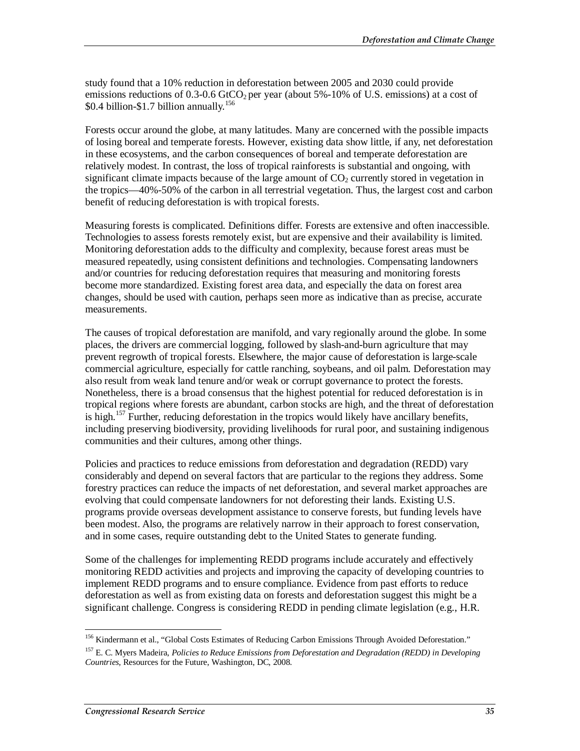study found that a 10% reduction in deforestation between 2005 and 2030 could provide emissions reductions of 0.3-0.6 $GtCO_2$ per year (about 5%-10% of U.S. emissions) at a cost of $0.4 billion-$1.7 billion annually.[156]

Forests occur around the globe, at many latitudes. Many are concerned with the possible impacts of losing boreal and temperate forests. However, existing data show little, if any, net deforestation in these ecosystems, and the carbon consequences of boreal and temperate deforestation are relatively modest. In contrast, the loss of tropical rainforests is substantial and ongoing, with significant climate impacts because of the large amount of $CO_2$ currently stored in vegetation in the tropics—40%-50% of the carbon in all terrestrial vegetation. Thus, the largest cost and carbon benefit of reducing deforestation is with tropical forests.

Measuring forests is complicated. Definitions differ. Forests are extensive and often inaccessible. Technologies to assess forests remotely exist, but are expensive and their availability is limited. Monitoring deforestation adds to the difficulty and complexity, because forest areas must be measured repeatedly, using consistent definitions and technologies. Compensating landowners and/or countries for reducing deforestation requires that measuring and monitoring forests become more standardized. Existing forest area data, and especially the data on forest area changes, should be used with caution, perhaps seen more as indicative than as precise, accurate measurements.

The causes of tropical deforestation are manifold, and vary regionally around the globe. In some places, the drivers are commercial logging, followed by slash-and-burn agriculture that may prevent regrowth of tropical forests. Elsewhere, the major cause of deforestation is large-scale commercial agriculture, especially for cattle ranching, soybeans, and oil palm. Deforestation may also result from weak land tenure and/or weak or corrupt governance to protect the forests. Nonetheless, there is a broad consensus that the highest potential for reduced deforestation is in tropical regions where forests are abundant, carbon stocks are high, and the threat of deforestation is high.[157] Further, reducing deforestation in the tropics would likely have ancillary benefits, including preserving biodiversity, providing livelihoods for rural poor, and sustaining indigenous communities and their cultures, among other things.

Policies and practices to reduce emissions from deforestation and degradation (REDD) vary considerably and depend on several factors that are particular to the regions they address. Some forestry practices can reduce the impacts of net deforestation, and several market approaches are evolving that could compensate landowners for not deforesting their lands. Existing U.S. programs provide overseas development assistance to conserve forests, but funding levels have been modest. Also, the programs are relatively narrow in their approach to forest conservation, and in some cases, require outstanding debt to the United States to generate funding.

Some of the challenges for implementing REDD programs include accurately and effectively monitoring REDD activities and projects and improving the capacity of developing countries to implement REDD programs and to ensure compliance. Evidence from past efforts to reduce deforestation as well as from existing data on forests and deforestation suggest this might be a significant challenge. Congress is considering REDD in pending climate legislation (e.g., H.R.

---

[156] Kindermann et al., "Global Costs Estimates of Reducing Carbon Emissions Through Avoided Deforestation."

[157] E. C. Myers Madeira, *Policies to Reduce Emissions from Deforestation and Degradation (REDD) in Developing Countries*, Resources for the Future, Washington, DC, 2008.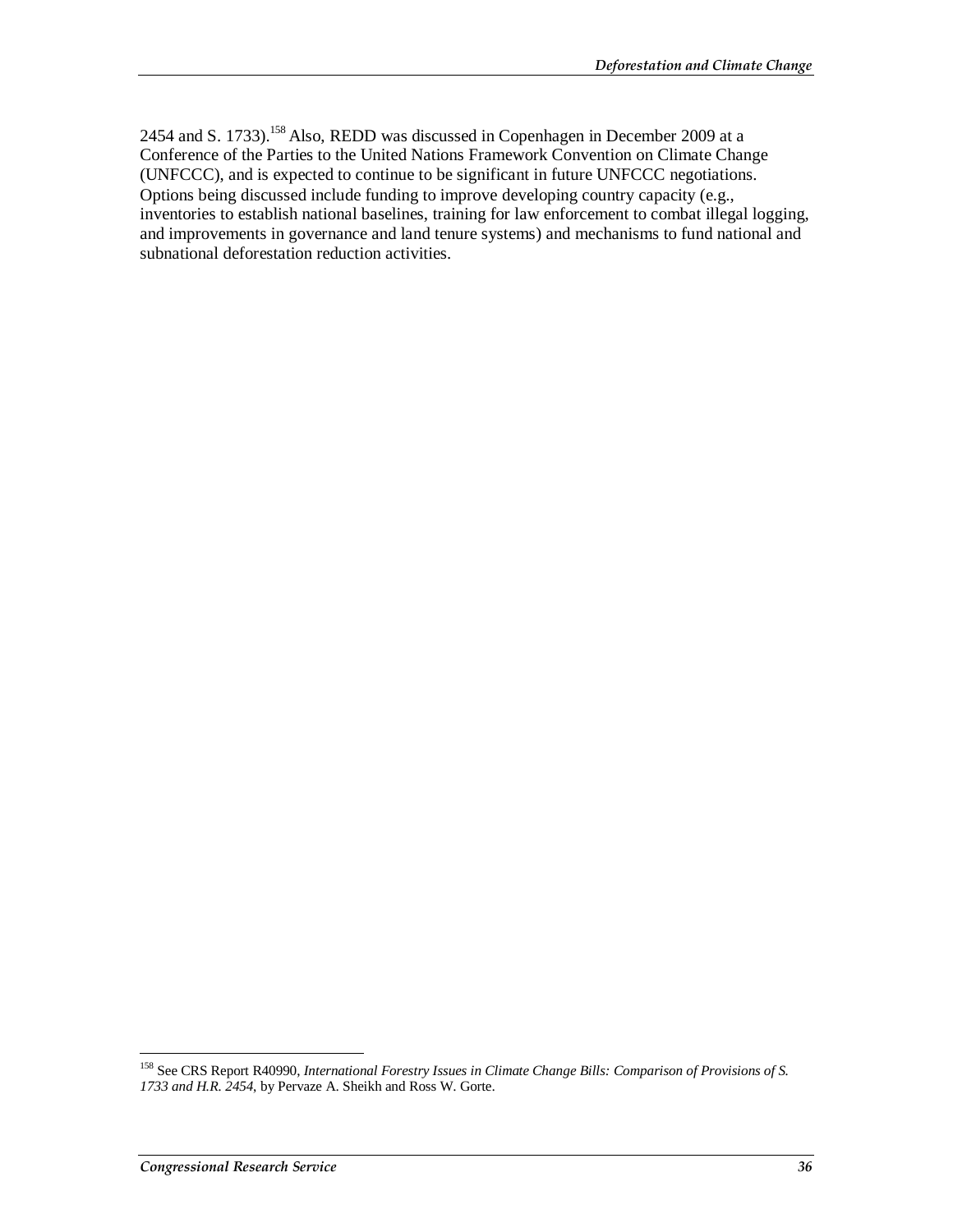2454 and S. 1733).[158] Also, REDD was discussed in Copenhagen in December 2009 at a Conference of the Parties to the United Nations Framework Convention on Climate Change (UNFCCC), and is expected to continue to be significant in future UNFCCC negotiations. Options being discussed include funding to improve developing country capacity (e.g., inventories to establish national baselines, training for law enforcement to combat illegal logging, and improvements in governance and land tenure systems) and mechanisms to fund national and subnational deforestation reduction activities.

---

[158] See CRS Report R40990, *International Forestry Issues in Climate Change Bills: Comparison of Provisions of S. 1733 and H.R. 2454*, by Pervaze A. Sheikh and Ross W. Gorte.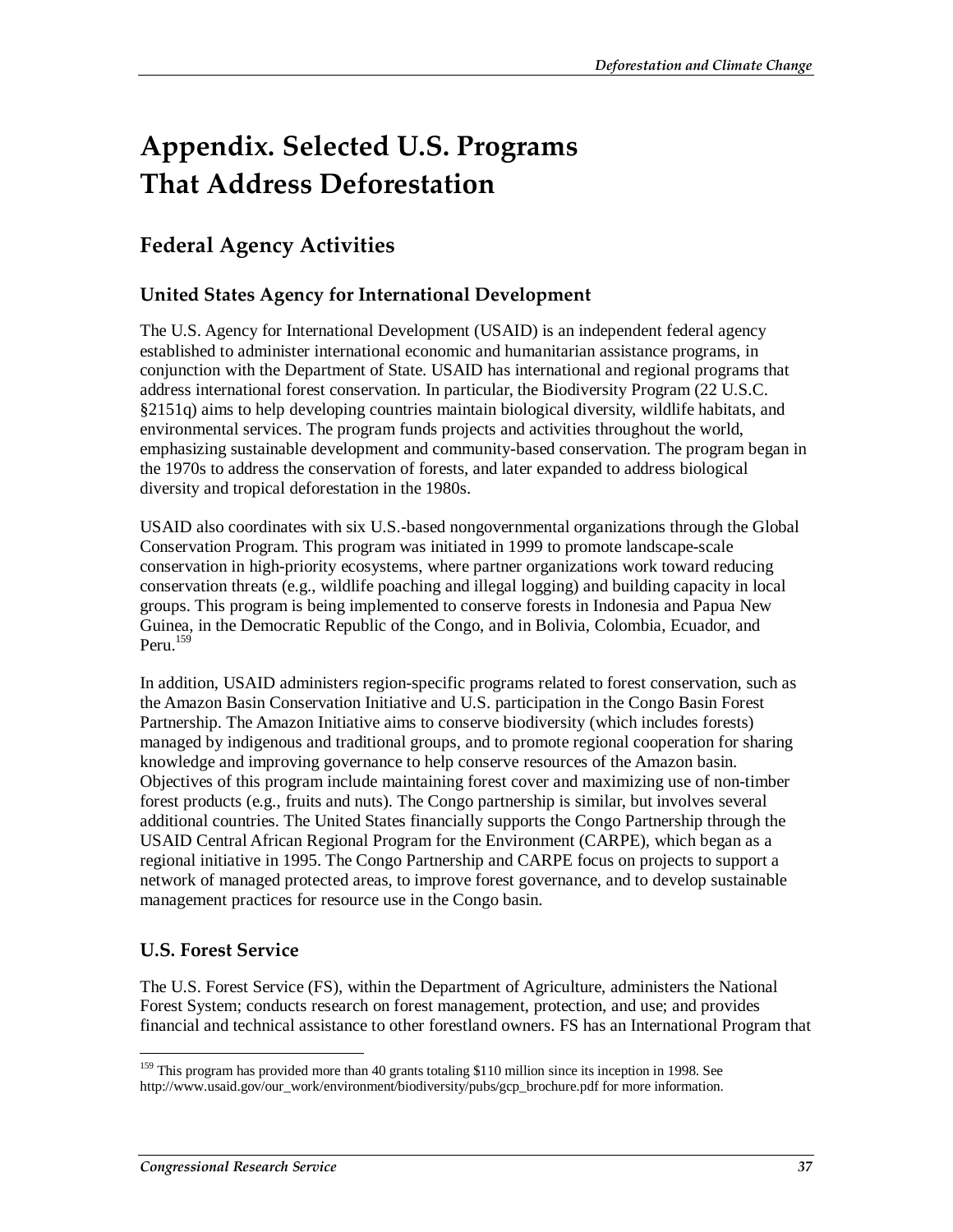# Appendix. Selected U.S. Programs That Address Deforestation

## Federal Agency Activities

### United States Agency for International Development

The U.S. Agency for International Development (USAID) is an independent federal agency established to administer international economic and humanitarian assistance programs, in conjunction with the Department of State. USAID has international and regional programs that address international forest conservation. In particular, the Biodiversity Program (22 U.S.C. §2151q) aims to help developing countries maintain biological diversity, wildlife habitats, and environmental services. The program funds projects and activities throughout the world, emphasizing sustainable development and community-based conservation. The program began in the 1970s to address the conservation of forests, and later expanded to address biological diversity and tropical deforestation in the 1980s.

USAID also coordinates with six U.S.-based nongovernmental organizations through the Global Conservation Program. This program was initiated in 1999 to promote landscape-scale conservation in high-priority ecosystems, where partner organizations work toward reducing conservation threats (e.g., wildlife poaching and illegal logging) and building capacity in local groups. This program is being implemented to conserve forests in Indonesia and Papua New Guinea, in the Democratic Republic of the Congo, and in Bolivia, Colombia, Ecuador, and Peru.[159]

In addition, USAID administers region-specific programs related to forest conservation, such as the Amazon Basin Conservation Initiative and U.S. participation in the Congo Basin Forest Partnership. The Amazon Initiative aims to conserve biodiversity (which includes forests) managed by indigenous and traditional groups, and to promote regional cooperation for sharing knowledge and improving governance to help conserve resources of the Amazon basin. Objectives of this program include maintaining forest cover and maximizing use of non-timber forest products (e.g., fruits and nuts). The Congo partnership is similar, but involves several additional countries. The United States financially supports the Congo Partnership through the USAID Central African Regional Program for the Environment (CARPE), which began as a regional initiative in 1995. The Congo Partnership and CARPE focus on projects to support a network of managed protected areas, to improve forest governance, and to develop sustainable management practices for resource use in the Congo basin.

### U.S. Forest Service

The U.S. Forest Service (FS), within the Department of Agriculture, administers the National Forest System; conducts research on forest management, protection, and use; and provides financial and technical assistance to other forestland owners. FS has an International Program that

---

[159] This program has provided more than 40 grants totaling $110 million since its inception in 1998. See http://www.usaid.gov/our_work/environment/biodiversity/pubs/gcp_brochure.pdf for more information.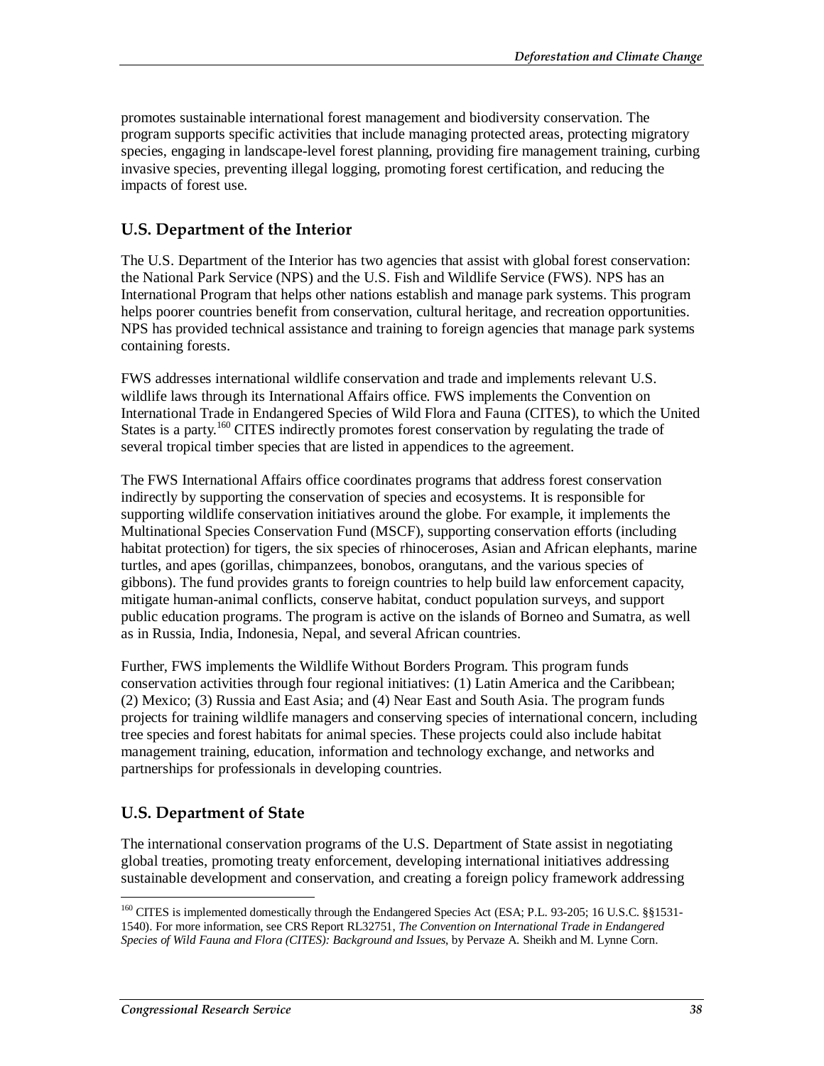promotes sustainable international forest management and biodiversity conservation. The program supports specific activities that include managing protected areas, protecting migratory species, engaging in landscape-level forest planning, providing fire management training, curbing invasive species, preventing illegal logging, promoting forest certification, and reducing the impacts of forest use.

## U.S. Department of the Interior

The U.S. Department of the Interior has two agencies that assist with global forest conservation: the National Park Service (NPS) and the U.S. Fish and Wildlife Service (FWS). NPS has an International Program that helps other nations establish and manage park systems. This program helps poorer countries benefit from conservation, cultural heritage, and recreation opportunities. NPS has provided technical assistance and training to foreign agencies that manage park systems containing forests.

FWS addresses international wildlife conservation and trade and implements relevant U.S. wildlife laws through its International Affairs office. FWS implements the Convention on International Trade in Endangered Species of Wild Flora and Fauna (CITES), to which the United States is a party.[160] CITES indirectly promotes forest conservation by regulating the trade of several tropical timber species that are listed in appendices to the agreement.

The FWS International Affairs office coordinates programs that address forest conservation indirectly by supporting the conservation of species and ecosystems. It is responsible for supporting wildlife conservation initiatives around the globe. For example, it implements the Multinational Species Conservation Fund (MSCF), supporting conservation efforts (including habitat protection) for tigers, the six species of rhinoceroses, Asian and African elephants, marine turtles, and apes (gorillas, chimpanzees, bonobos, orangutans, and the various species of gibbons). The fund provides grants to foreign countries to help build law enforcement capacity, mitigate human-animal conflicts, conserve habitat, conduct population surveys, and support public education programs. The program is active on the islands of Borneo and Sumatra, as well as in Russia, India, Indonesia, Nepal, and several African countries.

Further, FWS implements the Wildlife Without Borders Program. This program funds conservation activities through four regional initiatives: (1) Latin America and the Caribbean; (2) Mexico; (3) Russia and East Asia; and (4) Near East and South Asia. The program funds projects for training wildlife managers and conserving species of international concern, including tree species and forest habitats for animal species. These projects could also include habitat management training, education, information and technology exchange, and networks and partnerships for professionals in developing countries.

## U.S. Department of State

The international conservation programs of the U.S. Department of State assist in negotiating global treaties, promoting treaty enforcement, developing international initiatives addressing sustainable development and conservation, and creating a foreign policy framework addressing

---

[160] CITES is implemented domestically through the Endangered Species Act (ESA; P.L. 93-205; 16 U.S.C. §§1531-1540). For more information, see CRS Report RL32751, *The Convention on International Trade in Endangered Species of Wild Fauna and Flora (CITES): Background and Issues*, by Pervaze A. Sheikh and M. Lynne Corn.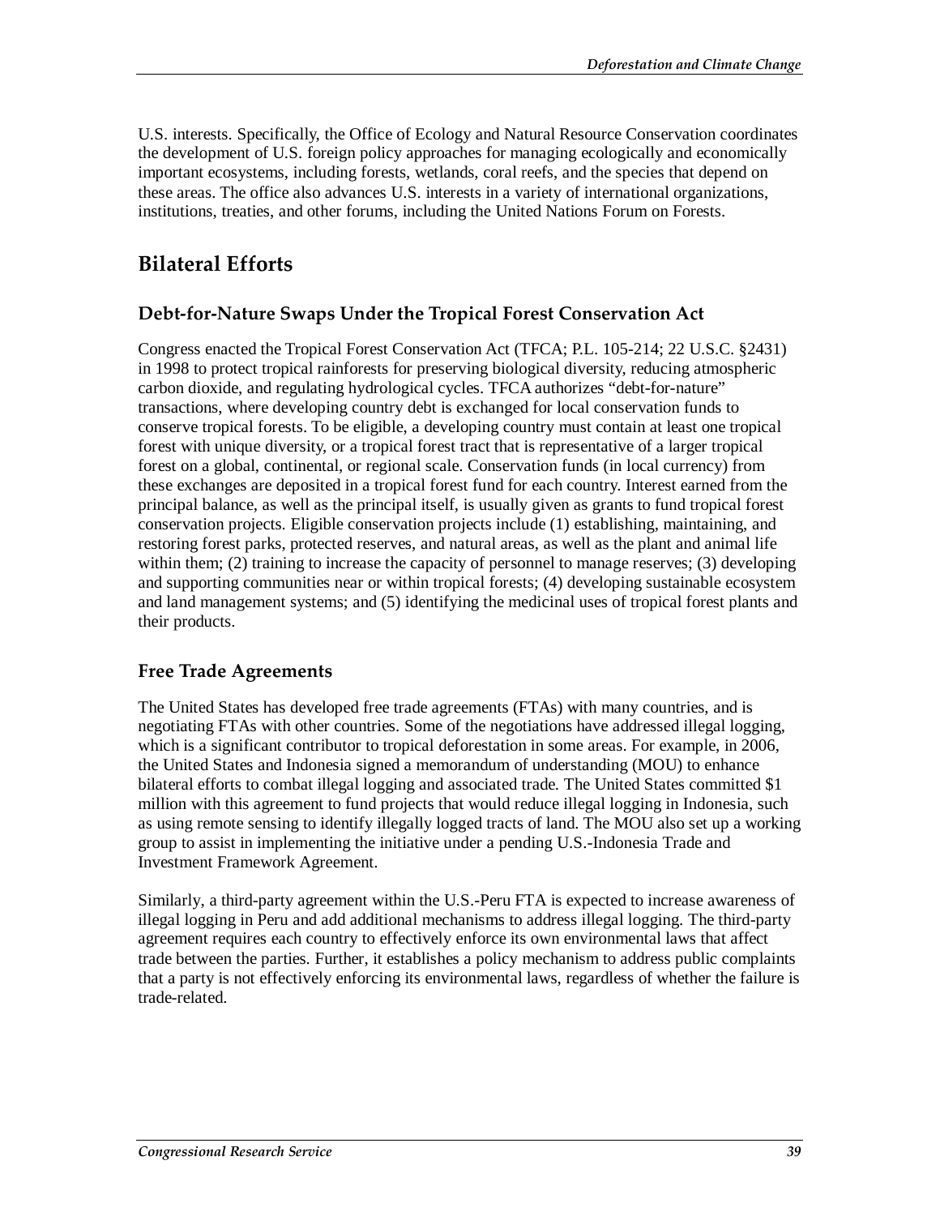U.S. interests. Specifically, the Office of Ecology and Natural Resource Conservation coordinates the development of U.S. foreign policy approaches for managing ecologically and economically important ecosystems, including forests, wetlands, coral reefs, and the species that depend on these areas. The office also advances U.S. interests in a variety of international organizations, institutions, treaties, and other forums, including the United Nations Forum on Forests.

## Bilateral Efforts

### Debt-for-Nature Swaps Under the Tropical Forest Conservation Act

Congress enacted the Tropical Forest Conservation Act (TFCA; P.L. 105-214; 22 U.S.C. §2431) in 1998 to protect tropical rainforests for preserving biological diversity, reducing atmospheric carbon dioxide, and regulating hydrological cycles. TFCA authorizes "debt-for-nature" transactions, where developing country debt is exchanged for local conservation funds to conserve tropical forests. To be eligible, a developing country must contain at least one tropical forest with unique diversity, or a tropical forest tract that is representative of a larger tropical forest on a global, continental, or regional scale. Conservation funds (in local currency) from these exchanges are deposited in a tropical forest fund for each country. Interest earned from the principal balance, as well as the principal itself, is usually given as grants to fund tropical forest conservation projects. Eligible conservation projects include (1) establishing, maintaining, and restoring forest parks, protected reserves, and natural areas, as well as the plant and animal life within them; (2) training to increase the capacity of personnel to manage reserves; (3) developing and supporting communities near or within tropical forests; (4) developing sustainable ecosystem and land management systems; and (5) identifying the medicinal uses of tropical forest plants and their products.

### Free Trade Agreements

The United States has developed free trade agreements (FTAs) with many countries, and is negotiating FTAs with other countries. Some of the negotiations have addressed illegal logging, which is a significant contributor to tropical deforestation in some areas. For example, in 2006, the United States and Indonesia signed a memorandum of understanding (MOU) to enhance bilateral efforts to combat illegal logging and associated trade. The United States committed $1 million with this agreement to fund projects that would reduce illegal logging in Indonesia, such as using remote sensing to identify illegally logged tracts of land. The MOU also set up a working group to assist in implementing the initiative under a pending U.S.-Indonesia Trade and Investment Framework Agreement.

Similarly, a third-party agreement within the U.S.-Peru FTA is expected to increase awareness of illegal logging in Peru and add additional mechanisms to address illegal logging. The third-party agreement requires each country to effectively enforce its own environmental laws that affect trade between the parties. Further, it establishes a policy mechanism to address public complaints that a party is not effectively enforcing its environmental laws, regardless of whether the failure is trade-related.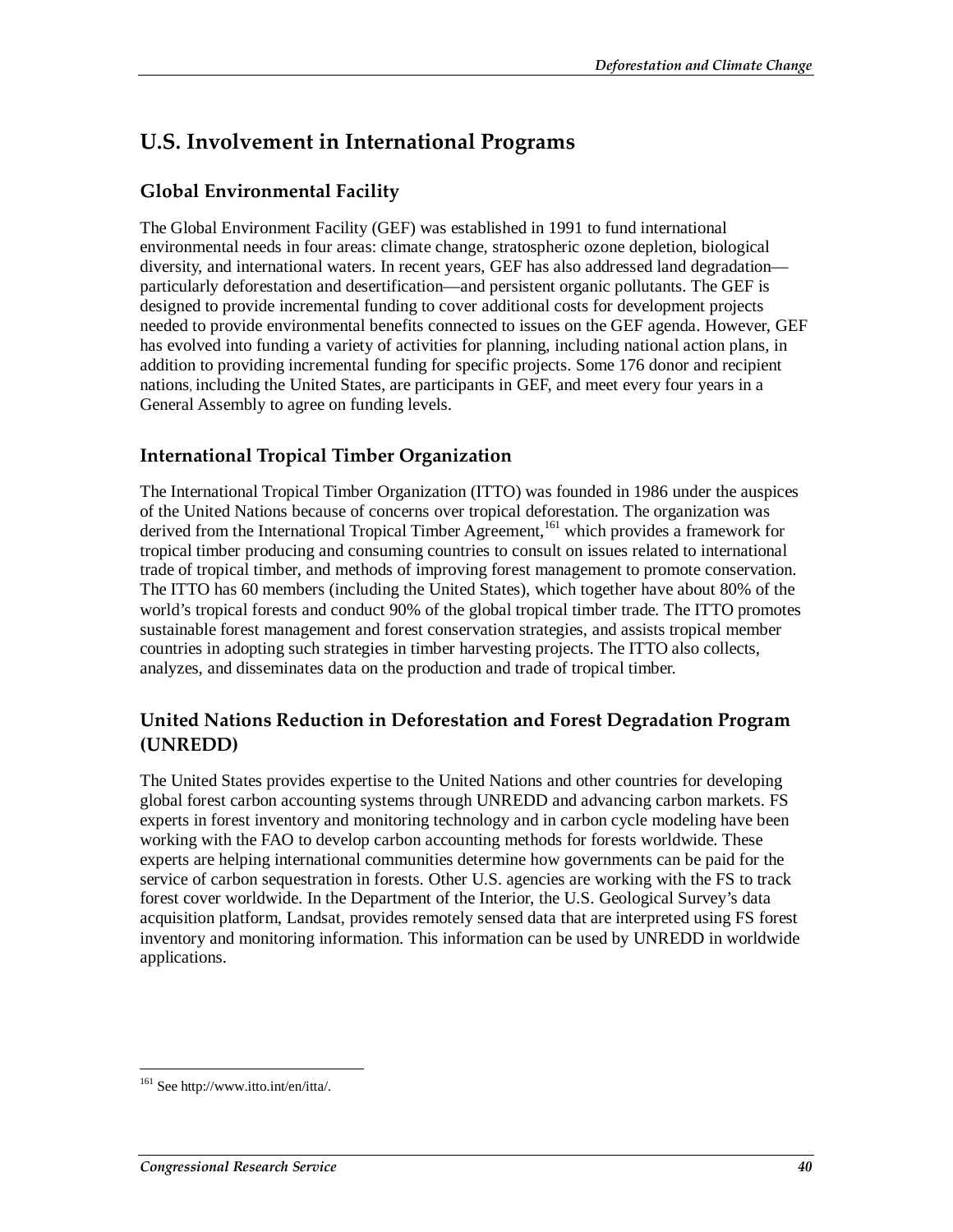## U.S. Involvement in International Programs

### Global Environmental Facility

The Global Environment Facility (GEF) was established in 1991 to fund international environmental needs in four areas: climate change, stratospheric ozone depletion, biological diversity, and international waters. In recent years, GEF has also addressed land degradation—particularly deforestation and desertification—and persistent organic pollutants. The GEF is designed to provide incremental funding to cover additional costs for development projects needed to provide environmental benefits connected to issues on the GEF agenda. However, GEF has evolved into funding a variety of activities for planning, including national action plans, in addition to providing incremental funding for specific projects. Some 176 donor and recipient nations, including the United States, are participants in GEF, and meet every four years in a General Assembly to agree on funding levels.

### International Tropical Timber Organization

The International Tropical Timber Organization (ITTO) was founded in 1986 under the auspices of the United Nations because of concerns over tropical deforestation. The organization was derived from the International Tropical Timber Agreement,[161] which provides a framework for tropical timber producing and consuming countries to consult on issues related to international trade of tropical timber, and methods of improving forest management to promote conservation. The ITTO has 60 members (including the United States), which together have about 80% of the world's tropical forests and conduct 90% of the global tropical timber trade. The ITTO promotes sustainable forest management and forest conservation strategies, and assists tropical member countries in adopting such strategies in timber harvesting projects. The ITTO also collects, analyzes, and disseminates data on the production and trade of tropical timber.

### United Nations Reduction in Deforestation and Forest Degradation Program (UNREDD)

The United States provides expertise to the United Nations and other countries for developing global forest carbon accounting systems through UNREDD and advancing carbon markets. FS experts in forest inventory and monitoring technology and in carbon cycle modeling have been working with the FAO to develop carbon accounting methods for forests worldwide. These experts are helping international communities determine how governments can be paid for the service of carbon sequestration in forests. Other U.S. agencies are working with the FS to track forest cover worldwide. In the Department of the Interior, the U.S. Geological Survey's data acquisition platform, Landsat, provides remotely sensed data that are interpreted using FS forest inventory and monitoring information. This information can be used by UNREDD in worldwide applications.

---

[161] See http://www.itto.int/en/itta/.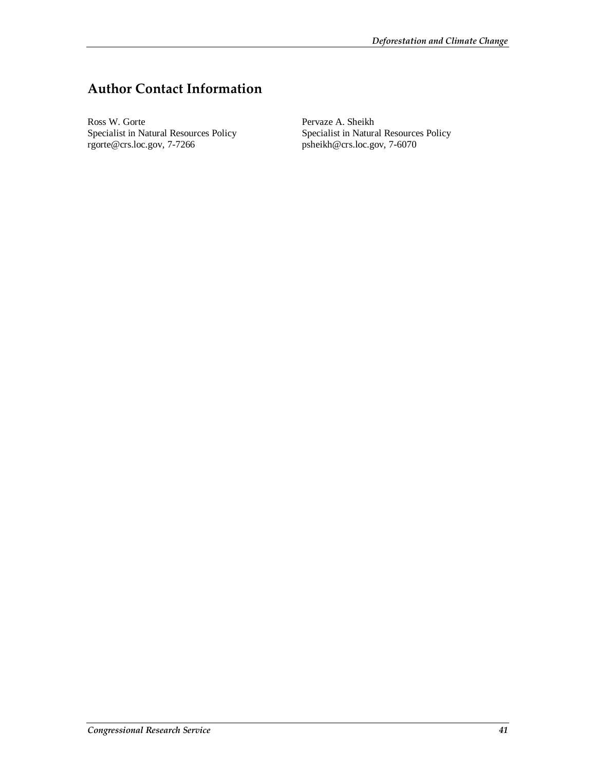## Author Contact Information

Ross W. Gorte
Specialist in Natural Resources Policy
rgorte@crs.loc.gov, 7-7266

Pervaze A. Sheikh
Specialist in Natural Resources Policy
psheikh@crs.loc.gov, 7-6070